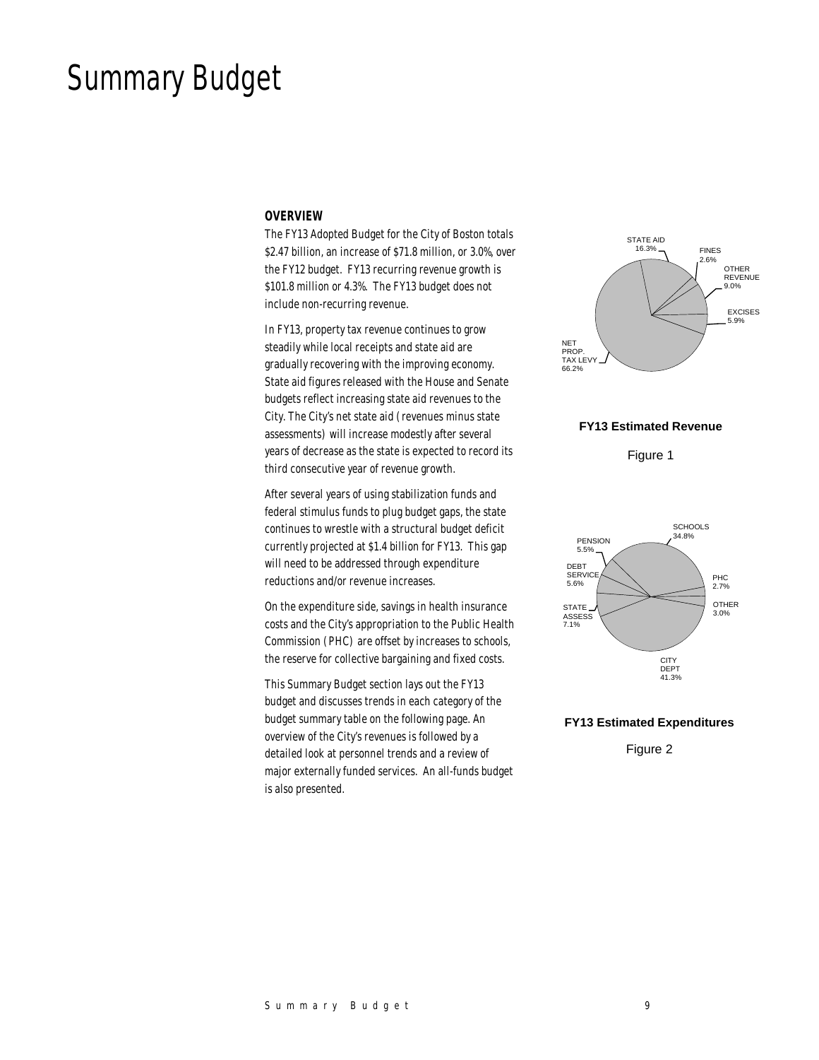# Summary Budget

## OVERVIEW

The FY13 Adopted Budget for the City of Boston totals $2.47 billion, an increase of $71.8 million, or 3.0%, over the FY12 budget. FY13 recurring revenue growth is $101.8 million or 4.3%. The FY13 budget does not include non-recurring revenue.

In FY13, property tax revenue continues to grow steadily while local receipts and state aid are gradually recovering with the improving economy. State aid figures released with the House and Senate budgets reflect increasing state aid revenues to the City. The City's net state aid (revenues minus state assessments) will increase modestly after several years of decrease as the state is expected to record its third consecutive year of revenue growth.

After several years of using stabilization funds and federal stimulus funds to plug budget gaps, the state continues to wrestle with a structural budget deficit currently projected at $1.4 billion for FY13. This gap will need to be addressed through expenditure reductions and/or revenue increases.

On the expenditure side, savings in health insurance costs and the City's appropriation to the Public Health Commission (PHC) are offset by increases to schools, the reserve for collective bargaining and fixed costs.

This Summary Budget section lays out the FY13 budget and discusses trends in each category of the budget summary table on the following page. An overview of the City's revenues is followed by a detailed look at personnel trends and a review of major externally funded services. An all-funds budget is also presented.

STATE AID 16.3%, FINES 2.6%, OTHER REVENUE 9.0%, EXCISES 5.9%, NET PROP. TAX LEVY 66.2%

**FY13 Estimated Revenue**

Figure 1

SCHOOLS 34.8%, PHC 2.7%, OTHER 3.0%, CITY DEPT 41.3%, STATE ASSESS 7.1%, DEBT SERVICE 5.6%, PENSION 5.5%

**FY13 Estimated Expenditures**

Figure 2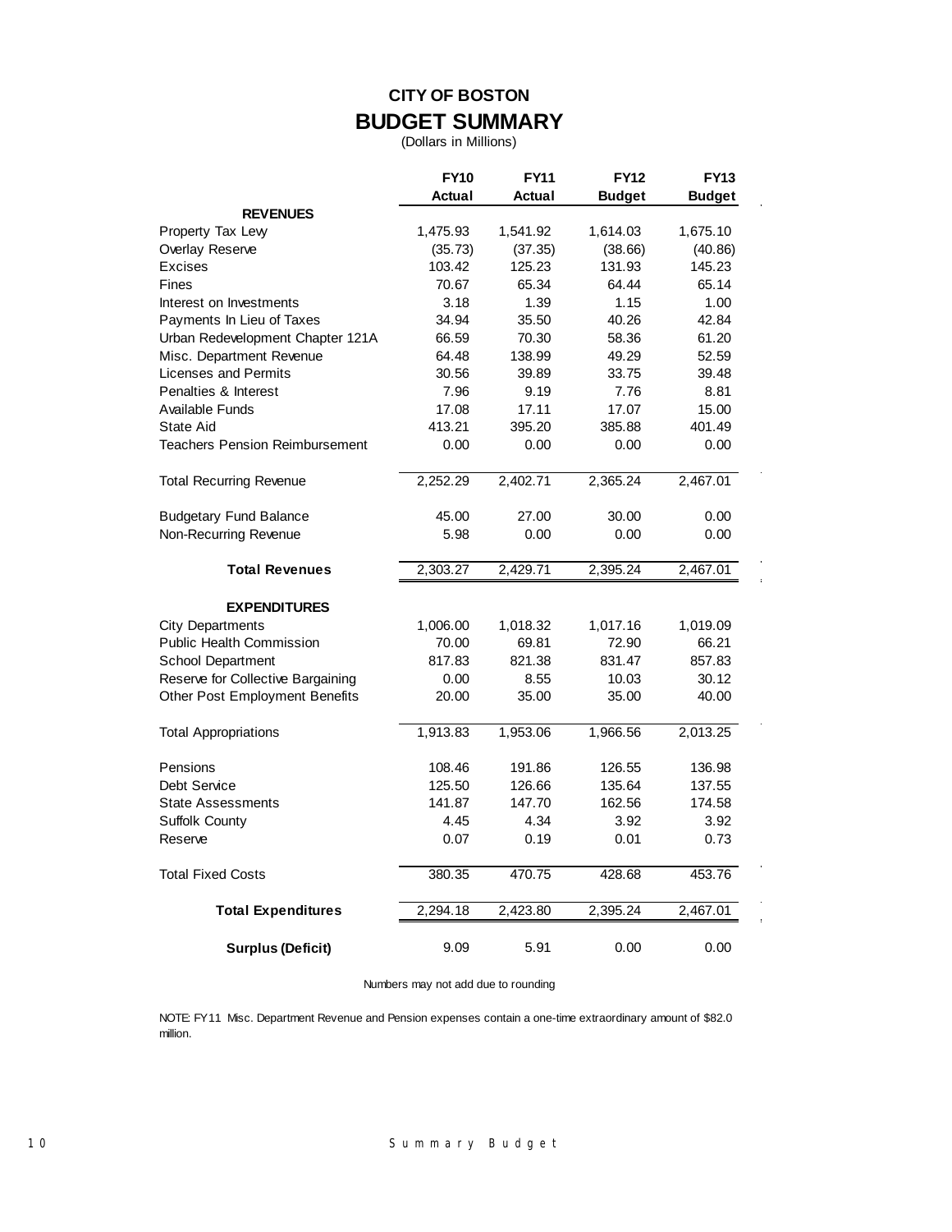# CITY OF BOSTON

## BUDGET SUMMARY

(Dollars in Millions)

| | FY10 Actual | FY11 Actual | FY12 Budget | FY13 Budget |
|---|---|---|---|---|
| **REVENUES** | | | | |
| Property Tax Levy | 1,475.93 | 1,541.92 | 1,614.03 | 1,675.10 |
| Overlay Reserve | (35.73) | (37.35) | (38.66) | (40.86) |
| Excises | 103.42 | 125.23 | 131.93 | 145.23 |
| Fines | 70.67 | 65.34 | 64.44 | 65.14 |
| Interest on Investments | 3.18 | 1.39 | 1.15 | 1.00 |
| Payments In Lieu of Taxes | 34.94 | 35.50 | 40.26 | 42.84 |
| Urban Redevelopment Chapter 121A | 66.59 | 70.30 | 58.36 | 61.20 |
| Misc. Department Revenue | 64.48 | 138.99 | 49.29 | 52.59 |
| Licenses and Permits | 30.56 | 39.89 | 33.75 | 39.48 |
| Penalties & Interest | 7.96 | 9.19 | 7.76 | 8.81 |
| Available Funds | 17.08 | 17.11 | 17.07 | 15.00 |
| State Aid | 413.21 | 395.20 | 385.88 | 401.49 |
| Teachers Pension Reimbursement | 0.00 | 0.00 | 0.00 | 0.00 |
| Total Recurring Revenue | 2,252.29 | 2,402.71 | 2,365.24 | 2,467.01 |
| Budgetary Fund Balance | 45.00 | 27.00 | 30.00 | 0.00 |
| Non-Recurring Revenue | 5.98 | 0.00 | 0.00 | 0.00 |
| **Total Revenues** | 2,303.27 | 2,429.71 | 2,395.24 | 2,467.01 |
| **EXPENDITURES** | | | | |
| City Departments | 1,006.00 | 1,018.32 | 1,017.16 | 1,019.09 |
| Public Health Commission | 70.00 | 69.81 | 72.90 | 66.21 |
| School Department | 817.83 | 821.38 | 831.47 | 857.83 |
| Reserve for Collective Bargaining | 0.00 | 8.55 | 10.03 | 30.12 |
| Other Post Employment Benefits | 20.00 | 35.00 | 35.00 | 40.00 |
| Total Appropriations | 1,913.83 | 1,953.06 | 1,966.56 | 2,013.25 |
| Pensions | 108.46 | 191.86 | 126.55 | 136.98 |
| Debt Service | 125.50 | 126.66 | 135.64 | 137.55 |
| State Assessments | 141.87 | 147.70 | 162.56 | 174.58 |
| Suffolk County | 4.45 | 4.34 | 3.92 | 3.92 |
| Reserve | 0.07 | 0.19 | 0.01 | 0.73 |
| Total Fixed Costs | 380.35 | 470.75 | 428.68 | 453.76 |
| **Total Expenditures** | 2,294.18 | 2,423.80 | 2,395.24 | 2,467.01 |
| **Surplus (Deficit)** | 9.09 | 5.91 | 0.00 | 0.00 |

Numbers may not add due to rounding

NOTE: FY11 Misc. Department Revenue and Pension expenses contain a one-time extraordinary amount of $82.0 million.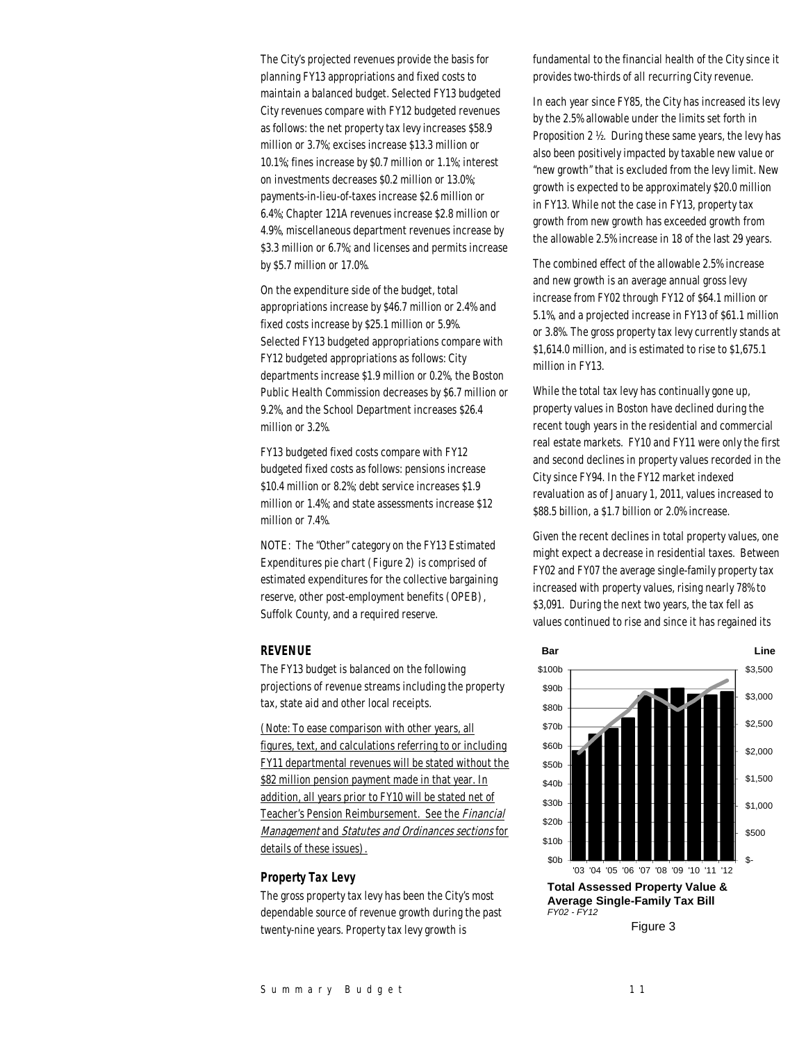The City's projected revenues provide the basis for planning FY13 appropriations and fixed costs to maintain a balanced budget. Selected FY13 budgeted City revenues compare with FY12 budgeted revenues as follows: the net property tax levy increases $58.9 million or 3.7%; excises increase $13.3 million or 10.1%; fines increase by $0.7 million or 1.1%; interest on investments decreases $0.2 million or 13.0%; payments-in-lieu-of-taxes increase $2.6 million or 6.4%; Chapter 121A revenues increase $2.8 million or 4.9%, miscellaneous department revenues increase by $3.3 million or 6.7%; and licenses and permits increase by $5.7 million or 17.0%.

On the expenditure side of the budget, total appropriations increase by $46.7 million or 2.4% and fixed costs increase by $25.1 million or 5.9%. Selected FY13 budgeted appropriations compare with FY12 budgeted appropriations as follows: City departments increase $1.9 million or 0.2%, the Boston Public Health Commission decreases by $6.7 million or 9.2%, and the School Department increases $26.4 million or 3.2%.

FY13 budgeted fixed costs compare with FY12 budgeted fixed costs as follows: pensions increase $10.4 million or 8.2%; debt service increases $1.9 million or 1.4%; and state assessments increase $12 million or 7.4%.

NOTE: The "Other" category on the FY13 Estimated Expenditures pie chart (Figure 2) is comprised of estimated expenditures for the collective bargaining reserve, other post-employment benefits (OPEB), Suffolk County, and a required reserve.

## REVENUE

The FY13 budget is balanced on the following projections of revenue streams including the property tax, state aid and other local receipts.

(Note: To ease comparison with other years, all figures, text, and calculations referring to or including FY11 departmental revenues will be stated without the $82 million pension payment made in that year. In addition, all years prior to FY10 will be stated net of Teacher's Pension Reimbursement. See the *Financial Management* and *Statutes and Ordinances sections* for details of these issues).

### Property Tax Levy

The gross property tax levy has been the City's most dependable source of revenue growth during the past twenty-nine years. Property tax levy growth is fundamental to the financial health of the City since it provides two-thirds of all recurring City revenue.

In each year since FY85, the City has increased its levy by the 2.5% allowable under the limits set forth in Proposition 2 ½. During these same years, the levy has also been positively impacted by taxable new value or "new growth" that is excluded from the levy limit. New growth is expected to be approximately $20.0 million in FY13. While not the case in FY13, property tax growth from new growth has exceeded growth from the allowable 2.5% increase in 18 of the last 29 years.

The combined effect of the allowable 2.5% increase and new growth is an average annual gross levy increase from FY02 through FY12 of $64.1 million or 5.1%, and a projected increase in FY13 of $61.1 million or 3.8%. The gross property tax levy currently stands at $1,614.0 million, and is estimated to rise to $1,675.1 million in FY13.

While the total tax levy has continually gone up, property values in Boston have declined during the recent tough years in the residential and commercial real estate markets. FY10 and FY11 were only the first and second declines in property values recorded in the City since FY94. In the FY12 market indexed revaluation as of January 1, 2011, values increased to $88.5 billion, a $1.7 billion or 2.0% increase.

Given the recent declines in total property values, one might expect a decrease in residential taxes. Between FY02 and FY07 the average single-family property tax increased with property values, rising nearly 78% to $3,091. During the next two years, the tax fell as values continued to rise and since it has regained its

**Total Assessed Property Value & Average Single-Family Tax Bill**
*FY02 - FY12*

Figure 3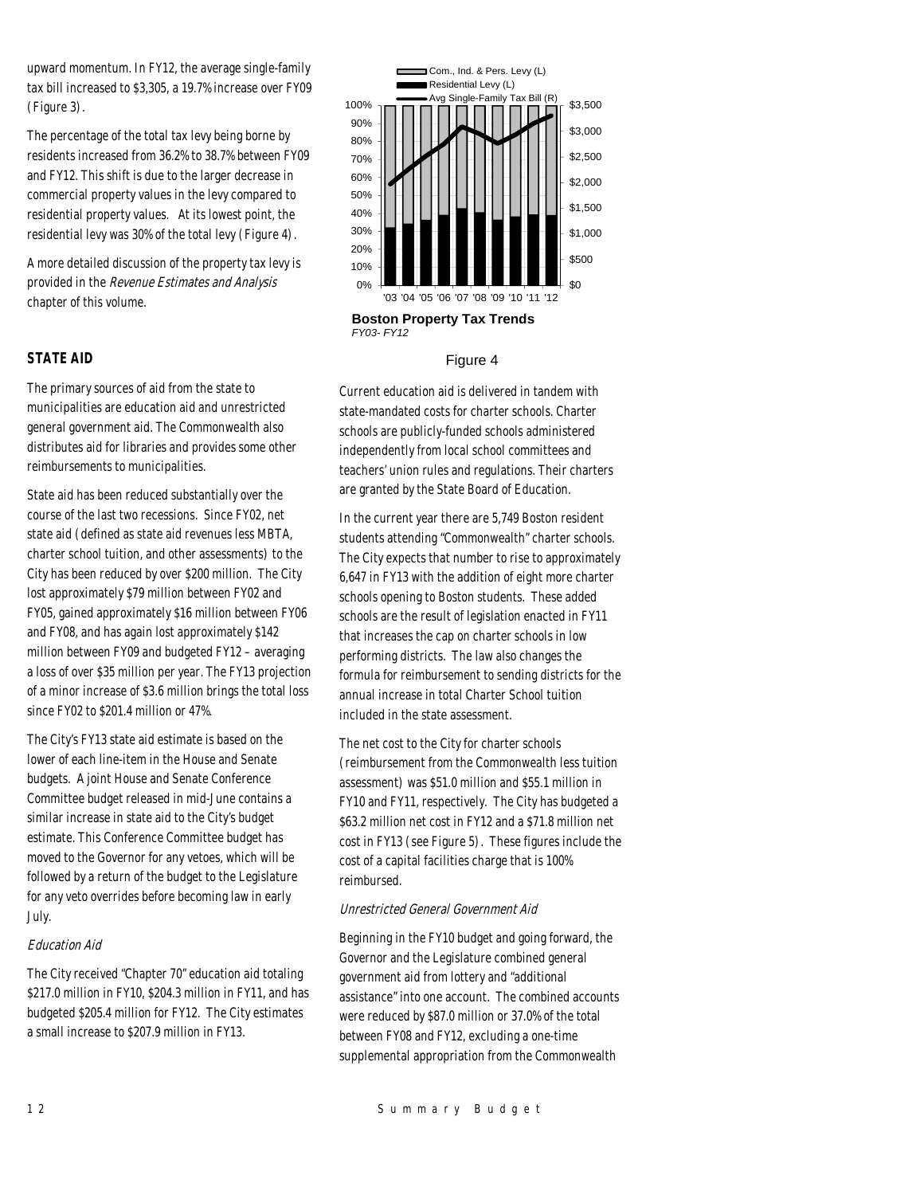upward momentum. In FY12, the average single-family tax bill increased to $3,305, a 19.7% increase over FY09 (Figure 3).

The percentage of the total tax levy being borne by residents increased from 36.2% to 38.7% between FY09 and FY12. This shift is due to the larger decrease in commercial property values in the levy compared to residential property values. At its lowest point, the residential levy was 30% of the total levy (Figure 4).

A more detailed discussion of the property tax levy is provided in the *Revenue Estimates and Analysis* chapter of this volume.

**Boston Property Tax Trends**
*FY03- FY12*

Figure 4

## STATE AID

The primary sources of aid from the state to municipalities are education aid and unrestricted general government aid. The Commonwealth also distributes aid for libraries and provides some other reimbursements to municipalities.

State aid has been reduced substantially over the course of the last two recessions. Since FY02, net state aid (defined as state aid revenues less MBTA, charter school tuition, and other assessments) to the City has been reduced by over $200 million. The City lost approximately $79 million between FY02 and FY05, gained approximately $16 million between FY06 and FY08, and has again lost approximately $142 million between FY09 and budgeted FY12 – averaging a loss of over $35 million per year. The FY13 projection of a minor increase of $3.6 million brings the total loss since FY02 to $201.4 million or 47%.

The City's FY13 state aid estimate is based on the lower of each line-item in the House and Senate budgets. A joint House and Senate Conference Committee budget released in mid-June contains a similar increase in state aid to the City's budget estimate. This Conference Committee budget has moved to the Governor for any vetoes, which will be followed by a return of the budget to the Legislature for any veto overrides before becoming law in early July.

### *Education Aid*

The City received "Chapter 70" education aid totaling $217.0 million in FY10, $204.3 million in FY11, and has budgeted $205.4 million for FY12. The City estimates a small increase to $207.9 million in FY13.

Current education aid is delivered in tandem with state-mandated costs for charter schools. Charter schools are publicly-funded schools administered independently from local school committees and teachers' union rules and regulations. Their charters are granted by the State Board of Education.

In the current year there are 5,749 Boston resident students attending "Commonwealth" charter schools. The City expects that number to rise to approximately 6,647 in FY13 with the addition of eight more charter schools opening to Boston students. These added schools are the result of legislation enacted in FY11 that increases the cap on charter schools in low performing districts. The law also changes the formula for reimbursement to sending districts for the annual increase in total Charter School tuition included in the state assessment.

The net cost to the City for charter schools (reimbursement from the Commonwealth less tuition assessment) was $51.0 million and $55.1 million in FY10 and FY11, respectively. The City has budgeted a $63.2 million net cost in FY12 and a $71.8 million net cost in FY13 (see Figure 5). These figures include the cost of a capital facilities charge that is 100% reimbursed.

### *Unrestricted General Government Aid*

Beginning in the FY10 budget and going forward, the Governor and the Legislature combined general government aid from lottery and "additional assistance" into one account. The combined accounts were reduced by $87.0 million or 37.0% of the total between FY08 and FY12, excluding a one-time supplemental appropriation from the Commonwealth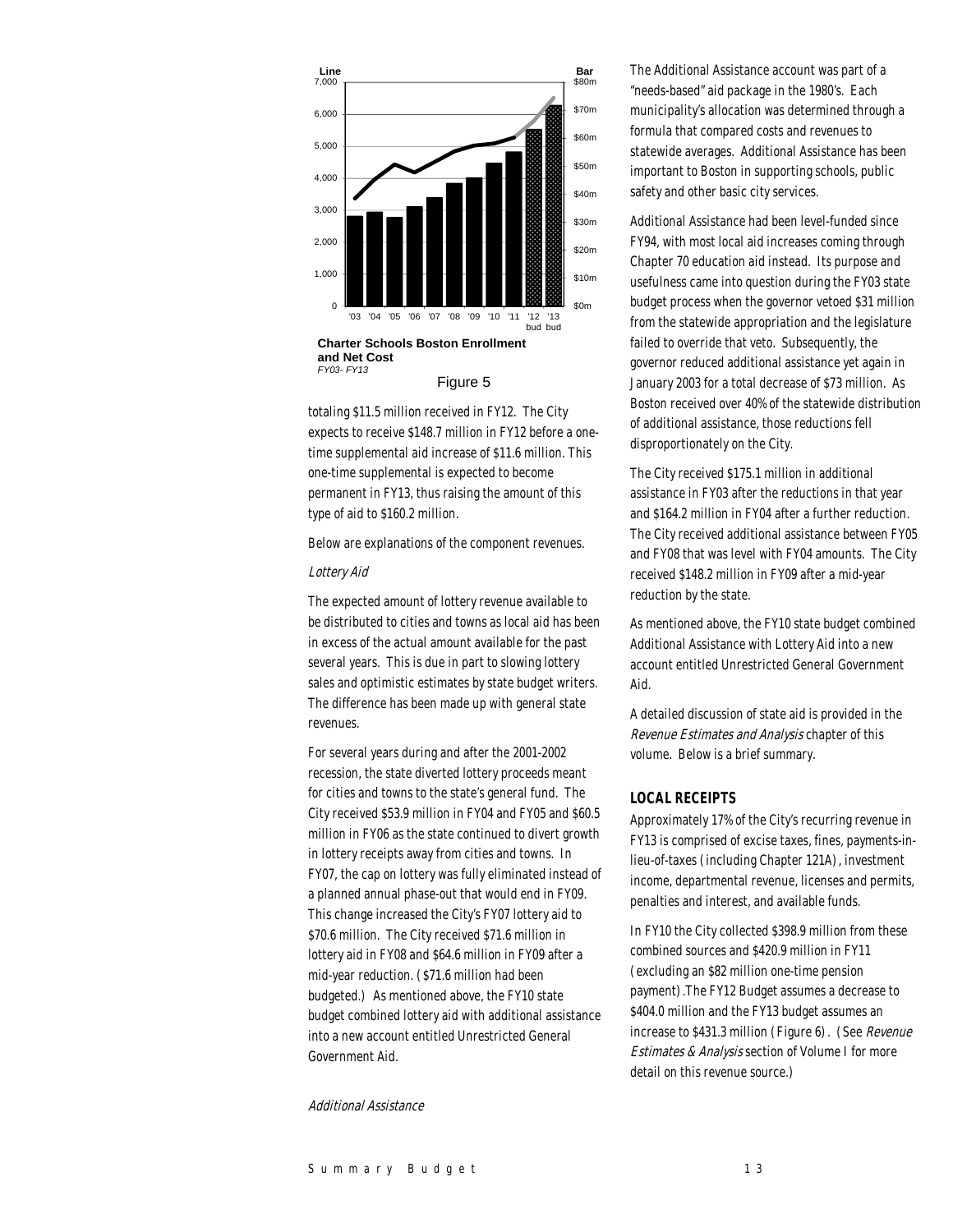Charter Schools Boston Enrollment and Net Cost

*FY03- FY13*

Figure 5

totaling $11.5 million received in FY12. The City expects to receive $148.7 million in FY12 before a one-time supplemental aid increase of $11.6 million. This one-time supplemental is expected to become permanent in FY13, thus raising the amount of this type of aid to $160.2 million.

Below are explanations of the component revenues.

*Lottery Aid*

The expected amount of lottery revenue available to be distributed to cities and towns as local aid has been in excess of the actual amount available for the past several years. This is due in part to slowing lottery sales and optimistic estimates by state budget writers. The difference has been made up with general state revenues.

For several years during and after the 2001-2002 recession, the state diverted lottery proceeds meant for cities and towns to the state's general fund. The City received $53.9 million in FY04 and FY05 and $60.5 million in FY06 as the state continued to divert growth in lottery receipts away from cities and towns. In FY07, the cap on lottery was fully eliminated instead of a planned annual phase-out that would end in FY09. This change increased the City's FY07 lottery aid to $70.6 million. The City received $71.6 million in lottery aid in FY08 and $64.6 million in FY09 after a mid-year reduction. ($71.6 million had been budgeted.) As mentioned above, the FY10 state budget combined lottery aid with additional assistance into a new account entitled Unrestricted General Government Aid.

*Additional Assistance*

The Additional Assistance account was part of a "needs-based" aid package in the 1980's. Each municipality's allocation was determined through a formula that compared costs and revenues to statewide averages. Additional Assistance has been important to Boston in supporting schools, public safety and other basic city services.

Additional Assistance had been level-funded since FY94, with most local aid increases coming through Chapter 70 education aid instead. Its purpose and usefulness came into question during the FY03 state budget process when the governor vetoed $31 million from the statewide appropriation and the legislature failed to override that veto. Subsequently, the governor reduced additional assistance yet again in January 2003 for a total decrease of $73 million. As Boston received over 40% of the statewide distribution of additional assistance, those reductions fell disproportionately on the City.

The City received $175.1 million in additional assistance in FY03 after the reductions in that year and $164.2 million in FY04 after a further reduction. The City received additional assistance between FY05 and FY08 that was level with FY04 amounts. The City received $148.2 million in FY09 after a mid-year reduction by the state.

As mentioned above, the FY10 state budget combined Additional Assistance with Lottery Aid into a new account entitled Unrestricted General Government Aid.

A detailed discussion of state aid is provided in the *Revenue Estimates and Analysis* chapter of this volume. Below is a brief summary.

## LOCAL RECEIPTS

Approximately 17% of the City's recurring revenue in FY13 is comprised of excise taxes, fines, payments-in-lieu-of-taxes (including Chapter 121A), investment income, departmental revenue, licenses and permits, penalties and interest, and available funds.

In FY10 the City collected $398.9 million from these combined sources and $420.9 million in FY11 (excluding an $82 million one-time pension payment). The FY12 Budget assumes a decrease to $404.0 million and the FY13 budget assumes an increase to $431.3 million (Figure 6). (See *Revenue Estimates & Analysis* section of Volume I for more detail on this revenue source.)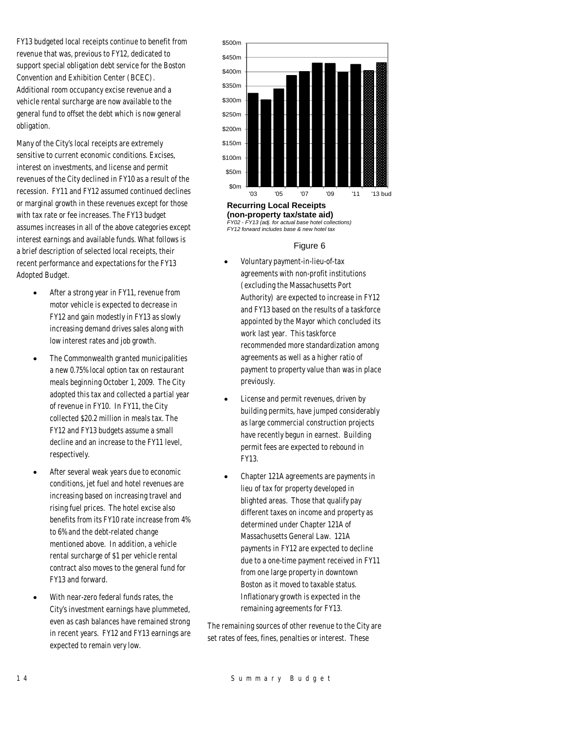FY13 budgeted local receipts continue to benefit from revenue that was, previous to FY12, dedicated to support special obligation debt service for the Boston Convention and Exhibition Center (BCEC). Additional room occupancy excise revenue and a vehicle rental surcharge are now available to the general fund to offset the debt which is now general obligation.

Many of the City's local receipts are extremely sensitive to current economic conditions. Excises, interest on investments, and license and permit revenues of the City declined in FY10 as a result of the recession. FY11 and FY12 assumed continued declines or marginal growth in these revenues except for those with tax rate or fee increases. The FY13 budget assumes increases in all of the above categories except interest earnings and available funds. What follows is a brief description of selected local receipts, their recent performance and expectations for the FY13 Adopted Budget.

- After a strong year in FY11, revenue from motor vehicle is expected to decrease in FY12 and gain modestly in FY13 as slowly increasing demand drives sales along with low interest rates and job growth.
- The Commonwealth granted municipalities a new 0.75% local option tax on restaurant meals beginning October 1, 2009. The City adopted this tax and collected a partial year of revenue in FY10. In FY11, the City collected $20.2 million in meals tax. The FY12 and FY13 budgets assume a small decline and an increase to the FY11 level, respectively.
- After several weak years due to economic conditions, jet fuel and hotel revenues are increasing based on increasing travel and rising fuel prices. The hotel excise also benefits from its FY10 rate increase from 4% to 6% and the debt-related change mentioned above. In addition, a vehicle rental surcharge of $1 per vehicle rental contract also moves to the general fund for FY13 and forward.
- With near-zero federal funds rates, the City's investment earnings have plummeted, even as cash balances have remained strong in recent years. FY12 and FY13 earnings are expected to remain very low.

**Recurring Local Receipts (non-property tax/state aid)**

*FY02 - FY13 (adj. for actual base hotel collections)*
*FY12 forward includes base & new hotel tax*

Figure 6

- Voluntary payment-in-lieu-of-tax agreements with non-profit institutions (excluding the Massachusetts Port Authority) are expected to increase in FY12 and FY13 based on the results of a taskforce appointed by the Mayor which concluded its work last year. This taskforce recommended more standardization among agreements as well as a higher ratio of payment to property value than was in place previously.
- License and permit revenues, driven by building permits, have jumped considerably as large commercial construction projects have recently begun in earnest. Building permit fees are expected to rebound in FY13.
- Chapter 121A agreements are payments in lieu of tax for property developed in blighted areas. Those that qualify pay different taxes on income and property as determined under Chapter 121A of Massachusetts General Law. 121A payments in FY12 are expected to decline due to a one-time payment received in FY11 from one large property in downtown Boston as it moved to taxable status. Inflationary growth is expected in the remaining agreements for FY13.

The remaining sources of other revenue to the City are set rates of fees, fines, penalties or interest. These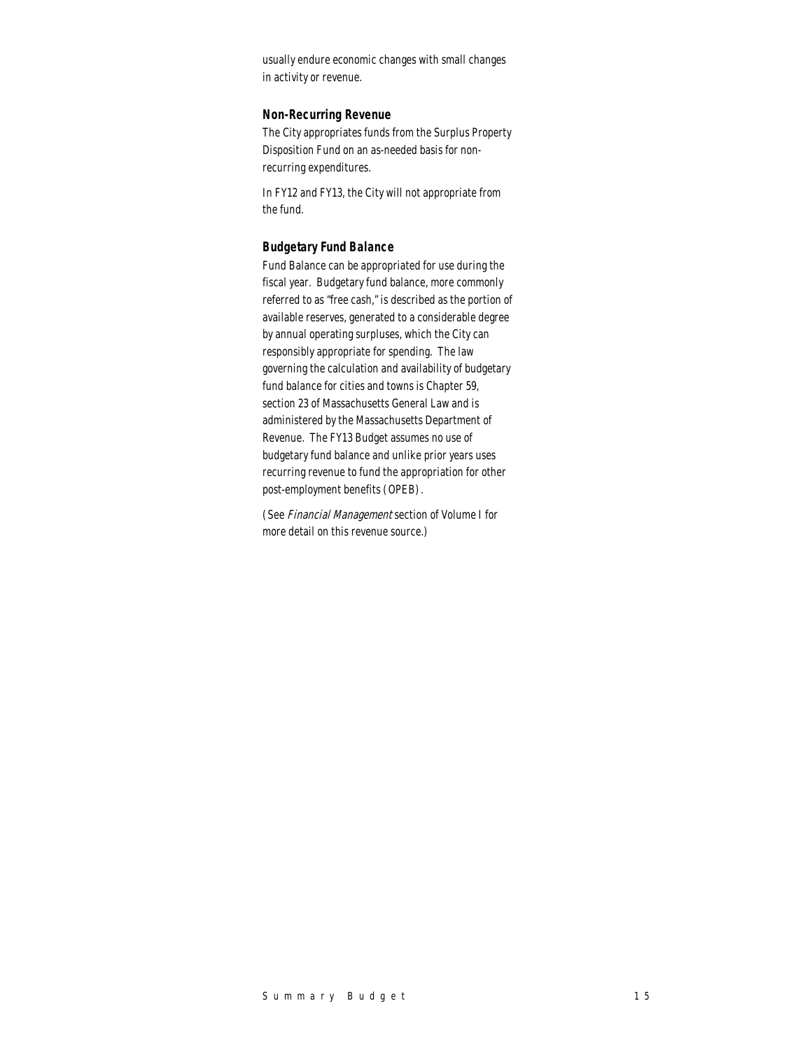usually endure economic changes with small changes in activity or revenue.

### Non-Recurring Revenue

The City appropriates funds from the Surplus Property Disposition Fund on an as-needed basis for non-recurring expenditures.

In FY12 and FY13, the City will not appropriate from the fund.

### Budgetary Fund Balance

Fund Balance can be appropriated for use during the fiscal year. Budgetary fund balance, more commonly referred to as "free cash," is described as the portion of available reserves, generated to a considerable degree by annual operating surpluses, which the City can responsibly appropriate for spending. The law governing the calculation and availability of budgetary fund balance for cities and towns is Chapter 59, section 23 of Massachusetts General Law and is administered by the Massachusetts Department of Revenue. The FY13 Budget assumes no use of budgetary fund balance and unlike prior years uses recurring revenue to fund the appropriation for other post-employment benefits (OPEB).

(See *Financial Management* section of Volume I for more detail on this revenue source.)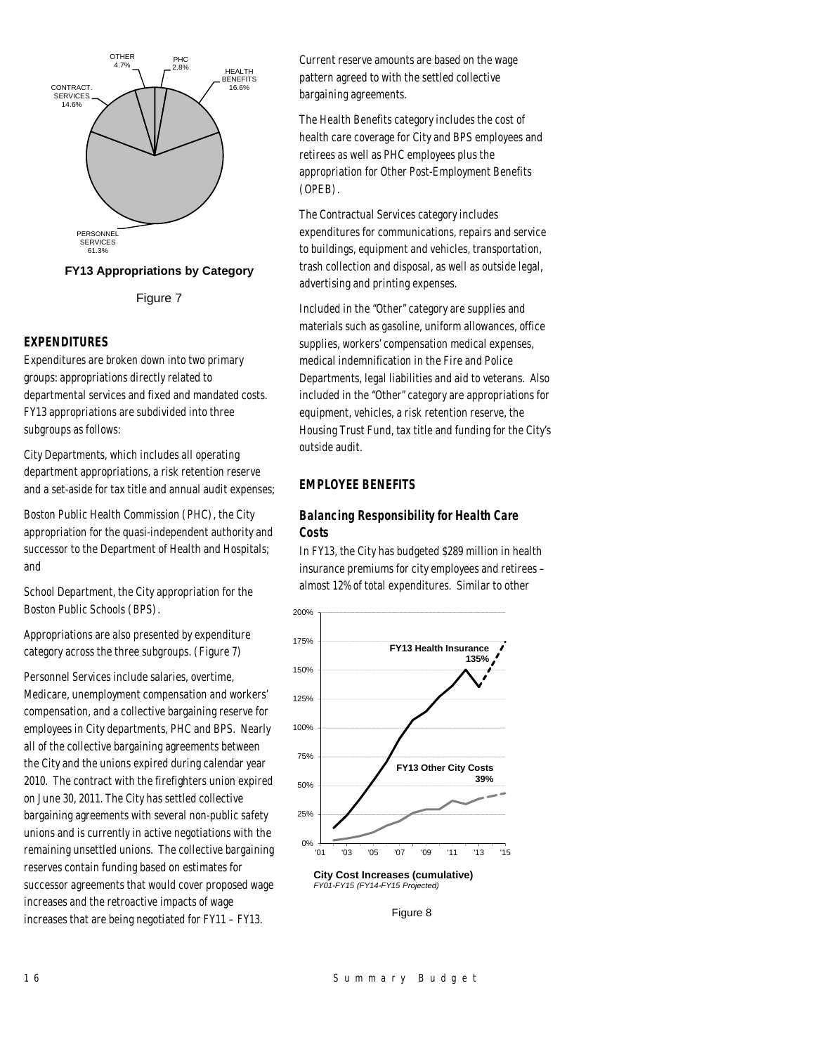OTHER 4.7%

PHC 2.8%

HEALTH BENEFITS 16.6%

CONTRACT. SERVICES 14.6%

PERSONNEL SERVICES 61.3%

**FY13 Appropriations by Category**

Figure 7

### *EXPENDITURES*

Expenditures are broken down into two primary groups: appropriations directly related to departmental services and fixed and mandated costs. FY13 appropriations are subdivided into three subgroups as follows:

City Departments, which includes all operating department appropriations, a risk retention reserve and a set-aside for tax title and annual audit expenses;

Boston Public Health Commission (PHC), the City appropriation for the quasi-independent authority and successor to the Department of Health and Hospitals; and

School Department, the City appropriation for the Boston Public Schools (BPS).

Appropriations are also presented by expenditure category across the three subgroups. (Figure 7)

Personnel Services include salaries, overtime, Medicare, unemployment compensation and workers' compensation, and a collective bargaining reserve for employees in City departments, PHC and BPS. Nearly all of the collective bargaining agreements between the City and the unions expired during calendar year 2010. The contract with the firefighters union expired on June 30, 2011. The City has settled collective bargaining agreements with several non-public safety unions and is currently in active negotiations with the remaining unsettled unions. The collective bargaining reserves contain funding based on estimates for successor agreements that would cover proposed wage increases and the retroactive impacts of wage increases that are being negotiated for FY11 – FY13. Current reserve amounts are based on the wage pattern agreed to with the settled collective bargaining agreements.

The Health Benefits category includes the cost of health care coverage for City and BPS employees and retirees as well as PHC employees plus the appropriation for Other Post-Employment Benefits (OPEB).

The Contractual Services category includes expenditures for communications, repairs and service to buildings, equipment and vehicles, transportation, trash collection and disposal, as well as outside legal, advertising and printing expenses.

Included in the "Other" category are supplies and materials such as gasoline, uniform allowances, office supplies, workers' compensation medical expenses, medical indemnification in the Fire and Police Departments, legal liabilities and aid to veterans. Also included in the "Other" category are appropriations for equipment, vehicles, a risk retention reserve, the Housing Trust Fund, tax title and funding for the City's outside audit.

### *EMPLOYEE BENEFITS*

#### *Balancing Responsibility for Health Care Costs*

In FY13, the City has budgeted $289 million in health insurance premiums for city employees and retirees – almost 12% of total expenditures. Similar to other

FY13 Health Insurance 135%

FY13 Other City Costs 39%

**City Cost Increases (cumulative)**
*FY01-FY15 (FY14-FY15 Projected)*

Figure 8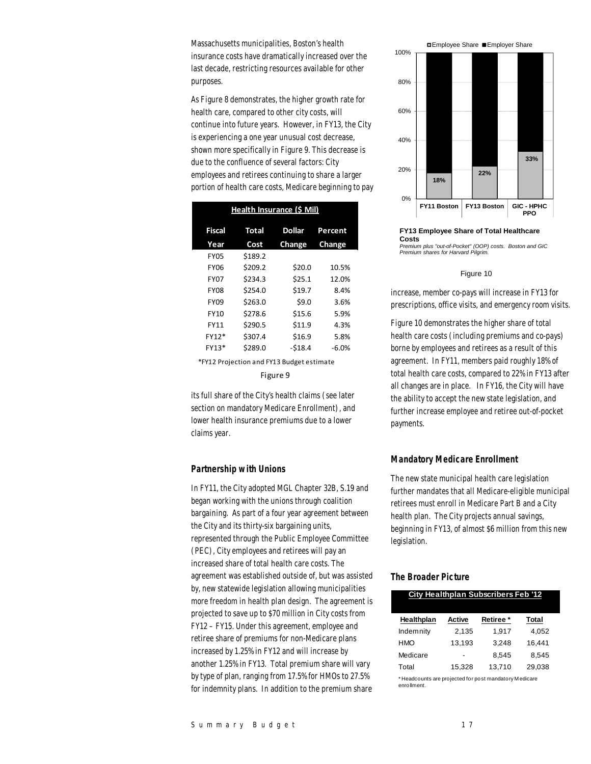Massachusetts municipalities, Boston's health insurance costs have dramatically increased over the last decade, restricting resources available for other purposes.

As Figure 8 demonstrates, the higher growth rate for health care, compared to other city costs, will continue into future years. However, in FY13, the City is experiencing a one year unusual cost decrease, shown more specifically in Figure 9. This decrease is due to the confluence of several factors: City employees and retirees continuing to share a larger portion of health care costs, Medicare beginning to pay its full share of the City's health claims (see later section on mandatory Medicare Enrollment), and lower health insurance premiums due to a lower claims year.

| Health Insurance ($ Mil) | | | |
|---|---|---|---|
| Fiscal Year | Total Cost | Dollar Change | Percent Change |
| FY05 | $189.2 | | |
| FY06 | $209.2 | $20.0 | 10.5% |
| FY07 | $234.3 | $25.1 | 12.0% |
| FY08 | $254.0 | $19.7 | 8.4% |
| FY09 | $263.0 | $9.0 | 3.6% |
| FY10 | $278.6 | $15.6 | 5.9% |
| FY11 | $290.5 | $11.9 | 4.3% |
| FY12* | $307.4 | $16.9 | 5.8% |
| FY13* | $289.0 | -$18.4 | -6.0% |

*FY12 Projection and FY13 Budget estimate

Figure 9

### Partnership with Unions

In FY11, the City adopted MGL Chapter 32B, S.19 and began working with the unions through coalition bargaining. As part of a four year agreement between the City and its thirty-six bargaining units, represented through the Public Employee Committee (PEC), City employees and retirees will pay an increased share of total health care costs. The agreement was established outside of, but was assisted by, new statewide legislation allowing municipalities more freedom in health plan design. The agreement is projected to save up to $70 million in City costs from FY12 – FY15. Under this agreement, employee and retiree share of premiums for non-Medicare plans increased by 1.25% in FY12 and will increase by another 1.25% in FY13. Total premium share will vary by type of plan, ranging from 17.5% for HMOs to 27.5% for indemnity plans. In addition to the premium share increase, member co-pays will increase in FY13 for prescriptions, office visits, and emergency room visits.

| | FY11 Boston | FY13 Boston | GIC - HPHC PPO |
|---|---|---|---|
| Employee Share | 18% | 22% | 33% |

**FY13 Employee Share of Total Healthcare Costs**

*Premium plus "out-of-Pocket" (OOP) costs. Boston and GIC Premium shares for Harvard Pilgrim.*

Figure 10

Figure 10 demonstrates the higher share of total health care costs (including premiums and co-pays) borne by employees and retirees as a result of this agreement. In FY11, members paid roughly 18% of total health care costs, compared to 22% in FY13 after all changes are in place. In FY16, the City will have the ability to accept the new state legislation, and further increase employee and retiree out-of-pocket payments.

### Mandatory Medicare Enrollment

The new state municipal health care legislation further mandates that all Medicare-eligible municipal retirees must enroll in Medicare Part B and a City health plan. The City projects annual savings, beginning in FY13, of almost $6 million from this new legislation.

### The Broader Picture

| City Healthplan Subscribers Feb '12 | | | |
|---|---|---|---|
| Healthplan | Active | Retiree * | Total |
| Indemnity | 2,135 | 1,917 | 4,052 |
| HMO | 13,193 | 3,248 | 16,441 |
| Medicare | - | 8,545 | 8,545 |
| Total | 15,328 | 13,710 | 29,038 |

* Headcounts are projected for post mandatory Medicare enrollment.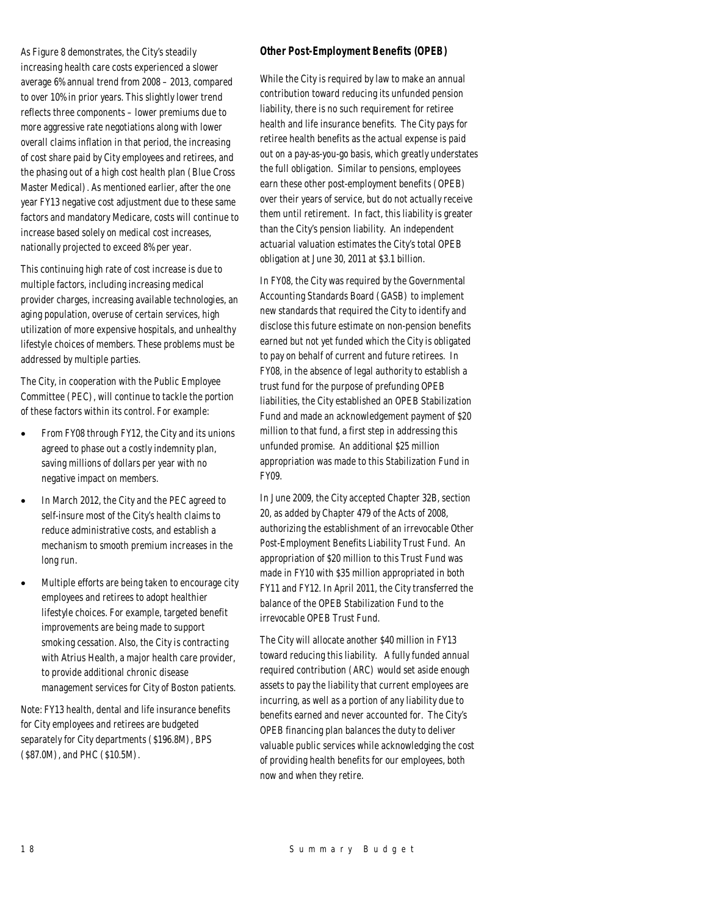As Figure 8 demonstrates, the City's steadily increasing health care costs experienced a slower average 6% annual trend from 2008 – 2013, compared to over 10% in prior years. This slightly lower trend reflects three components – lower premiums due to more aggressive rate negotiations along with lower overall claims inflation in that period, the increasing of cost share paid by City employees and retirees, and the phasing out of a high cost health plan (Blue Cross Master Medical). As mentioned earlier, after the one year FY13 negative cost adjustment due to these same factors and mandatory Medicare, costs will continue to increase based solely on medical cost increases, nationally projected to exceed 8% per year.

This continuing high rate of cost increase is due to multiple factors, including increasing medical provider charges, increasing available technologies, an aging population, overuse of certain services, high utilization of more expensive hospitals, and unhealthy lifestyle choices of members. These problems must be addressed by multiple parties.

The City, in cooperation with the Public Employee Committee (PEC), will continue to tackle the portion of these factors within its control. For example:

- From FY08 through FY12, the City and its unions agreed to phase out a costly indemnity plan, saving millions of dollars per year with no negative impact on members.
- In March 2012, the City and the PEC agreed to self-insure most of the City's health claims to reduce administrative costs, and establish a mechanism to smooth premium increases in the long run.
- Multiple efforts are being taken to encourage city employees and retirees to adopt healthier lifestyle choices. For example, targeted benefit improvements are being made to support smoking cessation. Also, the City is contracting with Atrius Health, a major health care provider, to provide additional chronic disease management services for City of Boston patients.

Note: FY13 health, dental and life insurance benefits for City employees and retirees are budgeted separately for City departments ($196.8M), BPS ($87.0M), and PHC ($10.5M).

### Other Post-Employment Benefits (OPEB)

While the City is required by law to make an annual contribution toward reducing its unfunded pension liability, there is no such requirement for retiree health and life insurance benefits. The City pays for retiree health benefits as the actual expense is paid out on a pay-as-you-go basis, which greatly understates the full obligation. Similar to pensions, employees earn these other post-employment benefits (OPEB) over their years of service, but do not actually receive them until retirement. In fact, this liability is greater than the City's pension liability. An independent actuarial valuation estimates the City's total OPEB obligation at June 30, 2011 at $3.1 billion.

In FY08, the City was required by the Governmental Accounting Standards Board (GASB) to implement new standards that required the City to identify and disclose this future estimate on non-pension benefits earned but not yet funded which the City is obligated to pay on behalf of current and future retirees. In FY08, in the absence of legal authority to establish a trust fund for the purpose of prefunding OPEB liabilities, the City established an OPEB Stabilization Fund and made an acknowledgement payment of $20 million to that fund, a first step in addressing this unfunded promise. An additional $25 million appropriation was made to this Stabilization Fund in FY09.

In June 2009, the City accepted Chapter 32B, section 20, as added by Chapter 479 of the Acts of 2008, authorizing the establishment of an irrevocable Other Post-Employment Benefits Liability Trust Fund. An appropriation of $20 million to this Trust Fund was made in FY10 with $35 million appropriated in both FY11 and FY12. In April 2011, the City transferred the balance of the OPEB Stabilization Fund to the irrevocable OPEB Trust Fund.

The City will allocate another $40 million in FY13 toward reducing this liability. A fully funded annual required contribution (ARC) would set aside enough assets to pay the liability that current employees are incurring, as well as a portion of any liability due to benefits earned and never accounted for. The City's OPEB financing plan balances the duty to deliver valuable public services while acknowledging the cost of providing health benefits for our employees, both now and when they retire.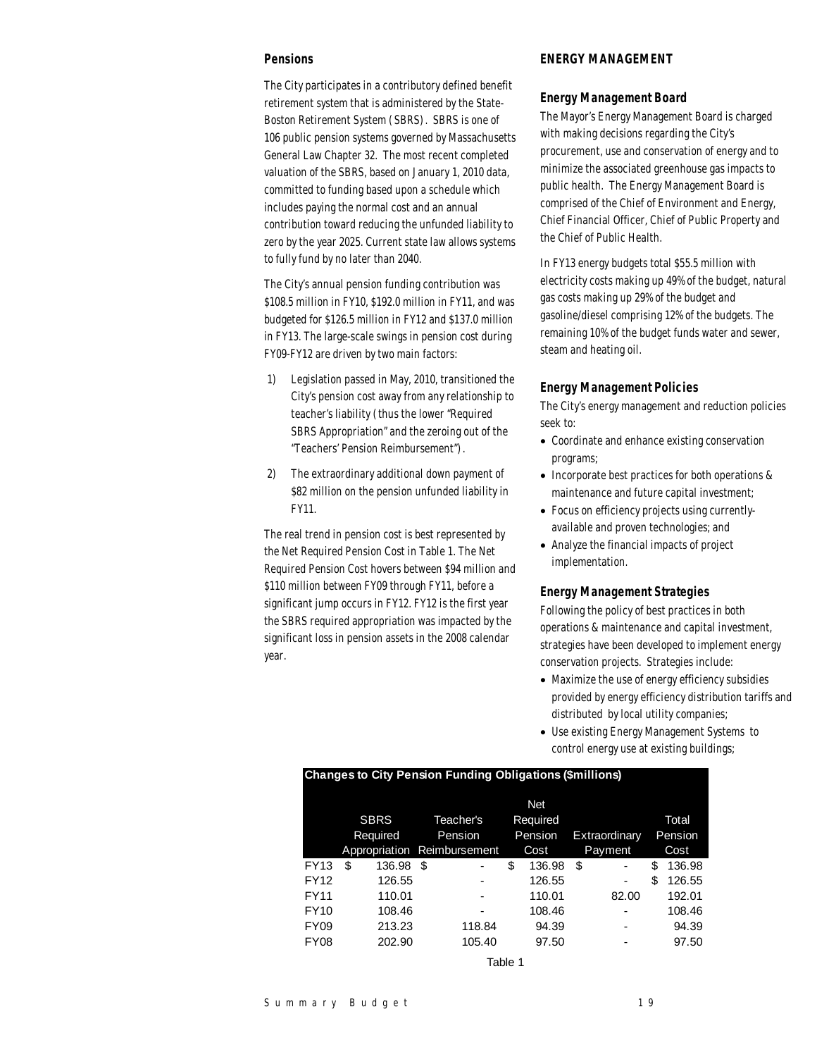### Pensions

The City participates in a contributory defined benefit retirement system that is administered by the State-Boston Retirement System (SBRS). SBRS is one of 106 public pension systems governed by Massachusetts General Law Chapter 32. The most recent completed valuation of the SBRS, based on January 1, 2010 data, committed to funding based upon a schedule which includes paying the normal cost and an annual contribution toward reducing the unfunded liability to zero by the year 2025. Current state law allows systems to fully fund by no later than 2040.

The City's annual pension funding contribution was $108.5 million in FY10, $192.0 million in FY11, and was budgeted for $126.5 million in FY12 and $137.0 million in FY13. The large-scale swings in pension cost during FY09-FY12 are driven by two main factors:

1) Legislation passed in May, 2010, transitioned the City's pension cost away from any relationship to teacher's liability (thus the lower "Required SBRS Appropriation" and the zeroing out of the "Teachers' Pension Reimbursement").
2) The extraordinary additional down payment of $82 million on the pension unfunded liability in FY11.

The real trend in pension cost is best represented by the Net Required Pension Cost in Table 1. The Net Required Pension Cost hovers between $94 million and $110 million between FY09 through FY11, before a significant jump occurs in FY12. FY12 is the first year the SBRS required appropriation was impacted by the significant loss in pension assets in the 2008 calendar year.

## ENERGY MANAGEMENT

### Energy Management Board

The Mayor's Energy Management Board is charged with making decisions regarding the City's procurement, use and conservation of energy and to minimize the associated greenhouse gas impacts to public health. The Energy Management Board is comprised of the Chief of Environment and Energy, Chief Financial Officer, Chief of Public Property and the Chief of Public Health.

In FY13 energy budgets total $55.5 million with electricity costs making up 49% of the budget, natural gas costs making up 29% of the budget and gasoline/diesel comprising 12% of the budgets. The remaining 10% of the budget funds water and sewer, steam and heating oil.

### Energy Management Policies

The City's energy management and reduction policies seek to:

- Coordinate and enhance existing conservation programs;
- Incorporate best practices for both operations & maintenance and future capital investment;
- Focus on efficiency projects using currently-available and proven technologies; and
- Analyze the financial impacts of project implementation.

### Energy Management Strategies

Following the policy of best practices in both operations & maintenance and capital investment, strategies have been developed to implement energy conservation projects. Strategies include:

- Maximize the use of energy efficiency subsidies provided by energy efficiency distribution tariffs and distributed by local utility companies;
- Use existing Energy Management Systems to control energy use at existing buildings;

**Changes to City Pension Funding Obligations ($millions)**

| | SBRS Required Appropriation | Teacher's Pension Reimbursement | Net Required Pension Cost | Extraordinary Payment | Total Pension Cost |
|---|---|---|---|---|---|
| FY13 | $ 136.98 | $ - | $ 136.98 | $ - | $ 136.98 |
| FY12 | 126.55 | - | 126.55 | - | $ 126.55 |
| FY11 | 110.01 | - | 110.01 | 82.00 | 192.01 |
| FY10 | 108.46 | - | 108.46 | - | 108.46 |
| FY09 | 213.23 | 118.84 | 94.39 | - | 94.39 |
| FY08 | 202.90 | 105.40 | 97.50 | - | 97.50 |

Table 1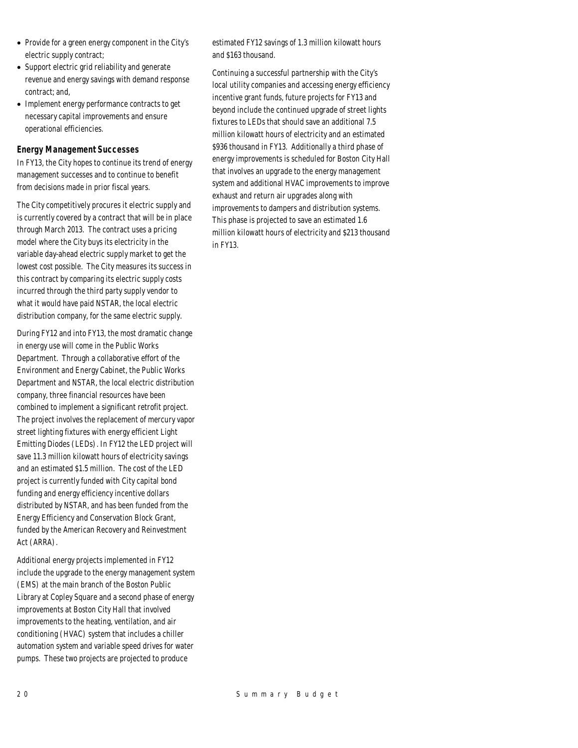- Provide for a green energy component in the City's electric supply contract;
- Support electric grid reliability and generate revenue and energy savings with demand response contract; and,
- Implement energy performance contracts to get necessary capital improvements and ensure operational efficiencies.

### Energy Management Successes

In FY13, the City hopes to continue its trend of energy management successes and to continue to benefit from decisions made in prior fiscal years.

The City competitively procures it electric supply and is currently covered by a contract that will be in place through March 2013. The contract uses a pricing model where the City buys its electricity in the variable day-ahead electric supply market to get the lowest cost possible. The City measures its success in this contract by comparing its electric supply costs incurred through the third party supply vendor to what it would have paid NSTAR, the local electric distribution company, for the same electric supply.

During FY12 and into FY13, the most dramatic change in energy use will come in the Public Works Department. Through a collaborative effort of the Environment and Energy Cabinet, the Public Works Department and NSTAR, the local electric distribution company, three financial resources have been combined to implement a significant retrofit project. The project involves the replacement of mercury vapor street lighting fixtures with energy efficient Light Emitting Diodes (LEDs). In FY12 the LED project will save 11.3 million kilowatt hours of electricity savings and an estimated $1.5 million. The cost of the LED project is currently funded with City capital bond funding and energy efficiency incentive dollars distributed by NSTAR, and has been funded from the Energy Efficiency and Conservation Block Grant, funded by the American Recovery and Reinvestment Act (ARRA).

Additional energy projects implemented in FY12 include the upgrade to the energy management system (EMS) at the main branch of the Boston Public Library at Copley Square and a second phase of energy improvements at Boston City Hall that involved improvements to the heating, ventilation, and air conditioning (HVAC) system that includes a chiller automation system and variable speed drives for water pumps. These two projects are projected to produce estimated FY12 savings of 1.3 million kilowatt hours and $163 thousand.

Continuing a successful partnership with the City's local utility companies and accessing energy efficiency incentive grant funds, future projects for FY13 and beyond include the continued upgrade of street lights fixtures to LEDs that should save an additional 7.5 million kilowatt hours of electricity and an estimated $936 thousand in FY13. Additionally a third phase of energy improvements is scheduled for Boston City Hall that involves an upgrade to the energy management system and additional HVAC improvements to improve exhaust and return air upgrades along with improvements to dampers and distribution systems. This phase is projected to save an estimated 1.6 million kilowatt hours of electricity and $213 thousand in FY13.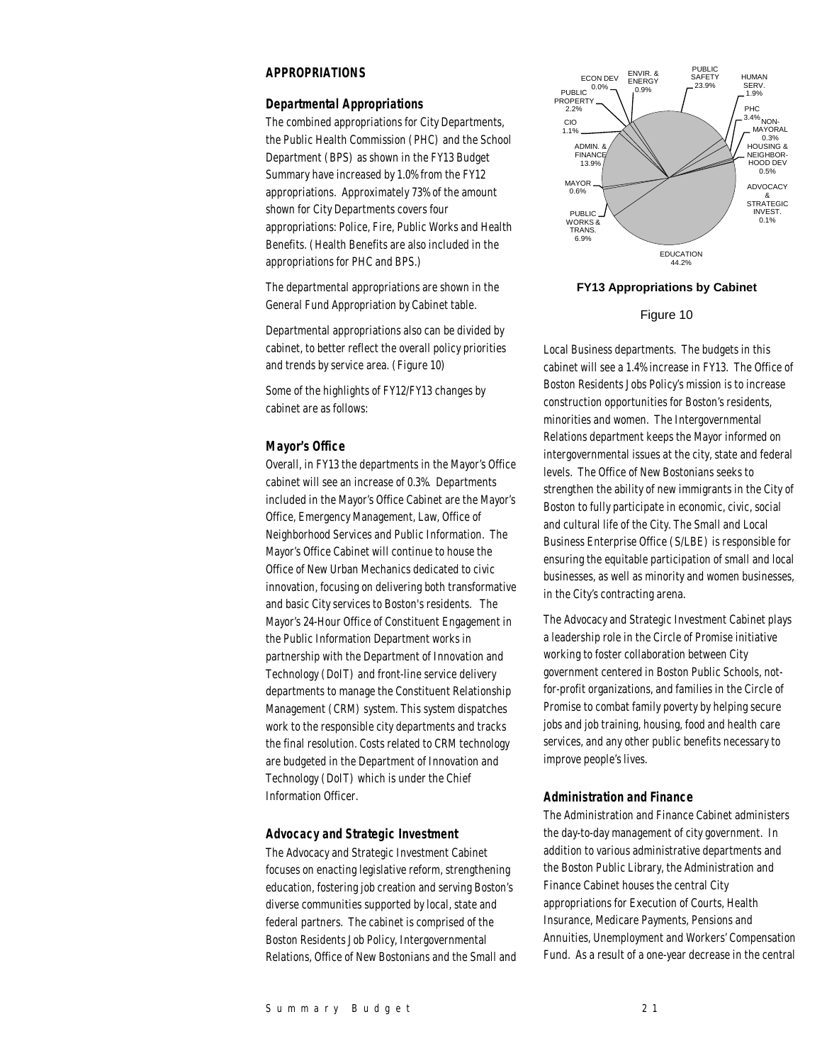## APPROPRIATIONS

### Departmental Appropriations

The combined appropriations for City Departments, the Public Health Commission (PHC) and the School Department (BPS) as shown in the FY13 Budget Summary have increased by 1.0% from the FY12 appropriations. Approximately 73% of the amount shown for City Departments covers four appropriations: Police, Fire, Public Works and Health Benefits. (Health Benefits are also included in the appropriations for PHC and BPS.)

The departmental appropriations are shown in the General Fund Appropriation by Cabinet table.

Departmental appropriations also can be divided by cabinet, to better reflect the overall policy priorities and trends by service area. (Figure 10)

Some of the highlights of FY12/FY13 changes by cabinet are as follows:

### Mayor's Office

Overall, in FY13 the departments in the Mayor's Office cabinet will see an increase of 0.3%. Departments included in the Mayor's Office Cabinet are the Mayor's Office, Emergency Management, Law, Office of Neighborhood Services and Public Information. The Mayor's Office Cabinet will continue to house the Office of New Urban Mechanics dedicated to civic innovation, focusing on delivering both transformative and basic City services to Boston's residents. The Mayor's 24-Hour Office of Constituent Engagement in the Public Information Department works in partnership with the Department of Innovation and Technology (DoIT) and front-line service delivery departments to manage the Constituent Relationship Management (CRM) system. This system dispatches work to the responsible city departments and tracks the final resolution. Costs related to CRM technology are budgeted in the Department of Innovation and Technology (DoIT) which is under the Chief Information Officer.

### Advocacy and Strategic Investment

The Advocacy and Strategic Investment Cabinet focuses on enacting legislative reform, strengthening education, fostering job creation and serving Boston's diverse communities supported by local, state and federal partners. The cabinet is comprised of the Boston Residents Job Policy, Intergovernmental Relations, Office of New Bostonians and the Small and Local Business departments. The budgets in this cabinet will see a 1.4% increase in FY13. The Office of Boston Residents Jobs Policy's mission is to increase construction opportunities for Boston's residents, minorities and women. The Intergovernmental Relations department keeps the Mayor informed on intergovernmental issues at the city, state and federal levels. The Office of New Bostonians seeks to strengthen the ability of new immigrants in the City of Boston to fully participate in economic, civic, social and cultural life of the City. The Small and Local Business Enterprise Office (S/LBE) is responsible for ensuring the equitable participation of small and local businesses, as well as minority and women businesses, in the City's contracting arena.

The Advocacy and Strategic Investment Cabinet plays a leadership role in the Circle of Promise initiative working to foster collaboration between City government centered in Boston Public Schools, not-for-profit organizations, and families in the Circle of Promise to combat family poverty by helping secure jobs and job training, housing, food and health care services, and any other public benefits necessary to improve people's lives.

| Cabinet | Share |
|---|---|
| Education | 44.2% |
| Public Safety | 23.9% |
| Admin. & Finance | 13.9% |
| Public Works & Trans. | 6.9% |
| PHC | 3.4% |
| Public Property | 2.2% |
| Human Serv. | 1.9% |
| CIO | 1.1% |
| Envir. & Energy | 0.9% |
| Mayor | 0.6% |
| Housing & Neighborhood Dev | 0.5% |
| Non-Mayoral | 0.3% |
| Advocacy & Strategic Invest. | 0.1% |
| Econ Dev | 0.0% |

**FY13 Appropriations by Cabinet**

Figure 10

### Administration and Finance

The Administration and Finance Cabinet administers the day-to-day management of city government. In addition to various administrative departments and the Boston Public Library, the Administration and Finance Cabinet houses the central City appropriations for Execution of Courts, Health Insurance, Medicare Payments, Pensions and Annuities, Unemployment and Workers' Compensation Fund. As a result of a one-year decrease in the central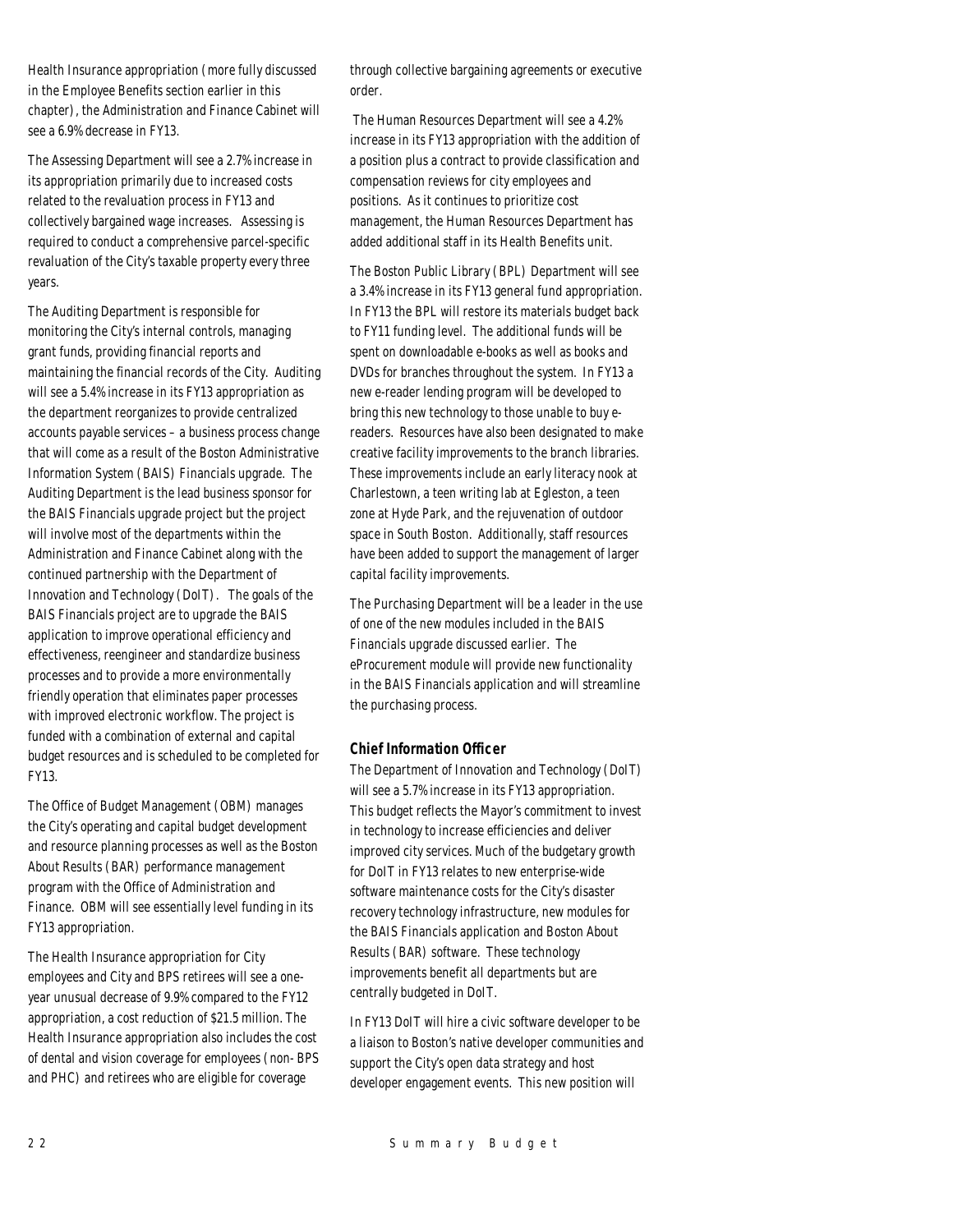Health Insurance appropriation (more fully discussed in the Employee Benefits section earlier in this chapter), the Administration and Finance Cabinet will see a 6.9% decrease in FY13.

The Assessing Department will see a 2.7% increase in its appropriation primarily due to increased costs related to the revaluation process in FY13 and collectively bargained wage increases. Assessing is required to conduct a comprehensive parcel-specific revaluation of the City's taxable property every three years.

The Auditing Department is responsible for monitoring the City's internal controls, managing grant funds, providing financial reports and maintaining the financial records of the City. Auditing will see a 5.4% increase in its FY13 appropriation as the department reorganizes to provide centralized accounts payable services – a business process change that will come as a result of the Boston Administrative Information System (BAIS) Financials upgrade. The Auditing Department is the lead business sponsor for the BAIS Financials upgrade project but the project will involve most of the departments within the Administration and Finance Cabinet along with the continued partnership with the Department of Innovation and Technology (DoIT). The goals of the BAIS Financials project are to upgrade the BAIS application to improve operational efficiency and effectiveness, reengineer and standardize business processes and to provide a more environmentally friendly operation that eliminates paper processes with improved electronic workflow. The project is funded with a combination of external and capital budget resources and is scheduled to be completed for FY13.

The Office of Budget Management (OBM) manages the City's operating and capital budget development and resource planning processes as well as the Boston About Results (BAR) performance management program with the Office of Administration and Finance. OBM will see essentially level funding in its FY13 appropriation.

The Health Insurance appropriation for City employees and City and BPS retirees will see a one-year unusual decrease of 9.9% compared to the FY12 appropriation, a cost reduction of $21.5 million. The Health Insurance appropriation also includes the cost of dental and vision coverage for employees (non- BPS and PHC) and retirees who are eligible for coverage through collective bargaining agreements or executive order.

The Human Resources Department will see a 4.2% increase in its FY13 appropriation with the addition of a position plus a contract to provide classification and compensation reviews for city employees and positions. As it continues to prioritize cost management, the Human Resources Department has added additional staff in its Health Benefits unit.

The Boston Public Library (BPL) Department will see a 3.4% increase in its FY13 general fund appropriation. In FY13 the BPL will restore its materials budget back to FY11 funding level. The additional funds will be spent on downloadable e-books as well as books and DVDs for branches throughout the system. In FY13 a new e-reader lending program will be developed to bring this new technology to those unable to buy e-readers. Resources have also been designated to make creative facility improvements to the branch libraries. These improvements include an early literacy nook at Charlestown, a teen writing lab at Egleston, a teen zone at Hyde Park, and the rejuvenation of outdoor space in South Boston. Additionally, staff resources have been added to support the management of larger capital facility improvements.

The Purchasing Department will be a leader in the use of one of the new modules included in the BAIS Financials upgrade discussed earlier. The eProcurement module will provide new functionality in the BAIS Financials application and will streamline the purchasing process.

### Chief Information Officer

The Department of Innovation and Technology (DoIT) will see a 5.7% increase in its FY13 appropriation. This budget reflects the Mayor's commitment to invest in technology to increase efficiencies and deliver improved city services. Much of the budgetary growth for DoIT in FY13 relates to new enterprise-wide software maintenance costs for the City's disaster recovery technology infrastructure, new modules for the BAIS Financials application and Boston About Results (BAR) software. These technology improvements benefit all departments but are centrally budgeted in DoIT.

In FY13 DoIT will hire a civic software developer to be a liaison to Boston's native developer communities and support the City's open data strategy and host developer engagement events. This new position will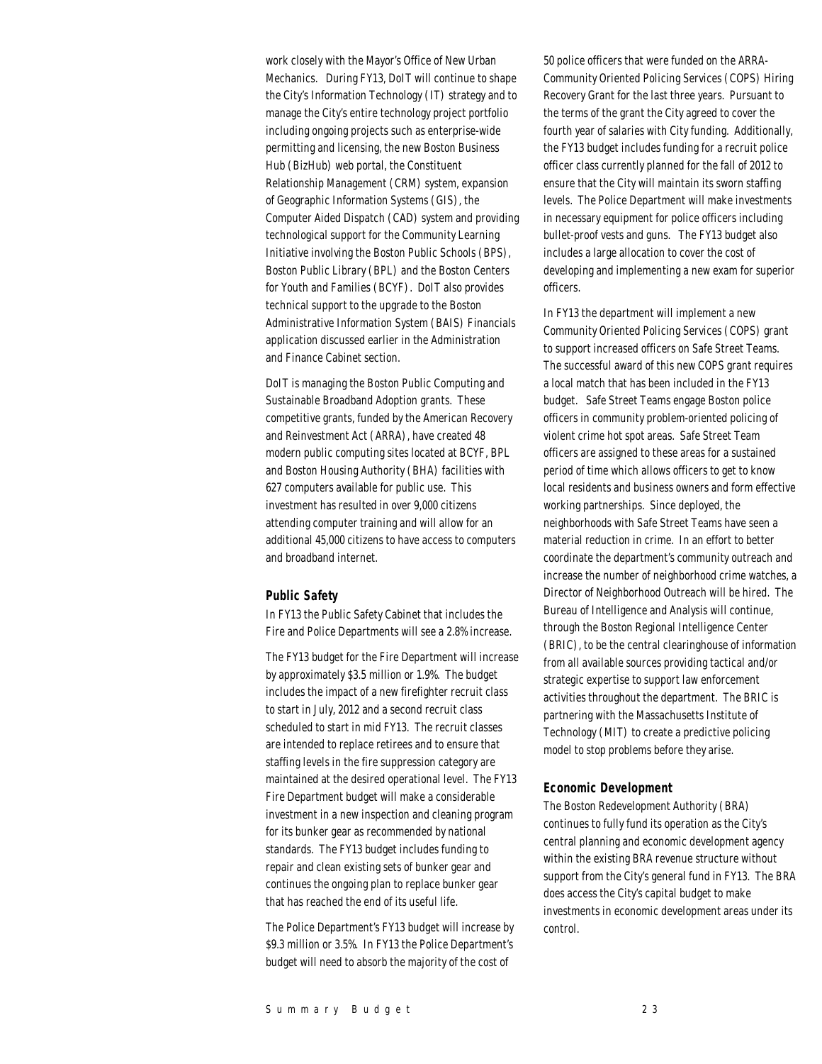work closely with the Mayor's Office of New Urban Mechanics. During FY13, DoIT will continue to shape the City's Information Technology (IT) strategy and to manage the City's entire technology project portfolio including ongoing projects such as enterprise-wide permitting and licensing, the new Boston Business Hub (BizHub) web portal, the Constituent Relationship Management (CRM) system, expansion of Geographic Information Systems (GIS), the Computer Aided Dispatch (CAD) system and providing technological support for the Community Learning Initiative involving the Boston Public Schools (BPS), Boston Public Library (BPL) and the Boston Centers for Youth and Families (BCYF). DoIT also provides technical support to the upgrade to the Boston Administrative Information System (BAIS) Financials application discussed earlier in the Administration and Finance Cabinet section.

DoIT is managing the Boston Public Computing and Sustainable Broadband Adoption grants. These competitive grants, funded by the American Recovery and Reinvestment Act (ARRA), have created 48 modern public computing sites located at BCYF, BPL and Boston Housing Authority (BHA) facilities with 627 computers available for public use. This investment has resulted in over 9,000 citizens attending computer training and will allow for an additional 45,000 citizens to have access to computers and broadband internet.

### Public Safety

In FY13 the Public Safety Cabinet that includes the Fire and Police Departments will see a 2.8% increase.

The FY13 budget for the Fire Department will increase by approximately $3.5 million or 1.9%. The budget includes the impact of a new firefighter recruit class to start in July, 2012 and a second recruit class scheduled to start in mid FY13. The recruit classes are intended to replace retirees and to ensure that staffing levels in the fire suppression category are maintained at the desired operational level. The FY13 Fire Department budget will make a considerable investment in a new inspection and cleaning program for its bunker gear as recommended by national standards. The FY13 budget includes funding to repair and clean existing sets of bunker gear and continues the ongoing plan to replace bunker gear that has reached the end of its useful life.

The Police Department's FY13 budget will increase by $9.3 million or 3.5%. In FY13 the Police Department's budget will need to absorb the majority of the cost of 50 police officers that were funded on the ARRA-Community Oriented Policing Services (COPS) Hiring Recovery Grant for the last three years. Pursuant to the terms of the grant the City agreed to cover the fourth year of salaries with City funding. Additionally, the FY13 budget includes funding for a recruit police officer class currently planned for the fall of 2012 to ensure that the City will maintain its sworn staffing levels. The Police Department will make investments in necessary equipment for police officers including bullet-proof vests and guns. The FY13 budget also includes a large allocation to cover the cost of developing and implementing a new exam for superior officers.

In FY13 the department will implement a new Community Oriented Policing Services (COPS) grant to support increased officers on Safe Street Teams. The successful award of this new COPS grant requires a local match that has been included in the FY13 budget. Safe Street Teams engage Boston police officers in community problem-oriented policing of violent crime hot spot areas. Safe Street Team officers are assigned to these areas for a sustained period of time which allows officers to get to know local residents and business owners and form effective working partnerships. Since deployed, the neighborhoods with Safe Street Teams have seen a material reduction in crime. In an effort to better coordinate the department's community outreach and increase the number of neighborhood crime watches, a Director of Neighborhood Outreach will be hired. The Bureau of Intelligence and Analysis will continue, through the Boston Regional Intelligence Center (BRIC), to be the central clearinghouse of information from all available sources providing tactical and/or strategic expertise to support law enforcement activities throughout the department. The BRIC is partnering with the Massachusetts Institute of Technology (MIT) to create a predictive policing model to stop problems before they arise.

### Economic Development

The Boston Redevelopment Authority (BRA) continues to fully fund its operation as the City's central planning and economic development agency within the existing BRA revenue structure without support from the City's general fund in FY13. The BRA does access the City's capital budget to make investments in economic development areas under its control.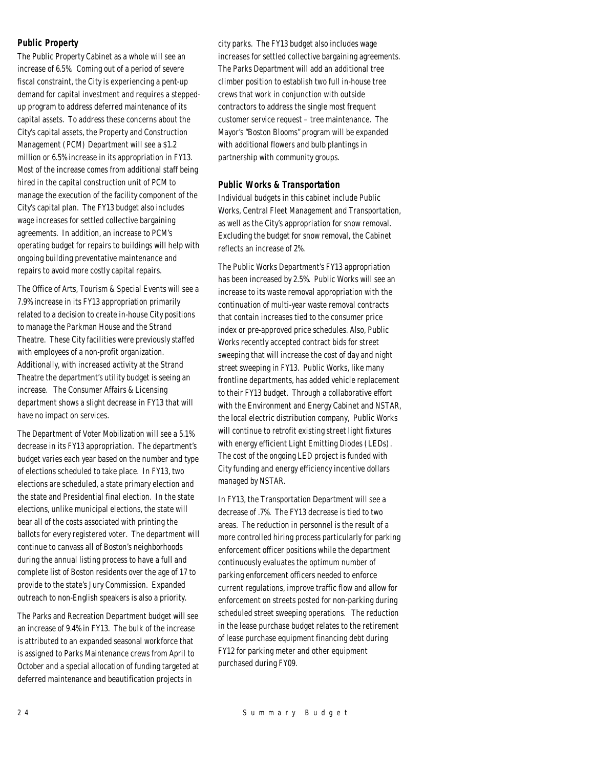### *Public Property*

The Public Property Cabinet as a whole will see an increase of 6.5%. Coming out of a period of severe fiscal constraint, the City is experiencing a pent-up demand for capital investment and requires a stepped-up program to address deferred maintenance of its capital assets. To address these concerns about the City's capital assets, the Property and Construction Management (PCM) Department will see a $1.2 million or 6.5% increase in its appropriation in FY13. Most of the increase comes from additional staff being hired in the capital construction unit of PCM to manage the execution of the facility component of the City's capital plan. The FY13 budget also includes wage increases for settled collective bargaining agreements. In addition, an increase to PCM's operating budget for repairs to buildings will help with ongoing building preventative maintenance and repairs to avoid more costly capital repairs.

The Office of Arts, Tourism & Special Events will see a 7.9% increase in its FY13 appropriation primarily related to a decision to create in-house City positions to manage the Parkman House and the Strand Theatre. These City facilities were previously staffed with employees of a non-profit organization. Additionally, with increased activity at the Strand Theatre the department's utility budget is seeing an increase. The Consumer Affairs & Licensing department shows a slight decrease in FY13 that will have no impact on services.

The Department of Voter Mobilization will see a 5.1% decrease in its FY13 appropriation. The department's budget varies each year based on the number and type of elections scheduled to take place. In FY13, two elections are scheduled, a state primary election and the state and Presidential final election. In the state elections, unlike municipal elections, the state will bear all of the costs associated with printing the ballots for every registered voter. The department will continue to canvass all of Boston's neighborhoods during the annual listing process to have a full and complete list of Boston residents over the age of 17 to provide to the state's Jury Commission. Expanded outreach to non-English speakers is also a priority.

The Parks and Recreation Department budget will see an increase of 9.4% in FY13. The bulk of the increase is attributed to an expanded seasonal workforce that is assigned to Parks Maintenance crews from April to October and a special allocation of funding targeted at deferred maintenance and beautification projects in city parks. The FY13 budget also includes wage increases for settled collective bargaining agreements. The Parks Department will add an additional tree climber position to establish two full in-house tree crews that work in conjunction with outside contractors to address the single most frequent customer service request – tree maintenance. The Mayor's "Boston Blooms" program will be expanded with additional flowers and bulb plantings in partnership with community groups.

### *Public Works & Transportation*

Individual budgets in this cabinet include Public Works, Central Fleet Management and Transportation, as well as the City's appropriation for snow removal. Excluding the budget for snow removal, the Cabinet reflects an increase of 2%.

The Public Works Department's FY13 appropriation has been increased by 2.5%. Public Works will see an increase to its waste removal appropriation with the continuation of multi-year waste removal contracts that contain increases tied to the consumer price index or pre-approved price schedules. Also, Public Works recently accepted contract bids for street sweeping that will increase the cost of day and night street sweeping in FY13. Public Works, like many frontline departments, has added vehicle replacement to their FY13 budget. Through a collaborative effort with the Environment and Energy Cabinet and NSTAR, the local electric distribution company, Public Works will continue to retrofit existing street light fixtures with energy efficient Light Emitting Diodes (LEDs). The cost of the ongoing LED project is funded with City funding and energy efficiency incentive dollars managed by NSTAR.

In FY13, the Transportation Department will see a decrease of .7%. The FY13 decrease is tied to two areas. The reduction in personnel is the result of a more controlled hiring process particularly for parking enforcement officer positions while the department continuously evaluates the optimum number of parking enforcement officers needed to enforce current regulations, improve traffic flow and allow for enforcement on streets posted for non-parking during scheduled street sweeping operations. The reduction in the lease purchase budget relates to the retirement of lease purchase equipment financing debt during FY12 for parking meter and other equipment purchased during FY09.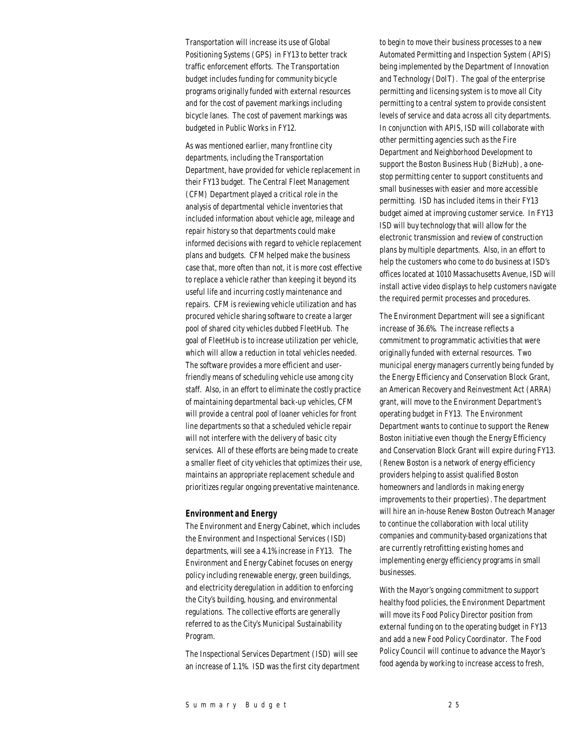Transportation will increase its use of Global Positioning Systems (GPS) in FY13 to better track traffic enforcement efforts. The Transportation budget includes funding for community bicycle programs originally funded with external resources and for the cost of pavement markings including bicycle lanes. The cost of pavement markings was budgeted in Public Works in FY12.

As was mentioned earlier, many frontline city departments, including the Transportation Department, have provided for vehicle replacement in their FY13 budget. The Central Fleet Management (CFM) Department played a critical role in the analysis of departmental vehicle inventories that included information about vehicle age, mileage and repair history so that departments could make informed decisions with regard to vehicle replacement plans and budgets. CFM helped make the business case that, more often than not, it is more cost effective to replace a vehicle rather than keeping it beyond its useful life and incurring costly maintenance and repairs. CFM is reviewing vehicle utilization and has procured vehicle sharing software to create a larger pool of shared city vehicles dubbed FleetHub. The goal of FleetHub is to increase utilization per vehicle, which will allow a reduction in total vehicles needed. The software provides a more efficient and user-friendly means of scheduling vehicle use among city staff. Also, in an effort to eliminate the costly practice of maintaining departmental back-up vehicles, CFM will provide a central pool of loaner vehicles for front line departments so that a scheduled vehicle repair will not interfere with the delivery of basic city services. All of these efforts are being made to create a smaller fleet of city vehicles that optimizes their use, maintains an appropriate replacement schedule and prioritizes regular ongoing preventative maintenance.

### *Environment and Energy*

The Environment and Energy Cabinet, which includes the Environment and Inspectional Services (ISD) departments, will see a 4.1% increase in FY13. The Environment and Energy Cabinet focuses on energy policy including renewable energy, green buildings, and electricity deregulation in addition to enforcing the City's building, housing, and environmental regulations. The collective efforts are generally referred to as the City's Municipal Sustainability Program.

The Inspectional Services Department (ISD) will see an increase of 1.1%. ISD was the first city department to begin to move their business processes to a new Automated Permitting and Inspection System (APIS) being implemented by the Department of Innovation and Technology (DoIT). The goal of the enterprise permitting and licensing system is to move all City permitting to a central system to provide consistent levels of service and data across all city departments. In conjunction with APIS, ISD will collaborate with other permitting agencies such as the Fire Department and Neighborhood Development to support the Boston Business Hub (BizHub), a one-stop permitting center to support constituents and small businesses with easier and more accessible permitting. ISD has included items in their FY13 budget aimed at improving customer service. In FY13 ISD will buy technology that will allow for the electronic transmission and review of construction plans by multiple departments. Also, in an effort to help the customers who come to do business at ISD's offices located at 1010 Massachusetts Avenue, ISD will install active video displays to help customers navigate the required permit processes and procedures.

The Environment Department will see a significant increase of 36.6%. The increase reflects a commitment to programmatic activities that were originally funded with external resources. Two municipal energy managers currently being funded by the Energy Efficiency and Conservation Block Grant, an American Recovery and Reinvestment Act (ARRA) grant, will move to the Environment Department's operating budget in FY13. The Environment Department wants to continue to support the Renew Boston initiative even though the Energy Efficiency and Conservation Block Grant will expire during FY13. (Renew Boston is a network of energy efficiency providers helping to assist qualified Boston homeowners and landlords in making energy improvements to their properties). The department will hire an in-house Renew Boston Outreach Manager to continue the collaboration with local utility companies and community-based organizations that are currently retrofitting existing homes and implementing energy efficiency programs in small businesses.

With the Mayor's ongoing commitment to support healthy food policies, the Environment Department will move its Food Policy Director position from external funding on to the operating budget in FY13 and add a new Food Policy Coordinator. The Food Policy Council will continue to advance the Mayor's food agenda by working to increase access to fresh,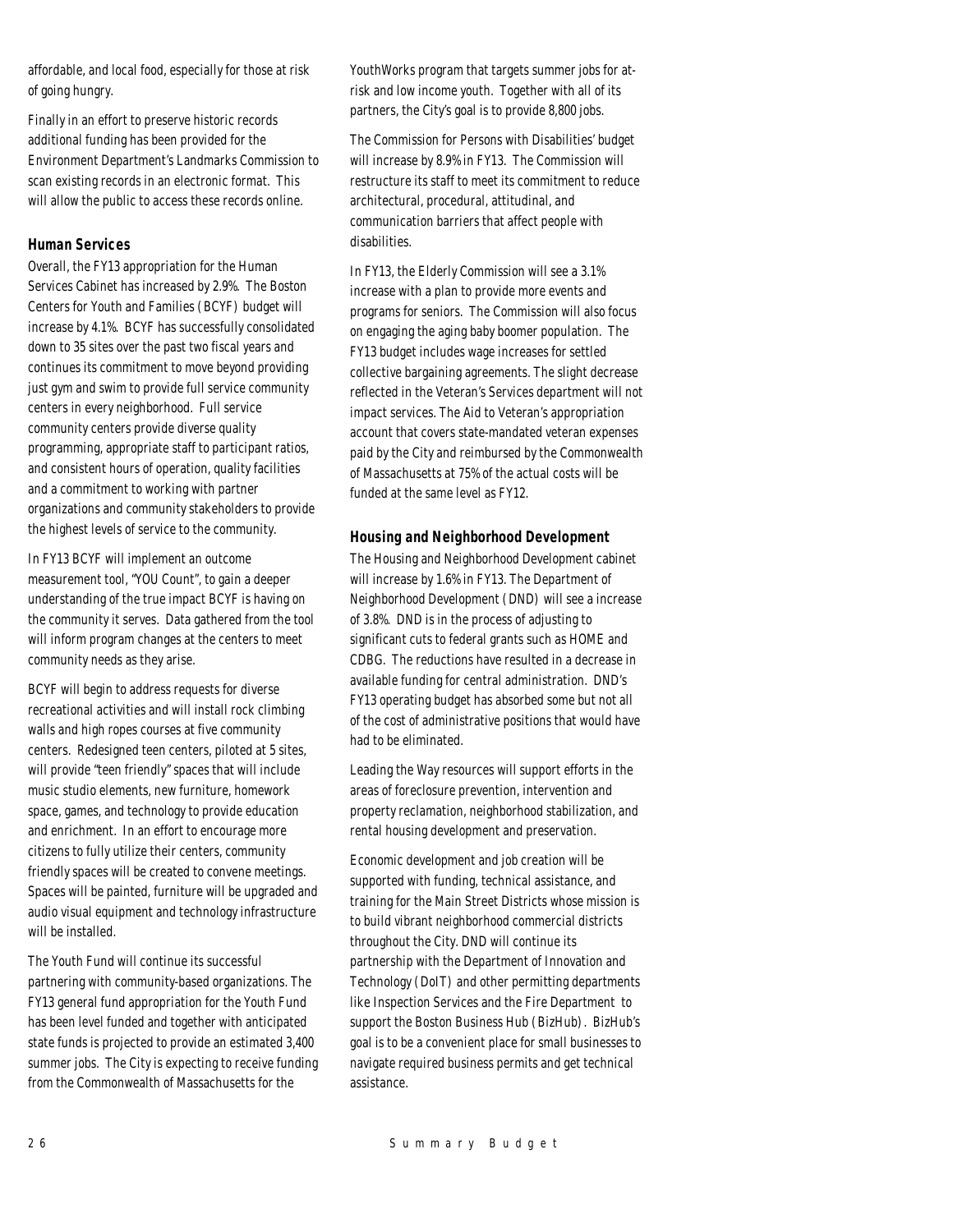affordable, and local food, especially for those at risk of going hungry.

Finally in an effort to preserve historic records additional funding has been provided for the Environment Department's Landmarks Commission to scan existing records in an electronic format. This will allow the public to access these records online.

### *Human Services*

Overall, the FY13 appropriation for the Human Services Cabinet has increased by 2.9%. The Boston Centers for Youth and Families (BCYF) budget will increase by 4.1%. BCYF has successfully consolidated down to 35 sites over the past two fiscal years and continues its commitment to move beyond providing just gym and swim to provide full service community centers in every neighborhood. Full service community centers provide diverse quality programming, appropriate staff to participant ratios, and consistent hours of operation, quality facilities and a commitment to working with partner organizations and community stakeholders to provide the highest levels of service to the community.

In FY13 BCYF will implement an outcome measurement tool, "YOU Count", to gain a deeper understanding of the true impact BCYF is having on the community it serves. Data gathered from the tool will inform program changes at the centers to meet community needs as they arise.

BCYF will begin to address requests for diverse recreational activities and will install rock climbing walls and high ropes courses at five community centers. Redesigned teen centers, piloted at 5 sites, will provide "teen friendly" spaces that will include music studio elements, new furniture, homework space, games, and technology to provide education and enrichment. In an effort to encourage more citizens to fully utilize their centers, community friendly spaces will be created to convene meetings. Spaces will be painted, furniture will be upgraded and audio visual equipment and technology infrastructure will be installed.

The Youth Fund will continue its successful partnering with community-based organizations. The FY13 general fund appropriation for the Youth Fund has been level funded and together with anticipated state funds is projected to provide an estimated 3,400 summer jobs. The City is expecting to receive funding from the Commonwealth of Massachusetts for the YouthWorks program that targets summer jobs for at-risk and low income youth. Together with all of its partners, the City's goal is to provide 8,800 jobs.

The Commission for Persons with Disabilities' budget will increase by 8.9% in FY13. The Commission will restructure its staff to meet its commitment to reduce architectural, procedural, attitudinal, and communication barriers that affect people with disabilities.

In FY13, the Elderly Commission will see a 3.1% increase with a plan to provide more events and programs for seniors. The Commission will also focus on engaging the aging baby boomer population. The FY13 budget includes wage increases for settled collective bargaining agreements. The slight decrease reflected in the Veteran's Services department will not impact services. The Aid to Veteran's appropriation account that covers state-mandated veteran expenses paid by the City and reimbursed by the Commonwealth of Massachusetts at 75% of the actual costs will be funded at the same level as FY12.

### *Housing and Neighborhood Development*

The Housing and Neighborhood Development cabinet will increase by 1.6% in FY13. The Department of Neighborhood Development (DND) will see a increase of 3.8%. DND is in the process of adjusting to significant cuts to federal grants such as HOME and CDBG. The reductions have resulted in a decrease in available funding for central administration. DND's FY13 operating budget has absorbed some but not all of the cost of administrative positions that would have had to be eliminated.

Leading the Way resources will support efforts in the areas of foreclosure prevention, intervention and property reclamation, neighborhood stabilization, and rental housing development and preservation.

Economic development and job creation will be supported with funding, technical assistance, and training for the Main Street Districts whose mission is to build vibrant neighborhood commercial districts throughout the City. DND will continue its partnership with the Department of Innovation and Technology (DoIT) and other permitting departments like Inspection Services and the Fire Department to support the Boston Business Hub (BizHub). BizHub's goal is to be a convenient place for small businesses to navigate required business permits and get technical assistance.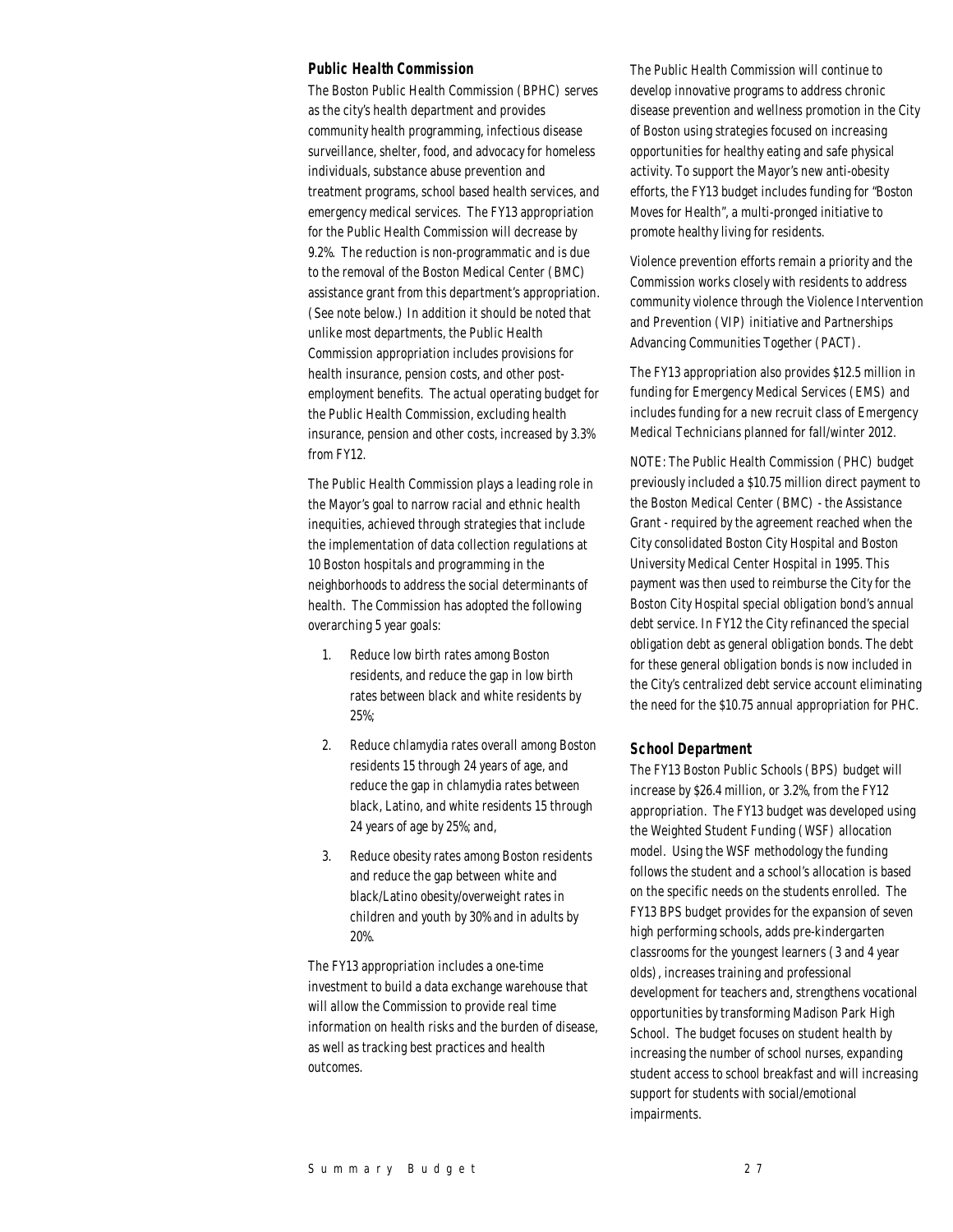### Public Health Commission

The Boston Public Health Commission (BPHC) serves as the city's health department and provides community health programming, infectious disease surveillance, shelter, food, and advocacy for homeless individuals, substance abuse prevention and treatment programs, school based health services, and emergency medical services. The FY13 appropriation for the Public Health Commission will decrease by 9.2%. The reduction is non-programmatic and is due to the removal of the Boston Medical Center (BMC) assistance grant from this department's appropriation. (See note below.) In addition it should be noted that unlike most departments, the Public Health Commission appropriation includes provisions for health insurance, pension costs, and other post-employment benefits. The actual operating budget for the Public Health Commission, excluding health insurance, pension and other costs, increased by 3.3% from FY12.

The Public Health Commission plays a leading role in the Mayor's goal to narrow racial and ethnic health inequities, achieved through strategies that include the implementation of data collection regulations at 10 Boston hospitals and programming in the neighborhoods to address the social determinants of health. The Commission has adopted the following overarching 5 year goals:

1. Reduce low birth rates among Boston residents, and reduce the gap in low birth rates between black and white residents by 25%;
2. Reduce chlamydia rates overall among Boston residents 15 through 24 years of age, and reduce the gap in chlamydia rates between black, Latino, and white residents 15 through 24 years of age by 25%; and,
3. Reduce obesity rates among Boston residents and reduce the gap between white and black/Latino obesity/overweight rates in children and youth by 30% and in adults by 20%.

The FY13 appropriation includes a one-time investment to build a data exchange warehouse that will allow the Commission to provide real time information on health risks and the burden of disease, as well as tracking best practices and health outcomes.

The Public Health Commission will continue to develop innovative programs to address chronic disease prevention and wellness promotion in the City of Boston using strategies focused on increasing opportunities for healthy eating and safe physical activity. To support the Mayor's new anti-obesity efforts, the FY13 budget includes funding for "Boston Moves for Health", a multi-pronged initiative to promote healthy living for residents.

Violence prevention efforts remain a priority and the Commission works closely with residents to address community violence through the Violence Intervention and Prevention (VIP) initiative and Partnerships Advancing Communities Together (PACT).

The FY13 appropriation also provides $12.5 million in funding for Emergency Medical Services (EMS) and includes funding for a new recruit class of Emergency Medical Technicians planned for fall/winter 2012.

NOTE: The Public Health Commission (PHC) budget previously included a $10.75 million direct payment to the Boston Medical Center (BMC) - the Assistance Grant - required by the agreement reached when the City consolidated Boston City Hospital and Boston University Medical Center Hospital in 1995. This payment was then used to reimburse the City for the Boston City Hospital special obligation bond's annual debt service. In FY12 the City refinanced the special obligation debt as general obligation bonds. The debt for these general obligation bonds is now included in the City's centralized debt service account eliminating the need for the $10.75 annual appropriation for PHC.

### School Department

The FY13 Boston Public Schools (BPS) budget will increase by $26.4 million, or 3.2%, from the FY12 appropriation. The FY13 budget was developed using the Weighted Student Funding (WSF) allocation model. Using the WSF methodology the funding follows the student and a school's allocation is based on the specific needs on the students enrolled. The FY13 BPS budget provides for the expansion of seven high performing schools, adds pre-kindergarten classrooms for the youngest learners (3 and 4 year olds), increases training and professional development for teachers and, strengthens vocational opportunities by transforming Madison Park High School. The budget focuses on student health by increasing the number of school nurses, expanding student access to school breakfast and will increasing support for students with social/emotional impairments.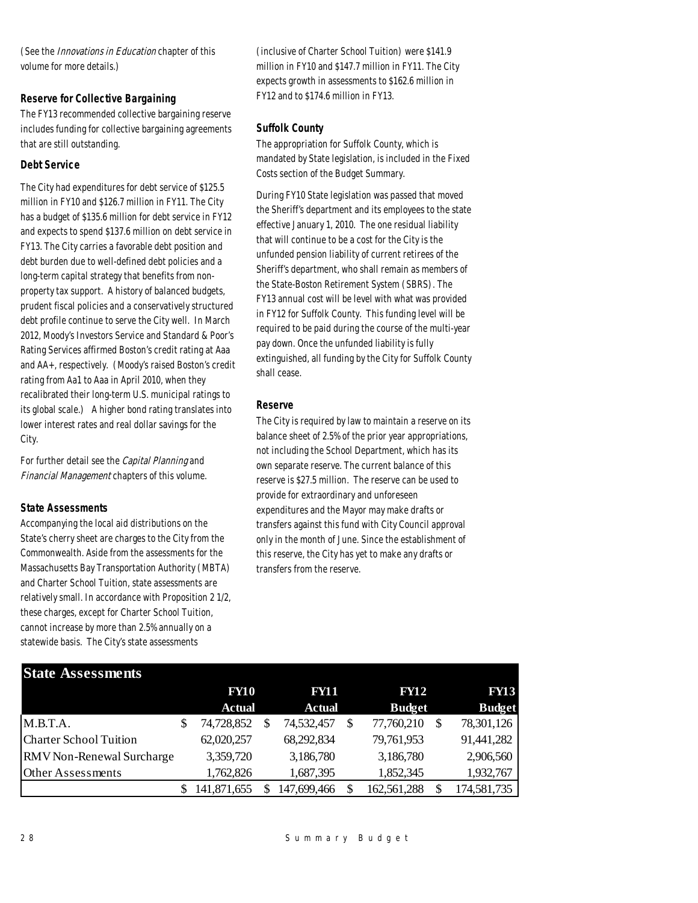(See the *Innovations in Education* chapter of this volume for more details.)

### Reserve for Collective Bargaining

The FY13 recommended collective bargaining reserve includes funding for collective bargaining agreements that are still outstanding.

### Debt Service

The City had expenditures for debt service of $125.5 million in FY10 and $126.7 million in FY11. The City has a budget of $135.6 million for debt service in FY12 and expects to spend $137.6 million on debt service in FY13. The City carries a favorable debt position and debt burden due to well-defined debt policies and a long-term capital strategy that benefits from non-property tax support. A history of balanced budgets, prudent fiscal policies and a conservatively structured debt profile continue to serve the City well. In March 2012, Moody's Investors Service and Standard & Poor's Rating Services affirmed Boston's credit rating at Aaa and AA+, respectively. (Moody's raised Boston's credit rating from Aa1 to Aaa in April 2010, when they recalibrated their long-term U.S. municipal ratings to its global scale.) A higher bond rating translates into lower interest rates and real dollar savings for the City.

For further detail see the *Capital Planning* and *Financial Management* chapters of this volume.

### State Assessments

Accompanying the local aid distributions on the State's cherry sheet are charges to the City from the Commonwealth. Aside from the assessments for the Massachusetts Bay Transportation Authority (MBTA) and Charter School Tuition, state assessments are relatively small. In accordance with Proposition 2 1/2, these charges, except for Charter School Tuition, cannot increase by more than 2.5% annually on a statewide basis. The City's state assessments (inclusive of Charter School Tuition) were $141.9 million in FY10 and $147.7 million in FY11. The City expects growth in assessments to $162.6 million in FY12 and to $174.6 million in FY13.

### Suffolk County

The appropriation for Suffolk County, which is mandated by State legislation, is included in the Fixed Costs section of the Budget Summary.

During FY10 State legislation was passed that moved the Sheriff's department and its employees to the state effective January 1, 2010. The one residual liability that will continue to be a cost for the City is the unfunded pension liability of current retirees of the Sheriff's department, who shall remain as members of the State-Boston Retirement System (SBRS). The FY13 annual cost will be level with what was provided in FY12 for Suffolk County. This funding level will be required to be paid during the course of the multi-year pay down. Once the unfunded liability is fully extinguished, all funding by the City for Suffolk County shall cease.

### Reserve

The City is required by law to maintain a reserve on its balance sheet of 2.5% of the prior year appropriations, not including the School Department, which has its own separate reserve. The current balance of this reserve is $27.5 million. The reserve can be used to provide for extraordinary and unforeseen expenditures and the Mayor may make drafts or transfers against this fund with City Council approval only in the month of June. Since the establishment of this reserve, the City has yet to make any drafts or transfers from the reserve.

**State Assessments**

| | FY10 Actual | FY11 Actual | FY12 Budget | FY13 Budget |
|---|---|---|---|---|
| M.B.T.A. | $ 74,728,852 | $ 74,532,457 | $ 77,760,210 | $ 78,301,126 |
| Charter School Tuition | 62,020,257 | 68,292,834 | 79,761,953 | 91,441,282 |
| RMV Non-Renewal Surcharge | 3,359,720 | 3,186,780 | 3,186,780 | 2,906,560 |
| Other Assessments | 1,762,826 | 1,687,395 | 1,852,345 | 1,932,767 |
| | $ 141,871,655 | $ 147,699,466 | $ 162,561,288 | $ 174,581,735 |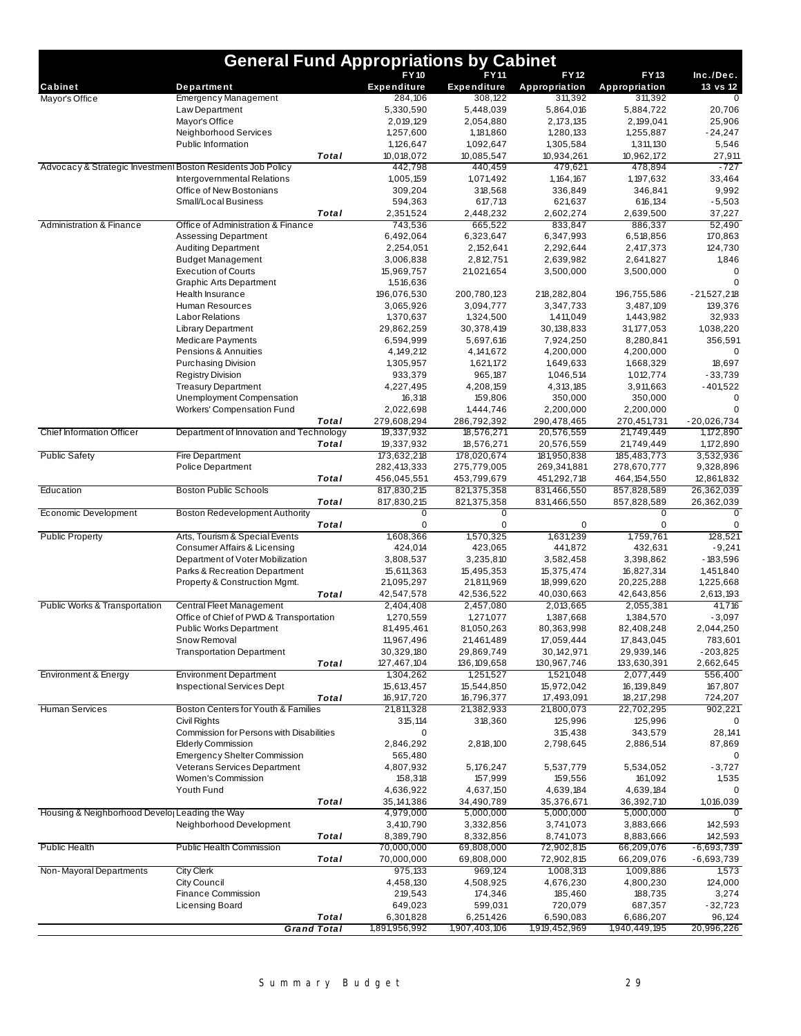# General Fund Appropriations by Cabinet

| Cabinet | Department | FY10 Expenditure | FY11 Expenditure | FY12 Appropriation | FY13 Appropriation | Inc./Dec. 13 vs 12 |
|---|---|---|---|---|---|---|
| Mayor's Office | Emergency Management | 284,106 | 308,122 | 311,392 | 311,392 | 0 |
| | Law Department | 5,330,590 | 5,448,039 | 5,864,016 | 5,884,722 | 20,706 |
| | Mayor's Office | 2,019,129 | 2,054,880 | 2,173,135 | 2,199,041 | 25,906 |
| | Neighborhood Services | 1,257,600 | 1,181,860 | 1,280,133 | 1,255,887 | -24,247 |
| | Public Information | 1,126,647 | 1,092,647 | 1,305,584 | 1,311,130 | 5,546 |
| | ***Total*** | 10,018,072 | 10,085,547 | 10,934,261 | 10,962,172 | 27,911 |
| Advocacy & Strategic Investment | Boston Residents Job Policy | 442,798 | 440,459 | 479,621 | 478,894 | -727 |
| | Intergovernmental Relations | 1,005,159 | 1,071,492 | 1,164,167 | 1,197,632 | 33,464 |
| | Office of New Bostonians | 309,204 | 318,568 | 336,849 | 346,841 | 9,992 |
| | Small/Local Business | 594,363 | 617,713 | 621,637 | 616,134 | -5,503 |
| | ***Total*** | 2,351,524 | 2,448,232 | 2,602,274 | 2,639,500 | 37,227 |
| Administration & Finance | Office of Administration & Finance | 743,536 | 665,522 | 833,847 | 886,337 | 52,490 |
| | Assessing Department | 6,492,064 | 6,323,647 | 6,347,993 | 6,518,856 | 170,863 |
| | Auditing Department | 2,254,051 | 2,152,641 | 2,292,644 | 2,417,373 | 124,730 |
| | Budget Management | 3,006,838 | 2,812,751 | 2,639,982 | 2,641,827 | 1,846 |
| | Execution of Courts | 15,969,757 | 21,021,654 | 3,500,000 | 3,500,000 | 0 |
| | Graphic Arts Department | 1,516,636 | | | | 0 |
| | Health Insurance | 196,076,530 | 200,780,123 | 218,282,804 | 196,755,586 | -21,527,218 |
| | Human Resources | 3,065,926 | 3,094,777 | 3,347,733 | 3,487,109 | 139,376 |
| | Labor Relations | 1,370,637 | 1,324,500 | 1,411,049 | 1,443,982 | 32,933 |
| | Library Department | 29,862,259 | 30,378,419 | 30,138,833 | 31,177,053 | 1,038,220 |
| | Medicare Payments | 6,594,999 | 5,697,616 | 7,924,250 | 8,280,841 | 356,591 |
| | Pensions & Annuities | 4,149,212 | 4,141,672 | 4,200,000 | 4,200,000 | 0 |
| | Purchasing Division | 1,305,957 | 1,621,172 | 1,649,633 | 1,668,329 | 18,697 |
| | Registry Division | 933,379 | 965,187 | 1,046,514 | 1,012,774 | -33,739 |
| | Treasury Department | 4,227,495 | 4,208,159 | 4,313,185 | 3,911,663 | -401,522 |
| | Unemployment Compensation | 16,318 | 159,806 | 350,000 | 350,000 | 0 |
| | Workers' Compensation Fund | 2,022,698 | 1,444,746 | 2,200,000 | 2,200,000 | 0 |
| | ***Total*** | 279,608,294 | 286,792,392 | 290,478,465 | 270,451,731 | -20,026,734 |
| Chief Information Officer | Department of Innovation and Technology | 19,337,932 | 18,576,271 | 20,576,559 | 21,749,449 | 1,172,890 |
| | ***Total*** | 19,337,932 | 18,576,271 | 20,576,559 | 21,749,449 | 1,172,890 |
| Public Safety | Fire Department | 173,632,218 | 178,020,674 | 181,950,838 | 185,483,773 | 3,532,936 |
| | Police Department | 282,413,333 | 275,779,005 | 269,341,881 | 278,670,777 | 9,328,896 |
| | ***Total*** | 456,045,551 | 453,799,679 | 451,292,718 | 464,154,550 | 12,861,832 |
| Education | Boston Public Schools | 817,830,215 | 821,375,358 | 831,466,550 | 857,828,589 | 26,362,039 |
| | ***Total*** | 817,830,215 | 821,375,358 | 831,466,550 | 857,828,589 | 26,362,039 |
| Economic Development | Boston Redevelopment Authority | 0 | 0 | | 0 | 0 |
| | ***Total*** | 0 | 0 | 0 | 0 | 0 |
| Public Property | Arts, Tourism & Special Events | 1,608,366 | 1,570,325 | 1,631,239 | 1,759,761 | 128,521 |
| | Consumer Affairs & Licensing | 424,014 | 423,065 | 441,872 | 432,631 | -9,241 |
| | Department of Voter Mobilization | 3,808,537 | 3,235,810 | 3,582,458 | 3,398,862 | -183,596 |
| | Parks & Recreation Department | 15,611,363 | 15,495,353 | 15,375,474 | 16,827,314 | 1,451,840 |
| | Property & Construction Mgmt. | 21,095,297 | 21,811,969 | 18,999,620 | 20,225,288 | 1,225,668 |
| | ***Total*** | 42,547,578 | 42,536,522 | 40,030,663 | 42,643,856 | 2,613,193 |
| Public Works & Transportation | Central Fleet Management | 2,404,408 | 2,457,080 | 2,013,665 | 2,055,381 | 41,716 |
| | Office of Chief of PWD & Transportation | 1,270,559 | 1,271,077 | 1,387,668 | 1,384,570 | -3,097 |
| | Public Works Department | 81,495,461 | 81,050,263 | 80,363,998 | 82,408,248 | 2,044,250 |
| | Snow Removal | 11,967,496 | 21,461,489 | 17,059,444 | 17,843,045 | 783,601 |
| | Transportation Department | 30,329,180 | 29,869,749 | 30,142,971 | 29,939,146 | -203,825 |
| | ***Total*** | 127,467,104 | 136,109,658 | 130,967,746 | 133,630,391 | 2,662,645 |
| Environment & Energy | Environment Department | 1,304,262 | 1,251,527 | 1,521,048 | 2,077,449 | 556,400 |
| | Inspectional Services Dept | 15,613,457 | 15,544,850 | 15,972,042 | 16,139,849 | 167,807 |
| | ***Total*** | 16,917,720 | 16,796,377 | 17,493,091 | 18,217,298 | 724,207 |
| Human Services | Boston Centers for Youth & Families | 21,811,328 | 21,382,933 | 21,800,073 | 22,702,295 | 902,221 |
| | Civil Rights | 315,114 | 318,360 | 125,996 | 125,996 | 0 |
| | Commission for Persons with Disabilities | 0 | | 315,438 | 343,579 | 28,141 |
| | Elderly Commission | 2,846,292 | 2,818,100 | 2,798,645 | 2,886,514 | 87,869 |
| | Emergency Shelter Commission | 565,480 | | | | 0 |
| | Veterans Services Department | 4,807,932 | 5,176,247 | 5,537,779 | 5,534,052 | -3,727 |
| | Women's Commission | 158,318 | 157,999 | 159,556 | 161,092 | 1,535 |
| | Youth Fund | 4,636,922 | 4,637,150 | 4,639,184 | 4,639,184 | 0 |
| | ***Total*** | 35,141,386 | 34,490,789 | 35,376,671 | 36,392,710 | 1,016,039 |
| Housing & Neighborhood Develop | Leading the Way | 4,979,000 | 5,000,000 | 5,000,000 | 5,000,000 | 0 |
| | Neighborhood Development | 3,410,790 | 3,332,856 | 3,741,073 | 3,883,666 | 142,593 |
| | ***Total*** | 8,389,790 | 8,332,856 | 8,741,073 | 8,883,666 | 142,593 |
| Public Health | Public Health Commission | 70,000,000 | 69,808,000 | 72,902,815 | 66,209,076 | -6,693,739 |
| | ***Total*** | 70,000,000 | 69,808,000 | 72,902,815 | 66,209,076 | -6,693,739 |
| Non-Mayoral Departments | City Clerk | 975,133 | 969,124 | 1,008,313 | 1,009,886 | 1,573 |
| | City Council | 4,458,130 | 4,508,925 | 4,676,230 | 4,800,230 | 124,000 |
| | Finance Commission | 219,543 | 174,346 | 185,460 | 188,735 | 3,274 |
| | Licensing Board | 649,023 | 599,031 | 720,079 | 687,357 | -32,723 |
| | ***Total*** | 6,301,828 | 6,251,426 | 6,590,083 | 6,686,207 | 96,124 |
| | ***Grand Total*** | 1,891,956,992 | 1,907,403,106 | 1,919,452,969 | 1,940,449,195 | 20,996,226 |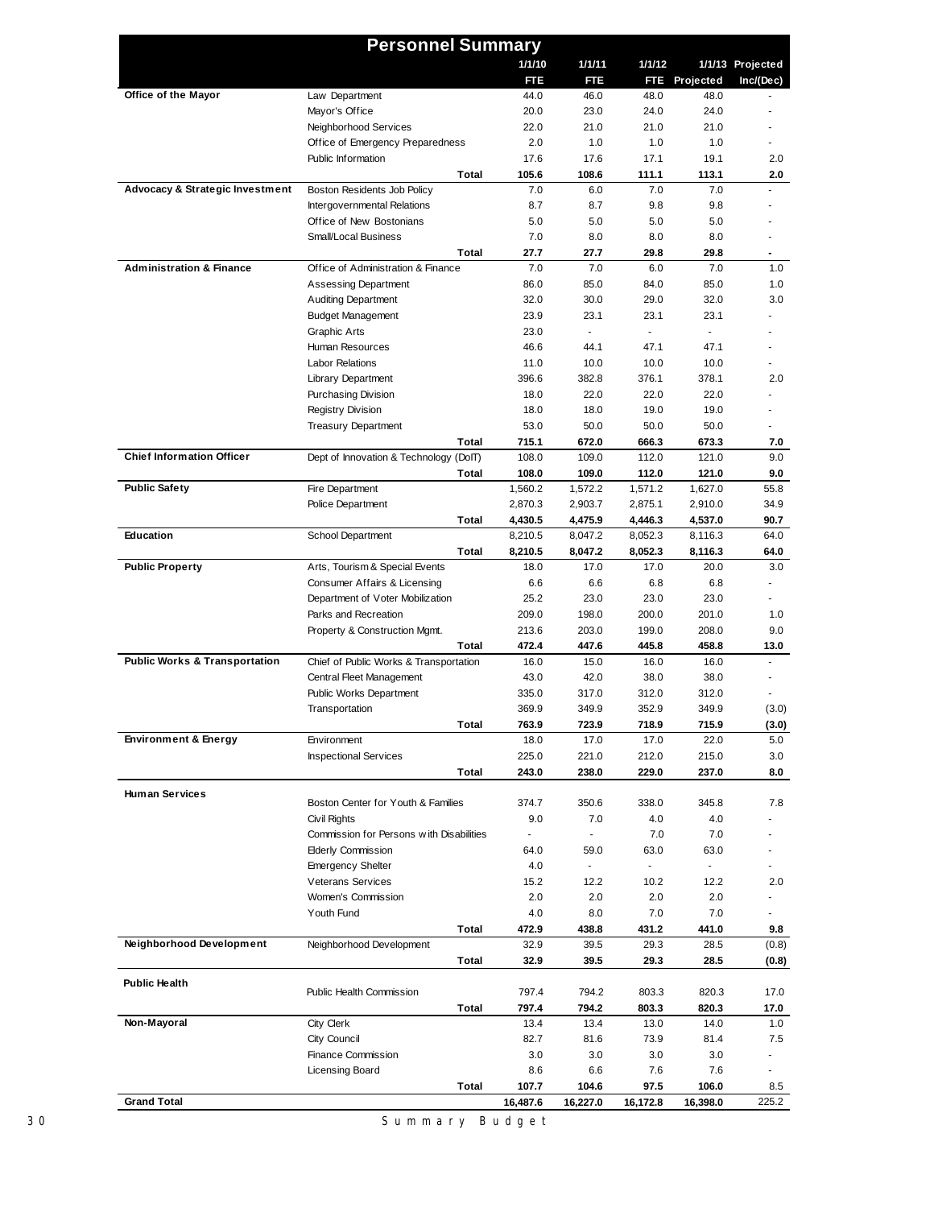# Personnel Summary

| | | 1/1/10 FTE | 1/1/11 FTE | 1/1/12 FTE | 1/1/13 Projected | Projected Inc/(Dec) |
|---|---|---|---|---|---|---|
| **Office of the Mayor** | Law Department | 44.0 | 46.0 | 48.0 | 48.0 | - |
| | Mayor's Office | 20.0 | 23.0 | 24.0 | 24.0 | - |
| | Neighborhood Services | 22.0 | 21.0 | 21.0 | 21.0 | - |
| | Office of Emergency Preparedness | 2.0 | 1.0 | 1.0 | 1.0 | - |
| | Public Information | 17.6 | 17.6 | 17.1 | 19.1 | 2.0 |
| | **Total** | **105.6** | **108.6** | **111.1** | **113.1** | **2.0** |
| **Advocacy & Strategic Investment** | Boston Residents Job Policy | 7.0 | 6.0 | 7.0 | 7.0 | - |
| | Intergovernmental Relations | 8.7 | 8.7 | 9.8 | 9.8 | - |
| | Office of New Bostonians | 5.0 | 5.0 | 5.0 | 5.0 | - |
| | Small/Local Business | 7.0 | 8.0 | 8.0 | 8.0 | - |
| | **Total** | **27.7** | **27.7** | **29.8** | **29.8** | **-** |
| **Administration & Finance** | Office of Administration & Finance | 7.0 | 7.0 | 6.0 | 7.0 | 1.0 |
| | Assessing Department | 86.0 | 85.0 | 84.0 | 85.0 | 1.0 |
| | Auditing Department | 32.0 | 30.0 | 29.0 | 32.0 | 3.0 |
| | Budget Management | 23.9 | 23.1 | 23.1 | 23.1 | - |
| | Graphic Arts | 23.0 | - | - | - | - |
| | Human Resources | 46.6 | 44.1 | 47.1 | 47.1 | - |
| | Labor Relations | 11.0 | 10.0 | 10.0 | 10.0 | - |
| | Library Department | 396.6 | 382.8 | 376.1 | 378.1 | 2.0 |
| | Purchasing Division | 18.0 | 22.0 | 22.0 | 22.0 | - |
| | Registry Division | 18.0 | 18.0 | 19.0 | 19.0 | - |
| | Treasury Department | 53.0 | 50.0 | 50.0 | 50.0 | - |
| | **Total** | **715.1** | **672.0** | **666.3** | **673.3** | **7.0** |
| **Chief Information Officer** | Dept of Innovation & Technology (DoIT) | 108.0 | 109.0 | 112.0 | 121.0 | 9.0 |
| | **Total** | **108.0** | **109.0** | **112.0** | **121.0** | **9.0** |
| **Public Safety** | Fire Department | 1,560.2 | 1,572.2 | 1,571.2 | 1,627.0 | 55.8 |
| | Police Department | 2,870.3 | 2,903.7 | 2,875.1 | 2,910.0 | 34.9 |
| | **Total** | **4,430.5** | **4,475.9** | **4,446.3** | **4,537.0** | **90.7** |
| **Education** | School Department | 8,210.5 | 8,047.2 | 8,052.3 | 8,116.3 | 64.0 |
| | **Total** | **8,210.5** | **8,047.2** | **8,052.3** | **8,116.3** | **64.0** |
| **Public Property** | Arts, Tourism & Special Events | 18.0 | 17.0 | 17.0 | 20.0 | 3.0 |
| | Consumer Affairs & Licensing | 6.6 | 6.6 | 6.8 | 6.8 | - |
| | Department of Voter Mobilization | 25.2 | 23.0 | 23.0 | 23.0 | - |
| | Parks and Recreation | 209.0 | 198.0 | 200.0 | 201.0 | 1.0 |
| | Property & Construction Mgmt. | 213.6 | 203.0 | 199.0 | 208.0 | 9.0 |
| | **Total** | **472.4** | **447.6** | **445.8** | **458.8** | **13.0** |
| **Public Works & Transportation** | Chief of Public Works & Transportation | 16.0 | 15.0 | 16.0 | 16.0 | - |
| | Central Fleet Management | 43.0 | 42.0 | 38.0 | 38.0 | - |
| | Public Works Department | 335.0 | 317.0 | 312.0 | 312.0 | - |
| | Transportation | 369.9 | 349.9 | 352.9 | 349.9 | (3.0) |
| | **Total** | **763.9** | **723.9** | **718.9** | **715.9** | **(3.0)** |
| **Environment & Energy** | Environment | 18.0 | 17.0 | 17.0 | 22.0 | 5.0 |
| | Inspectional Services | 225.0 | 221.0 | 212.0 | 215.0 | 3.0 |
| | **Total** | **243.0** | **238.0** | **229.0** | **237.0** | **8.0** |
| **Human Services** | Boston Center for Youth & Families | 374.7 | 350.6 | 338.0 | 345.8 | 7.8 |
| | Civil Rights | 9.0 | 7.0 | 4.0 | 4.0 | - |
| | Commission for Persons with Disabilities | - | - | 7.0 | 7.0 | - |
| | Elderly Commission | 64.0 | 59.0 | 63.0 | 63.0 | - |
| | Emergency Shelter | 4.0 | - | - | - | - |
| | Veterans Services | 15.2 | 12.2 | 10.2 | 12.2 | 2.0 |
| | Women's Commission | 2.0 | 2.0 | 2.0 | 2.0 | - |
| | Youth Fund | 4.0 | 8.0 | 7.0 | 7.0 | - |
| | **Total** | **472.9** | **438.8** | **431.2** | **441.0** | **9.8** |
| **Neighborhood Development** | Neighborhood Development | 32.9 | 39.5 | 29.3 | 28.5 | (0.8) |
| | **Total** | **32.9** | **39.5** | **29.3** | **28.5** | **(0.8)** |
| **Public Health** | Public Health Commission | 797.4 | 794.2 | 803.3 | 820.3 | 17.0 |
| | **Total** | **797.4** | **794.2** | **803.3** | **820.3** | **17.0** |
| **Non-Mayoral** | City Clerk | 13.4 | 13.4 | 13.0 | 14.0 | 1.0 |
| | City Council | 82.7 | 81.6 | 73.9 | 81.4 | 7.5 |
| | Finance Commission | 3.0 | 3.0 | 3.0 | 3.0 | - |
| | Licensing Board | 8.6 | 6.6 | 7.6 | 7.6 | - |
| | **Total** | **107.7** | **104.6** | **97.5** | **106.0** | 8.5 |
| **Grand Total** | | **16,487.6** | **16,227.0** | **16,172.8** | **16,398.0** | 225.2 |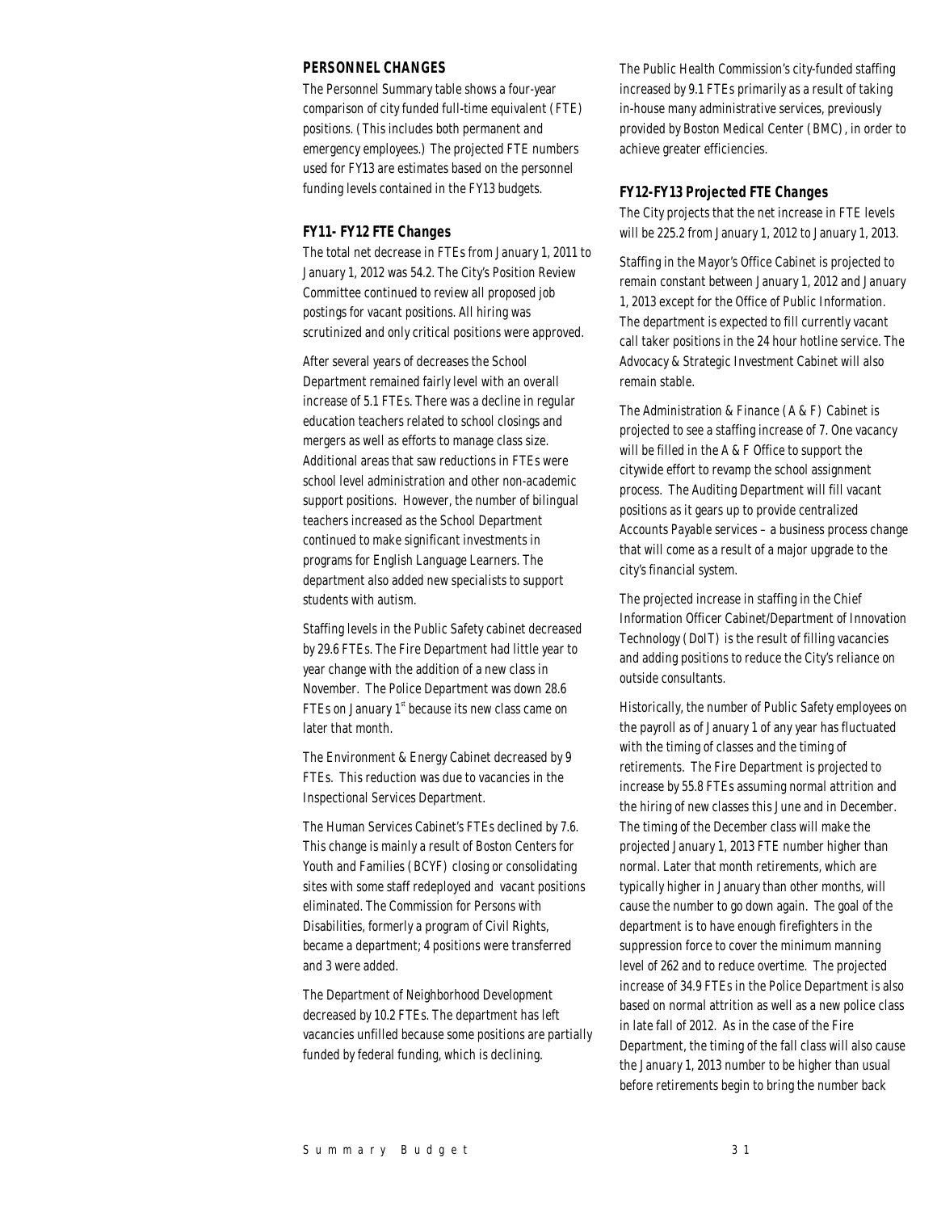## PERSONNEL CHANGES

The Personnel Summary table shows a four-year comparison of city funded full-time equivalent (FTE) positions. (This includes both permanent and emergency employees.) The projected FTE numbers used for FY13 are estimates based on the personnel funding levels contained in the FY13 budgets.

### FY11- FY12 FTE Changes

The total net decrease in FTEs from January 1, 2011 to January 1, 2012 was 54.2. The City's Position Review Committee continued to review all proposed job postings for vacant positions. All hiring was scrutinized and only critical positions were approved.

After several years of decreases the School Department remained fairly level with an overall increase of 5.1 FTEs. There was a decline in regular education teachers related to school closings and mergers as well as efforts to manage class size. Additional areas that saw reductions in FTEs were school level administration and other non-academic support positions. However, the number of bilingual teachers increased as the School Department continued to make significant investments in programs for English Language Learners. The department also added new specialists to support students with autism.

Staffing levels in the Public Safety cabinet decreased by 29.6 FTEs. The Fire Department had little year to year change with the addition of a new class in November. The Police Department was down 28.6 FTEs on January 1st because its new class came on later that month.

The Environment & Energy Cabinet decreased by 9 FTEs. This reduction was due to vacancies in the Inspectional Services Department.

The Human Services Cabinet's FTEs declined by 7.6. This change is mainly a result of Boston Centers for Youth and Families (BCYF) closing or consolidating sites with some staff redeployed and vacant positions eliminated. The Commission for Persons with Disabilities, formerly a program of Civil Rights, became a department; 4 positions were transferred and 3 were added.

The Department of Neighborhood Development decreased by 10.2 FTEs. The department has left vacancies unfilled because some positions are partially funded by federal funding, which is declining.

The Public Health Commission's city-funded staffing increased by 9.1 FTEs primarily as a result of taking in-house many administrative services, previously provided by Boston Medical Center (BMC), in order to achieve greater efficiencies.

### FY12-FY13 Projected FTE Changes

The City projects that the net increase in FTE levels will be 225.2 from January 1, 2012 to January 1, 2013.

Staffing in the Mayor's Office Cabinet is projected to remain constant between January 1, 2012 and January 1, 2013 except for the Office of Public Information. The department is expected to fill currently vacant call taker positions in the 24 hour hotline service. The Advocacy & Strategic Investment Cabinet will also remain stable.

The Administration & Finance (A & F) Cabinet is projected to see a staffing increase of 7. One vacancy will be filled in the A & F Office to support the citywide effort to revamp the school assignment process. The Auditing Department will fill vacant positions as it gears up to provide centralized Accounts Payable services – a business process change that will come as a result of a major upgrade to the city's financial system.

The projected increase in staffing in the Chief Information Officer Cabinet/Department of Innovation Technology (DoIT) is the result of filling vacancies and adding positions to reduce the City's reliance on outside consultants.

Historically, the number of Public Safety employees on the payroll as of January 1 of any year has fluctuated with the timing of classes and the timing of retirements. The Fire Department is projected to increase by 55.8 FTEs assuming normal attrition and the hiring of new classes this June and in December. The timing of the December class will make the projected January 1, 2013 FTE number higher than normal. Later that month retirements, which are typically higher in January than other months, will cause the number to go down again. The goal of the department is to have enough firefighters in the suppression force to cover the minimum manning level of 262 and to reduce overtime. The projected increase of 34.9 FTEs in the Police Department is also based on normal attrition as well as a new police class in late fall of 2012. As in the case of the Fire Department, the timing of the fall class will also cause the January 1, 2013 number to be higher than usual before retirements begin to bring the number back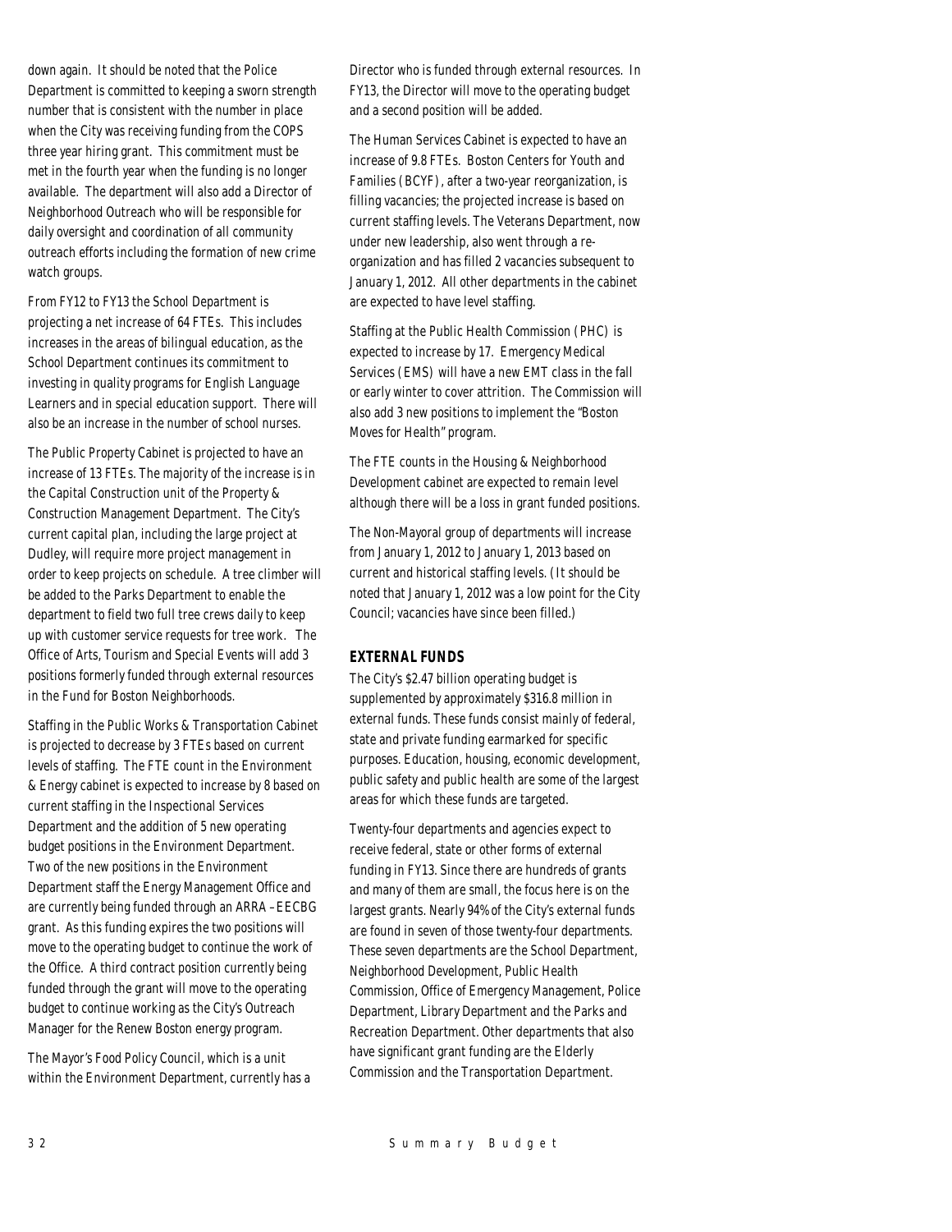down again. It should be noted that the Police Department is committed to keeping a sworn strength number that is consistent with the number in place when the City was receiving funding from the COPS three year hiring grant. This commitment must be met in the fourth year when the funding is no longer available. The department will also add a Director of Neighborhood Outreach who will be responsible for daily oversight and coordination of all community outreach efforts including the formation of new crime watch groups.

From FY12 to FY13 the School Department is projecting a net increase of 64 FTEs. This includes increases in the areas of bilingual education, as the School Department continues its commitment to investing in quality programs for English Language Learners and in special education support. There will also be an increase in the number of school nurses.

The Public Property Cabinet is projected to have an increase of 13 FTEs. The majority of the increase is in the Capital Construction unit of the Property & Construction Management Department. The City's current capital plan, including the large project at Dudley, will require more project management in order to keep projects on schedule. A tree climber will be added to the Parks Department to enable the department to field two full tree crews daily to keep up with customer service requests for tree work. The Office of Arts, Tourism and Special Events will add 3 positions formerly funded through external resources in the Fund for Boston Neighborhoods.

Staffing in the Public Works & Transportation Cabinet is projected to decrease by 3 FTEs based on current levels of staffing. The FTE count in the Environment & Energy cabinet is expected to increase by 8 based on current staffing in the Inspectional Services Department and the addition of 5 new operating budget positions in the Environment Department. Two of the new positions in the Environment Department staff the Energy Management Office and are currently being funded through an ARRA – EECBG grant. As this funding expires the two positions will move to the operating budget to continue the work of the Office. A third contract position currently being funded through the grant will move to the operating budget to continue working as the City's Outreach Manager for the Renew Boston energy program.

The Mayor's Food Policy Council, which is a unit within the Environment Department, currently has a Director who is funded through external resources. In FY13, the Director will move to the operating budget and a second position will be added.

The Human Services Cabinet is expected to have an increase of 9.8 FTEs. Boston Centers for Youth and Families (BCYF), after a two-year reorganization, is filling vacancies; the projected increase is based on current staffing levels. The Veterans Department, now under new leadership, also went through a re-organization and has filled 2 vacancies subsequent to January 1, 2012. All other departments in the cabinet are expected to have level staffing.

Staffing at the Public Health Commission (PHC) is expected to increase by 17. Emergency Medical Services (EMS) will have a new EMT class in the fall or early winter to cover attrition. The Commission will also add 3 new positions to implement the "Boston Moves for Health" program.

The FTE counts in the Housing & Neighborhood Development cabinet are expected to remain level although there will be a loss in grant funded positions.

The Non-Mayoral group of departments will increase from January 1, 2012 to January 1, 2013 based on current and historical staffing levels. (It should be noted that January 1, 2012 was a low point for the City Council; vacancies have since been filled.)

## EXTERNAL FUNDS

The City's $2.47 billion operating budget is supplemented by approximately $316.8 million in external funds. These funds consist mainly of federal, state and private funding earmarked for specific purposes. Education, housing, economic development, public safety and public health are some of the largest areas for which these funds are targeted.

Twenty-four departments and agencies expect to receive federal, state or other forms of external funding in FY13. Since there are hundreds of grants and many of them are small, the focus here is on the largest grants. Nearly 94% of the City's external funds are found in seven of those twenty-four departments. These seven departments are the School Department, Neighborhood Development, Public Health Commission, Office of Emergency Management, Police Department, Library Department and the Parks and Recreation Department. Other departments that also have significant grant funding are the Elderly Commission and the Transportation Department.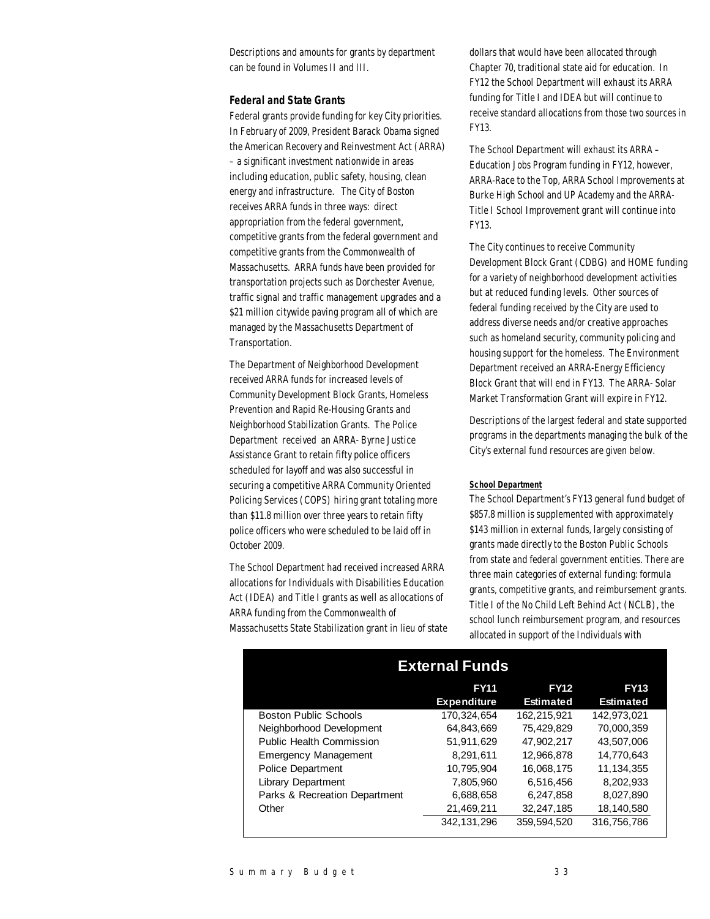Descriptions and amounts for grants by department can be found in Volumes II and III.

### *Federal and State Grants*

Federal grants provide funding for key City priorities. In February of 2009, President Barack Obama signed the American Recovery and Reinvestment Act (ARRA) – a significant investment nationwide in areas including education, public safety, housing, clean energy and infrastructure. The City of Boston receives ARRA funds in three ways: direct appropriation from the federal government, competitive grants from the federal government and competitive grants from the Commonwealth of Massachusetts. ARRA funds have been provided for transportation projects such as Dorchester Avenue, traffic signal and traffic management upgrades and a $21 million citywide paving program all of which are managed by the Massachusetts Department of Transportation.

The Department of Neighborhood Development received ARRA funds for increased levels of Community Development Block Grants, Homeless Prevention and Rapid Re-Housing Grants and Neighborhood Stabilization Grants. The Police Department received an ARRA- Byrne Justice Assistance Grant to retain fifty police officers scheduled for layoff and was also successful in securing a competitive ARRA Community Oriented Policing Services (COPS) hiring grant totaling more than $11.8 million over three years to retain fifty police officers who were scheduled to be laid off in October 2009.

The School Department had received increased ARRA allocations for Individuals with Disabilities Education Act (IDEA) and Title I grants as well as allocations of ARRA funding from the Commonwealth of Massachusetts State Stabilization grant in lieu of state dollars that would have been allocated through Chapter 70, traditional state aid for education. In FY12 the School Department will exhaust its ARRA funding for Title I and IDEA but will continue to receive standard allocations from those two sources in FY13.

The School Department will exhaust its ARRA – Education Jobs Program funding in FY12, however, ARRA-Race to the Top, ARRA School Improvements at Burke High School and UP Academy and the ARRA-Title I School Improvement grant will continue into FY13.

The City continues to receive Community Development Block Grant (CDBG) and HOME funding for a variety of neighborhood development activities but at reduced funding levels. Other sources of federal funding received by the City are used to address diverse needs and/or creative approaches such as homeland security, community policing and housing support for the homeless. The Environment Department received an ARRA-Energy Efficiency Block Grant that will end in FY13. The ARRA- Solar Market Transformation Grant will expire in FY12.

Descriptions of the largest federal and state supported programs in the departments managing the bulk of the City's external fund resources are given below.

#### *School Department*

The School Department's FY13 general fund budget of $857.8 million is supplemented with approximately $143 million in external funds, largely consisting of grants made directly to the Boston Public Schools from state and federal government entities. There are three main categories of external funding: formula grants, competitive grants, and reimbursement grants. Title I of the No Child Left Behind Act (NCLB), the school lunch reimbursement program, and resources allocated in support of the Individuals with

**External Funds**

| | FY11 Expenditure | FY12 Estimated | FY13 Estimated |
|---|---|---|---|
| Boston Public Schools | 170,324,654 | 162,215,921 | 142,973,021 |
| Neighborhood Development | 64,843,669 | 75,429,829 | 70,000,359 |
| Public Health Commission | 51,911,629 | 47,902,217 | 43,507,006 |
| Emergency Management | 8,291,611 | 12,966,878 | 14,770,643 |
| Police Department | 10,795,904 | 16,068,175 | 11,134,355 |
| Library Department | 7,805,960 | 6,516,456 | 8,202,933 |
| Parks & Recreation Department | 6,688,658 | 6,247,858 | 8,027,890 |
| Other | 21,469,211 | 32,247,185 | 18,140,580 |
| | 342,131,296 | 359,594,520 | 316,756,786 |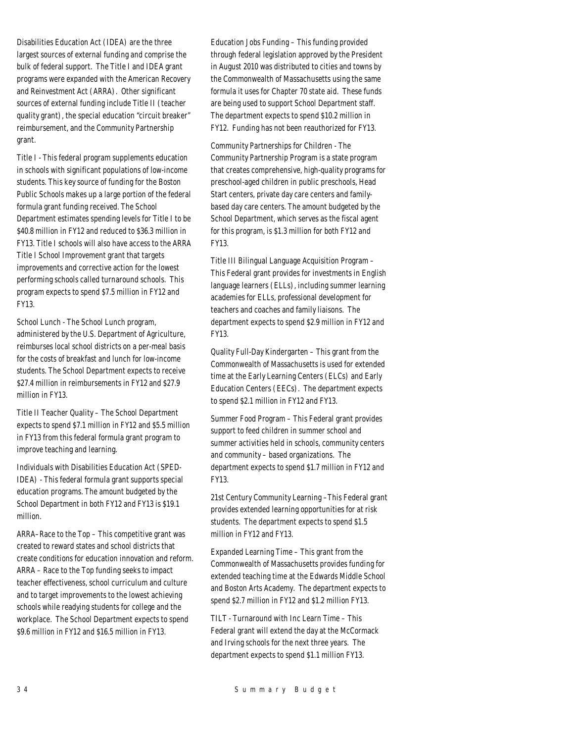Disabilities Education Act (IDEA) are the three largest sources of external funding and comprise the bulk of federal support. The Title I and IDEA grant programs were expanded with the American Recovery and Reinvestment Act (ARRA). Other significant sources of external funding include Title II (teacher quality grant), the special education "circuit breaker" reimbursement, and the Community Partnership grant.

Title I - This federal program supplements education in schools with significant populations of low-income students. This key source of funding for the Boston Public Schools makes up a large portion of the federal formula grant funding received. The School Department estimates spending levels for Title I to be $40.8 million in FY12 and reduced to $36.3 million in FY13. Title I schools will also have access to the ARRA Title I School Improvement grant that targets improvements and corrective action for the lowest performing schools called turnaround schools. This program expects to spend $7.5 million in FY12 and FY13.

School Lunch - The School Lunch program, administered by the U.S. Department of Agriculture, reimburses local school districts on a per-meal basis for the costs of breakfast and lunch for low-income students. The School Department expects to receive $27.4 million in reimbursements in FY12 and $27.9 million in FY13.

Title II Teacher Quality – The School Department expects to spend $7.1 million in FY12 and $5.5 million in FY13 from this federal formula grant program to improve teaching and learning.

Individuals with Disabilities Education Act (SPED-IDEA) - This federal formula grant supports special education programs. The amount budgeted by the School Department in both FY12 and FY13 is $19.1 million.

ARRA–Race to the Top – This competitive grant was created to reward states and school districts that create conditions for education innovation and reform. ARRA – Race to the Top funding seeks to impact teacher effectiveness, school curriculum and culture and to target improvements to the lowest achieving schools while readying students for college and the workplace. The School Department expects to spend $9.6 million in FY12 and $16.5 million in FY13.

Education Jobs Funding – This funding provided through federal legislation approved by the President in August 2010 was distributed to cities and towns by the Commonwealth of Massachusetts using the same formula it uses for Chapter 70 state aid. These funds are being used to support School Department staff. The department expects to spend $10.2 million in FY12. Funding has not been reauthorized for FY13.

Community Partnerships for Children - The Community Partnership Program is a state program that creates comprehensive, high-quality programs for preschool-aged children in public preschools, Head Start centers, private day care centers and family-based day care centers. The amount budgeted by the School Department, which serves as the fiscal agent for this program, is $1.3 million for both FY12 and FY13.

Title III Bilingual Language Acquisition Program – This Federal grant provides for investments in English language learners (ELLs), including summer learning academies for ELLs, professional development for teachers and coaches and family liaisons. The department expects to spend $2.9 million in FY12 and FY13.

Quality Full-Day Kindergarten – This grant from the Commonwealth of Massachusetts is used for extended time at the Early Learning Centers (ELCs) and Early Education Centers (EECs). The department expects to spend $2.1 million in FY12 and FY13.

Summer Food Program – This Federal grant provides support to feed children in summer school and summer activities held in schools, community centers and community – based organizations. The department expects to spend $1.7 million in FY12 and FY13.

21st Century Community Learning –This Federal grant provides extended learning opportunities for at risk students. The department expects to spend $1.5 million in FY12 and FY13.

Expanded Learning Time – This grant from the Commonwealth of Massachusetts provides funding for extended teaching time at the Edwards Middle School and Boston Arts Academy. The department expects to spend $2.7 million in FY12 and $1.2 million FY13.

TILT - Turnaround with Inc Learn Time – This Federal grant will extend the day at the McCormack and Irving schools for the next three years. The department expects to spend $1.1 million FY13.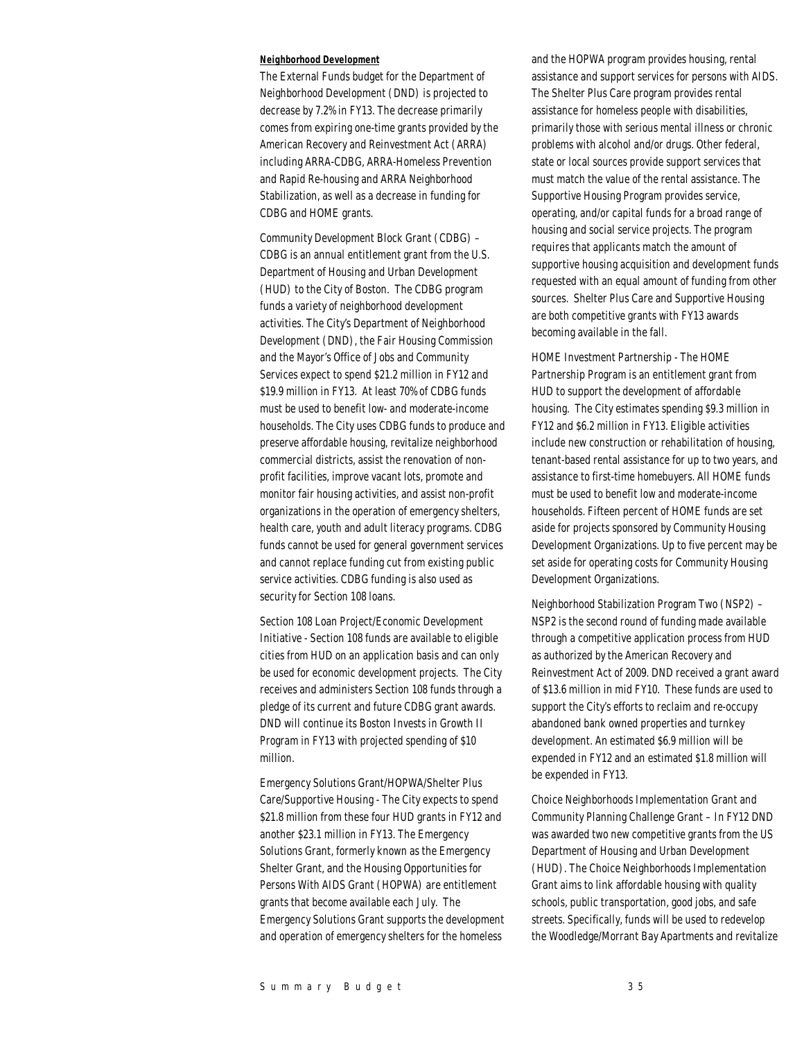#### ***Neighborhood Development***

The External Funds budget for the Department of Neighborhood Development (DND) is projected to decrease by 7.2% in FY13. The decrease primarily comes from expiring one-time grants provided by the American Recovery and Reinvestment Act (ARRA) including ARRA-CDBG, ARRA-Homeless Prevention and Rapid Re-housing and ARRA Neighborhood Stabilization, as well as a decrease in funding for CDBG and HOME grants.

Community Development Block Grant (CDBG) – CDBG is an annual entitlement grant from the U.S. Department of Housing and Urban Development (HUD) to the City of Boston. The CDBG program funds a variety of neighborhood development activities. The City's Department of Neighborhood Development (DND), the Fair Housing Commission and the Mayor's Office of Jobs and Community Services expect to spend $21.2 million in FY12 and $19.9 million in FY13. At least 70% of CDBG funds must be used to benefit low- and moderate-income households. The City uses CDBG funds to produce and preserve affordable housing, revitalize neighborhood commercial districts, assist the renovation of non-profit facilities, improve vacant lots, promote and monitor fair housing activities, and assist non-profit organizations in the operation of emergency shelters, health care, youth and adult literacy programs. CDBG funds cannot be used for general government services and cannot replace funding cut from existing public service activities. CDBG funding is also used as security for Section 108 loans.

Section 108 Loan Project/Economic Development Initiative - Section 108 funds are available to eligible cities from HUD on an application basis and can only be used for economic development projects. The City receives and administers Section 108 funds through a pledge of its current and future CDBG grant awards. DND will continue its Boston Invests in Growth II Program in FY13 with projected spending of $10 million.

Emergency Solutions Grant/HOPWA/Shelter Plus Care/Supportive Housing - The City expects to spend $21.8 million from these four HUD grants in FY12 and another $23.1 million in FY13. The Emergency Solutions Grant, formerly known as the Emergency Shelter Grant, and the Housing Opportunities for Persons With AIDS Grant (HOPWA) are entitlement grants that become available each July. The Emergency Solutions Grant supports the development and operation of emergency shelters for the homeless and the HOPWA program provides housing, rental assistance and support services for persons with AIDS. The Shelter Plus Care program provides rental assistance for homeless people with disabilities, primarily those with serious mental illness or chronic problems with alcohol and/or drugs. Other federal, state or local sources provide support services that must match the value of the rental assistance. The Supportive Housing Program provides service, operating, and/or capital funds for a broad range of housing and social service projects. The program requires that applicants match the amount of supportive housing acquisition and development funds requested with an equal amount of funding from other sources. Shelter Plus Care and Supportive Housing are both competitive grants with FY13 awards becoming available in the fall.

HOME Investment Partnership - The HOME Partnership Program is an entitlement grant from HUD to support the development of affordable housing. The City estimates spending $9.3 million in FY12 and $6.2 million in FY13. Eligible activities include new construction or rehabilitation of housing, tenant-based rental assistance for up to two years, and assistance to first-time homebuyers. All HOME funds must be used to benefit low and moderate-income households. Fifteen percent of HOME funds are set aside for projects sponsored by Community Housing Development Organizations. Up to five percent may be set aside for operating costs for Community Housing Development Organizations.

Neighborhood Stabilization Program Two (NSP2) – NSP2 is the second round of funding made available through a competitive application process from HUD as authorized by the American Recovery and Reinvestment Act of 2009. DND received a grant award of $13.6 million in mid FY10. These funds are used to support the City's efforts to reclaim and re-occupy abandoned bank owned properties and turnkey development. An estimated $6.9 million will be expended in FY12 and an estimated $1.8 million will be expended in FY13.

Choice Neighborhoods Implementation Grant and Community Planning Challenge Grant – In FY12 DND was awarded two new competitive grants from the US Department of Housing and Urban Development (HUD). The Choice Neighborhoods Implementation Grant aims to link affordable housing with quality schools, public transportation, good jobs, and safe streets. Specifically, funds will be used to redevelop the Woodledge/Morrant Bay Apartments and revitalize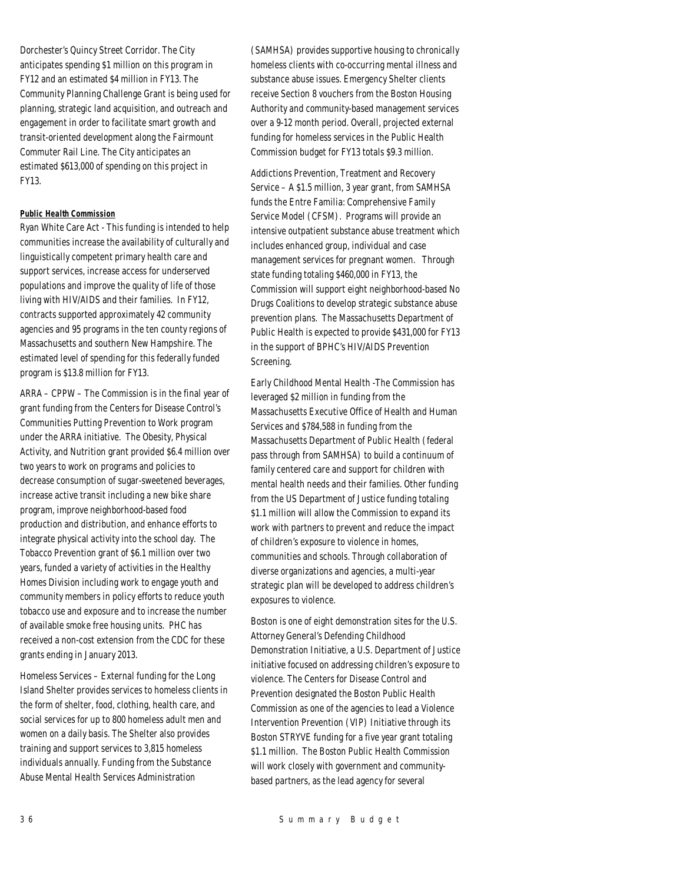Dorchester's Quincy Street Corridor. The City anticipates spending $1 million on this program in FY12 and an estimated $4 million in FY13. The Community Planning Challenge Grant is being used for planning, strategic land acquisition, and outreach and engagement in order to facilitate smart growth and transit-oriented development along the Fairmount Commuter Rail Line. The City anticipates an estimated $613,000 of spending on this project in FY13.

***Public Health Commission***

Ryan White Care Act - This funding is intended to help communities increase the availability of culturally and linguistically competent primary health care and support services, increase access for underserved populations and improve the quality of life of those living with HIV/AIDS and their families. In FY12, contracts supported approximately 42 community agencies and 95 programs in the ten county regions of Massachusetts and southern New Hampshire. The estimated level of spending for this federally funded program is $13.8 million for FY13.

ARRA – CPPW – The Commission is in the final year of grant funding from the Centers for Disease Control's Communities Putting Prevention to Work program under the ARRA initiative. The Obesity, Physical Activity, and Nutrition grant provided $6.4 million over two years to work on programs and policies to decrease consumption of sugar-sweetened beverages, increase active transit including a new bike share program, improve neighborhood-based food production and distribution, and enhance efforts to integrate physical activity into the school day. The Tobacco Prevention grant of $6.1 million over two years, funded a variety of activities in the Healthy Homes Division including work to engage youth and community members in policy efforts to reduce youth tobacco use and exposure and to increase the number of available smoke free housing units. PHC has received a non-cost extension from the CDC for these grants ending in January 2013.

Homeless Services – External funding for the Long Island Shelter provides services to homeless clients in the form of shelter, food, clothing, health care, and social services for up to 800 homeless adult men and women on a daily basis. The Shelter also provides training and support services to 3,815 homeless individuals annually. Funding from the Substance Abuse Mental Health Services Administration (SAMHSA) provides supportive housing to chronically homeless clients with co-occurring mental illness and substance abuse issues. Emergency Shelter clients receive Section 8 vouchers from the Boston Housing Authority and community-based management services over a 9-12 month period. Overall, projected external funding for homeless services in the Public Health Commission budget for FY13 totals $9.3 million.

Addictions Prevention, Treatment and Recovery Service – A $1.5 million, 3 year grant, from SAMHSA funds the Entre Familia: Comprehensive Family Service Model (CFSM). Programs will provide an intensive outpatient substance abuse treatment which includes enhanced group, individual and case management services for pregnant women. Through state funding totaling $460,000 in FY13, the Commission will support eight neighborhood-based No Drugs Coalitions to develop strategic substance abuse prevention plans. The Massachusetts Department of Public Health is expected to provide $431,000 for FY13 in the support of BPHC's HIV/AIDS Prevention Screening.

Early Childhood Mental Health -The Commission has leveraged $2 million in funding from the Massachusetts Executive Office of Health and Human Services and $784,588 in funding from the Massachusetts Department of Public Health (federal pass through from SAMHSA) to build a continuum of family centered care and support for children with mental health needs and their families. Other funding from the US Department of Justice funding totaling $1.1 million will allow the Commission to expand its work with partners to prevent and reduce the impact of children's exposure to violence in homes, communities and schools. Through collaboration of diverse organizations and agencies, a multi-year strategic plan will be developed to address children's exposures to violence.

Boston is one of eight demonstration sites for the U.S. Attorney General's Defending Childhood Demonstration Initiative, a U.S. Department of Justice initiative focused on addressing children's exposure to violence. The Centers for Disease Control and Prevention designated the Boston Public Health Commission as one of the agencies to lead a Violence Intervention Prevention (VIP) Initiative through its Boston STRYVE funding for a five year grant totaling $1.1 million. The Boston Public Health Commission will work closely with government and community-based partners, as the lead agency for several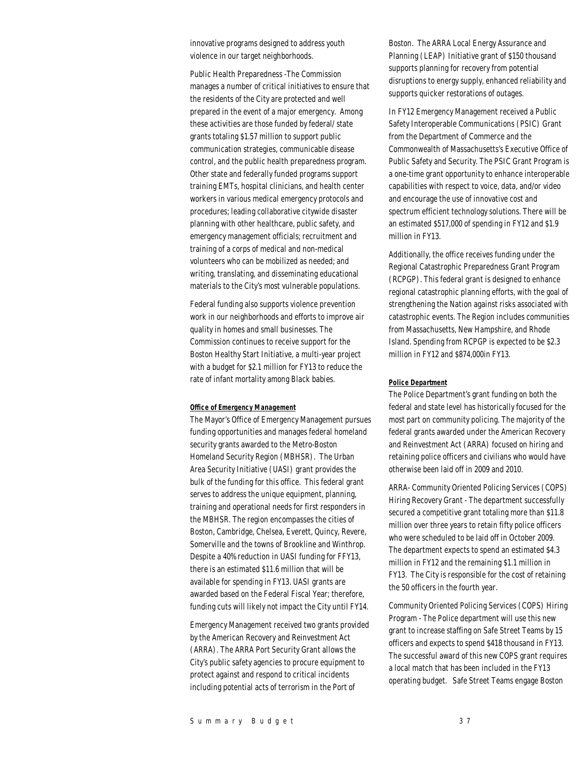innovative programs designed to address youth violence in our target neighborhoods.

Public Health Preparedness -The Commission manages a number of critical initiatives to ensure that the residents of the City are protected and well prepared in the event of a major emergency. Among these activities are those funded by federal/state grants totaling $1.57 million to support public communication strategies, communicable disease control, and the public health preparedness program. Other state and federally funded programs support training EMTs, hospital clinicians, and health center workers in various medical emergency protocols and procedures; leading collaborative citywide disaster planning with other healthcare, public safety, and emergency management officials; recruitment and training of a corps of medical and non-medical volunteers who can be mobilized as needed; and writing, translating, and disseminating educational materials to the City's most vulnerable populations.

Federal funding also supports violence prevention work in our neighborhoods and efforts to improve air quality in homes and small businesses. The Commission continues to receive support for the Boston Healthy Start Initiative, a multi-year project with a budget for $2.1 million for FY13 to reduce the rate of infant mortality among Black babies.

**Office of Emergency Management**

The Mayor's Office of Emergency Management pursues funding opportunities and manages federal homeland security grants awarded to the Metro-Boston Homeland Security Region (MBHSR). The Urban Area Security Initiative (UASI) grant provides the bulk of the funding for this office. This federal grant serves to address the unique equipment, planning, training and operational needs for first responders in the MBHSR. The region encompasses the cities of Boston, Cambridge, Chelsea, Everett, Quincy, Revere, Somerville and the towns of Brookline and Winthrop. Despite a 40% reduction in UASI funding for FFY13, there is an estimated $11.6 million that will be available for spending in FY13. UASI grants are awarded based on the Federal Fiscal Year; therefore, funding cuts will likely not impact the City until FY14.

Emergency Management received two grants provided by the American Recovery and Reinvestment Act (ARRA). The ARRA Port Security Grant allows the City's public safety agencies to procure equipment to protect against and respond to critical incidents including potential acts of terrorism in the Port of Boston. The ARRA Local Energy Assurance and Planning (LEAP) Initiative grant of $150 thousand supports planning for recovery from potential disruptions to energy supply, enhanced reliability and supports quicker restorations of outages.

In FY12 Emergency Management received a Public Safety Interoperable Communications (PSIC) Grant from the Department of Commerce and the Commonwealth of Massachusetts's Executive Office of Public Safety and Security. The PSIC Grant Program is a one-time grant opportunity to enhance interoperable capabilities with respect to voice, data, and/or video and encourage the use of innovative cost and spectrum efficient technology solutions. There will be an estimated $517,000 of spending in FY12 and $1.9 million in FY13.

Additionally, the office receives funding under the Regional Catastrophic Preparedness Grant Program (RCPGP). This federal grant is designed to enhance regional catastrophic planning efforts, with the goal of strengthening the Nation against risks associated with catastrophic events. The Region includes communities from Massachusetts, New Hampshire, and Rhode Island. Spending from RCPGP is expected to be $2.3 million in FY12 and $874,000in FY13.

**Police Department**

The Police Department's grant funding on both the federal and state level has historically focused for the most part on community policing. The majority of the federal grants awarded under the American Recovery and Reinvestment Act (ARRA) focused on hiring and retaining police officers and civilians who would have otherwise been laid off in 2009 and 2010.

ARRA- Community Oriented Policing Services (COPS) Hiring Recovery Grant - The department successfully secured a competitive grant totaling more than $11.8 million over three years to retain fifty police officers who were scheduled to be laid off in October 2009. The department expects to spend an estimated $4.3 million in FY12 and the remaining $1.1 million in FY13. The City is responsible for the cost of retaining the 50 officers in the fourth year.

Community Oriented Policing Services (COPS) Hiring Program - The Police department will use this new grant to increase staffing on Safe Street Teams by 15 officers and expects to spend $418 thousand in FY13. The successful award of this new COPS grant requires a local match that has been included in the FY13 operating budget. Safe Street Teams engage Boston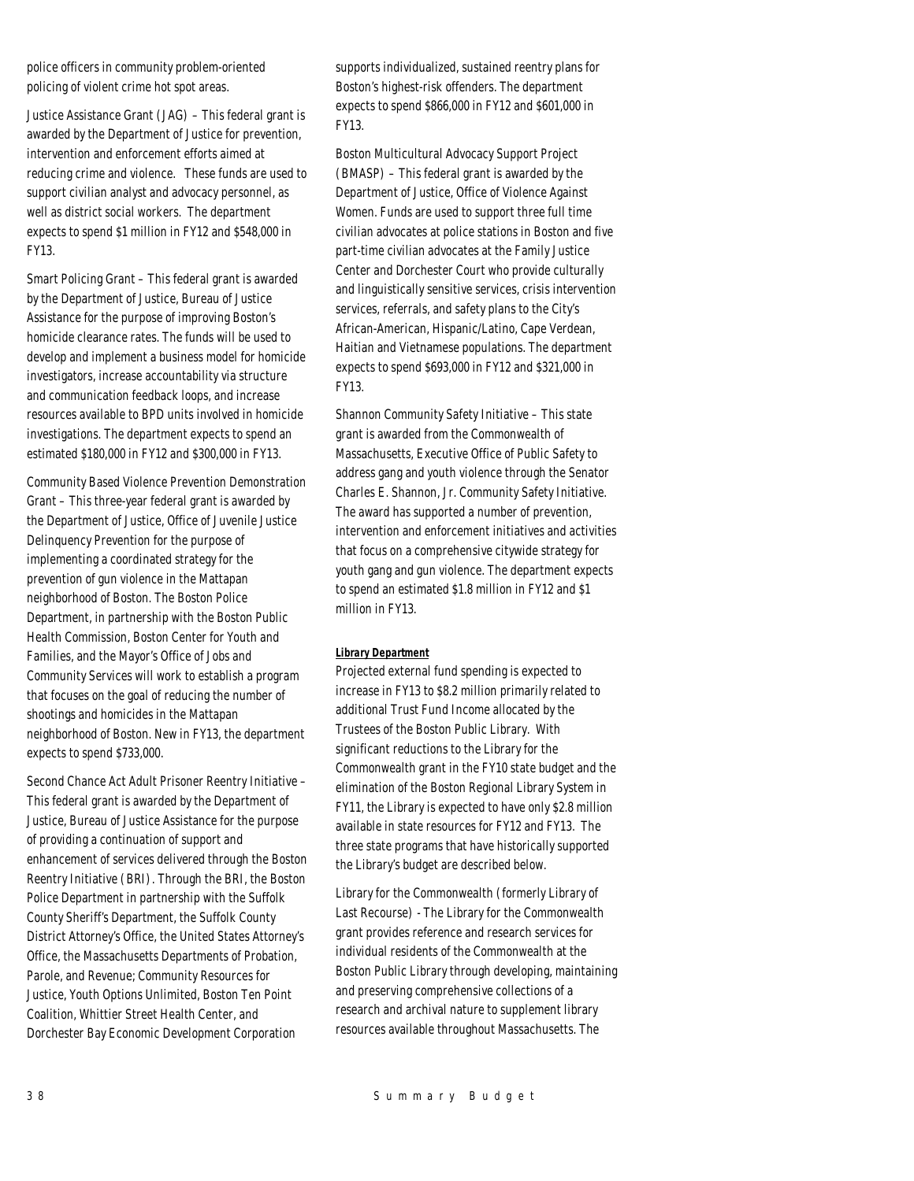police officers in community problem-oriented policing of violent crime hot spot areas.

Justice Assistance Grant (JAG) – This federal grant is awarded by the Department of Justice for prevention, intervention and enforcement efforts aimed at reducing crime and violence. These funds are used to support civilian analyst and advocacy personnel, as well as district social workers. The department expects to spend $1 million in FY12 and $548,000 in FY13.

Smart Policing Grant – This federal grant is awarded by the Department of Justice, Bureau of Justice Assistance for the purpose of improving Boston's homicide clearance rates. The funds will be used to develop and implement a business model for homicide investigators, increase accountability via structure and communication feedback loops, and increase resources available to BPD units involved in homicide investigations. The department expects to spend an estimated $180,000 in FY12 and $300,000 in FY13.

Community Based Violence Prevention Demonstration Grant – This three-year federal grant is awarded by the Department of Justice, Office of Juvenile Justice Delinquency Prevention for the purpose of implementing a coordinated strategy for the prevention of gun violence in the Mattapan neighborhood of Boston. The Boston Police Department, in partnership with the Boston Public Health Commission, Boston Center for Youth and Families, and the Mayor's Office of Jobs and Community Services will work to establish a program that focuses on the goal of reducing the number of shootings and homicides in the Mattapan neighborhood of Boston. New in FY13, the department expects to spend $733,000.

Second Chance Act Adult Prisoner Reentry Initiative – This federal grant is awarded by the Department of Justice, Bureau of Justice Assistance for the purpose of providing a continuation of support and enhancement of services delivered through the Boston Reentry Initiative (BRI). Through the BRI, the Boston Police Department in partnership with the Suffolk County Sheriff's Department, the Suffolk County District Attorney's Office, the United States Attorney's Office, the Massachusetts Departments of Probation, Parole, and Revenue; Community Resources for Justice, Youth Options Unlimited, Boston Ten Point Coalition, Whittier Street Health Center, and Dorchester Bay Economic Development Corporation supports individualized, sustained reentry plans for Boston's highest-risk offenders. The department expects to spend $866,000 in FY12 and $601,000 in FY13.

Boston Multicultural Advocacy Support Project (BMASP) – This federal grant is awarded by the Department of Justice, Office of Violence Against Women. Funds are used to support three full time civilian advocates at police stations in Boston and five part-time civilian advocates at the Family Justice Center and Dorchester Court who provide culturally and linguistically sensitive services, crisis intervention services, referrals, and safety plans to the City's African-American, Hispanic/Latino, Cape Verdean, Haitian and Vietnamese populations. The department expects to spend $693,000 in FY12 and $321,000 in FY13.

Shannon Community Safety Initiative – This state grant is awarded from the Commonwealth of Massachusetts, Executive Office of Public Safety to address gang and youth violence through the Senator Charles E. Shannon, Jr. Community Safety Initiative. The award has supported a number of prevention, intervention and enforcement initiatives and activities that focus on a comprehensive citywide strategy for youth gang and gun violence. The department expects to spend an estimated $1.8 million in FY12 and $1 million in FY13.

***Library Department***

Projected external fund spending is expected to increase in FY13 to $8.2 million primarily related to additional Trust Fund Income allocated by the Trustees of the Boston Public Library. With significant reductions to the Library for the Commonwealth grant in the FY10 state budget and the elimination of the Boston Regional Library System in FY11, the Library is expected to have only $2.8 million available in state resources for FY12 and FY13. The three state programs that have historically supported the Library's budget are described below.

Library for the Commonwealth (formerly Library of Last Recourse) - The Library for the Commonwealth grant provides reference and research services for individual residents of the Commonwealth at the Boston Public Library through developing, maintaining and preserving comprehensive collections of a research and archival nature to supplement library resources available throughout Massachusetts. The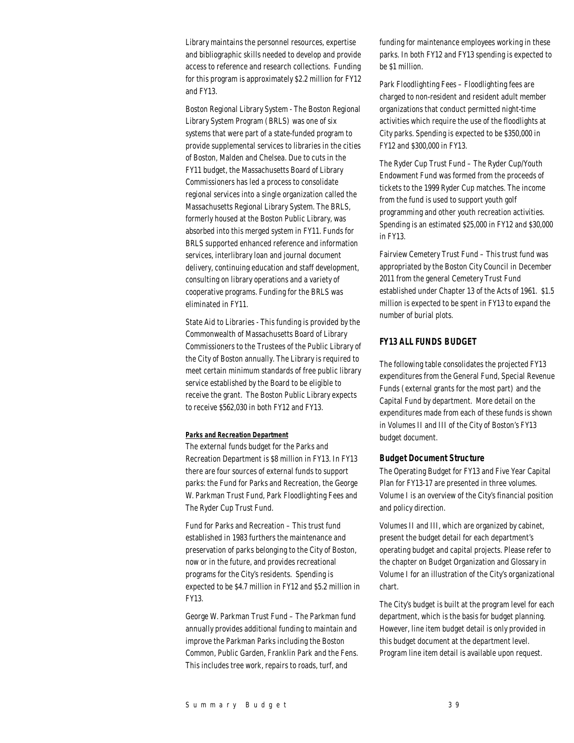Library maintains the personnel resources, expertise and bibliographic skills needed to develop and provide access to reference and research collections. Funding for this program is approximately $2.2 million for FY12 and FY13.

Boston Regional Library System - The Boston Regional Library System Program (BRLS) was one of six systems that were part of a state-funded program to provide supplemental services to libraries in the cities of Boston, Malden and Chelsea. Due to cuts in the FY11 budget, the Massachusetts Board of Library Commissioners has led a process to consolidate regional services into a single organization called the Massachusetts Regional Library System. The BRLS, formerly housed at the Boston Public Library, was absorbed into this merged system in FY11. Funds for BRLS supported enhanced reference and information services, interlibrary loan and journal document delivery, continuing education and staff development, consulting on library operations and a variety of cooperative programs. Funding for the BRLS was eliminated in FY11.

State Aid to Libraries - This funding is provided by the Commonwealth of Massachusetts Board of Library Commissioners to the Trustees of the Public Library of the City of Boston annually. The Library is required to meet certain minimum standards of free public library service established by the Board to be eligible to receive the grant. The Boston Public Library expects to receive $562,030 in both FY12 and FY13.

***Parks and Recreation Department***

The external funds budget for the Parks and Recreation Department is $8 million in FY13. In FY13 there are four sources of external funds to support parks: the Fund for Parks and Recreation, the George W. Parkman Trust Fund, Park Floodlighting Fees and The Ryder Cup Trust Fund.

Fund for Parks and Recreation – This trust fund established in 1983 furthers the maintenance and preservation of parks belonging to the City of Boston, now or in the future, and provides recreational programs for the City's residents. Spending is expected to be $4.7 million in FY12 and $5.2 million in FY13.

George W. Parkman Trust Fund – The Parkman fund annually provides additional funding to maintain and improve the Parkman Parks including the Boston Common, Public Garden, Franklin Park and the Fens. This includes tree work, repairs to roads, turf, and funding for maintenance employees working in these parks. In both FY12 and FY13 spending is expected to be $1 million.

Park Floodlighting Fees – Floodlighting fees are charged to non-resident and resident adult member organizations that conduct permitted night-time activities which require the use of the floodlights at City parks. Spending is expected to be $350,000 in FY12 and $300,000 in FY13.

The Ryder Cup Trust Fund – The Ryder Cup/Youth Endowment Fund was formed from the proceeds of tickets to the 1999 Ryder Cup matches. The income from the fund is used to support youth golf programming and other youth recreation activities. Spending is an estimated $25,000 in FY12 and $30,000 in FY13.

Fairview Cemetery Trust Fund – This trust fund was appropriated by the Boston City Council in December 2011 from the general Cemetery Trust Fund established under Chapter 13 of the Acts of 1961. $1.5 million is expected to be spent in FY13 to expand the number of burial plots.

## FY13 ALL FUNDS BUDGET

The following table consolidates the projected FY13 expenditures from the General Fund, Special Revenue Funds (external grants for the most part) and the Capital Fund by department. More detail on the expenditures made from each of these funds is shown in Volumes II and III of the City of Boston's FY13 budget document.

### Budget Document Structure

The Operating Budget for FY13 and Five Year Capital Plan for FY13-17 are presented in three volumes. Volume I is an overview of the City's financial position and policy direction.

Volumes II and III, which are organized by cabinet, present the budget detail for each department's operating budget and capital projects. Please refer to the chapter on Budget Organization and Glossary in Volume I for an illustration of the City's organizational chart.

The City's budget is built at the program level for each department, which is the basis for budget planning. However, line item budget detail is only provided in this budget document at the department level. Program line item detail is available upon request.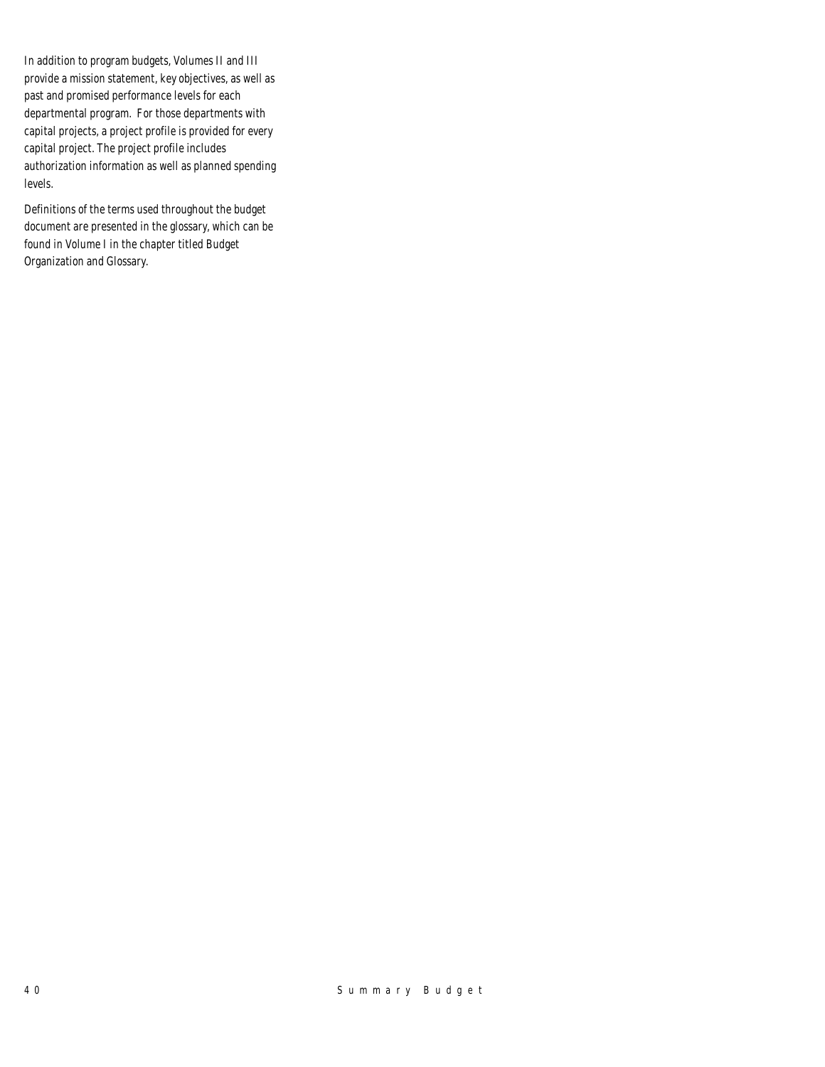In addition to program budgets, Volumes II and III provide a mission statement, key objectives, as well as past and promised performance levels for each departmental program. For those departments with capital projects, a project profile is provided for every capital project. The project profile includes authorization information as well as planned spending levels.

Definitions of the terms used throughout the budget document are presented in the glossary, which can be found in Volume I in the chapter titled Budget Organization and Glossary.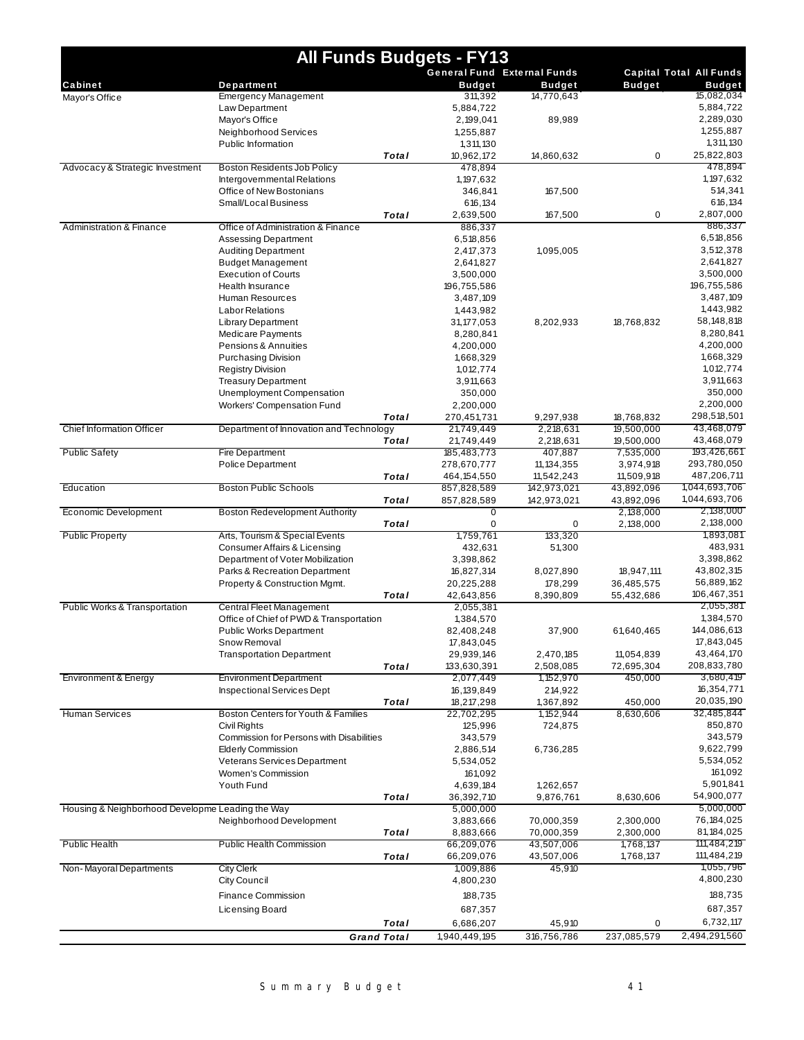# All Funds Budgets - FY13

| Cabinet | Department | | General Fund Budget | External Funds Budget | Capital Budget | Total All Funds Budget |
|---|---|---|---|---|---|---|
| Mayor's Office | Emergency Management | | 311,392 | 14,770,643 | | 15,082,034 |
| | Law Department | | 5,884,722 | | | 5,884,722 |
| | Mayor's Office | | 2,199,041 | 89,989 | | 2,289,030 |
| | Neighborhood Services | | 1,255,887 | | | 1,255,887 |
| | Public Information | | 1,311,130 | | | 1,311,130 |
| | | **Total** | 10,962,172 | 14,860,632 | 0 | 25,822,803 |
| Advocacy & Strategic Investment | Boston Residents Job Policy | | 478,894 | | | 478,894 |
| | Intergovernmental Relations | | 1,197,632 | | | 1,197,632 |
| | Office of New Bostonians | | 346,841 | 167,500 | | 514,341 |
| | Small/Local Business | | 616,134 | | | 616,134 |
| | | **Total** | 2,639,500 | 167,500 | 0 | 2,807,000 |
| Administration & Finance | Office of Administration & Finance | | 886,337 | | | 886,337 |
| | Assessing Department | | 6,518,856 | | | 6,518,856 |
| | Auditing Department | | 2,417,373 | 1,095,005 | | 3,512,378 |
| | Budget Management | | 2,641,827 | | | 2,641,827 |
| | Execution of Courts | | 3,500,000 | | | 3,500,000 |
| | Health Insurance | | 196,755,586 | | | 196,755,586 |
| | Human Resources | | 3,487,109 | | | 3,487,109 |
| | Labor Relations | | 1,443,982 | | | 1,443,982 |
| | Library Department | | 31,177,053 | 8,202,933 | 18,768,832 | 58,148,818 |
| | Medicare Payments | | 8,280,841 | | | 8,280,841 |
| | Pensions & Annuities | | 4,200,000 | | | 4,200,000 |
| | Purchasing Division | | 1,668,329 | | | 1,668,329 |
| | Registry Division | | 1,012,774 | | | 1,012,774 |
| | Treasury Department | | 3,911,663 | | | 3,911,663 |
| | Unemployment Compensation | | 350,000 | | | 350,000 |
| | Workers' Compensation Fund | | 2,200,000 | | | 2,200,000 |
| | | **Total** | 270,451,731 | 9,297,938 | 18,768,832 | 298,518,501 |
| Chief Information Officer | Department of Innovation and Technology | | 21,749,449 | 2,218,631 | 19,500,000 | 43,468,079 |
| | | **Total** | 21,749,449 | 2,218,631 | 19,500,000 | 43,468,079 |
| Public Safety | Fire Department | | 185,483,773 | 407,887 | 7,535,000 | 193,426,661 |
| | Police Department | | 278,670,777 | 11,134,355 | 3,974,918 | 293,780,050 |
| | | **Total** | 464,154,550 | 11,542,243 | 11,509,918 | 487,206,711 |
| Education | Boston Public Schools | | 857,828,589 | 142,973,021 | 43,892,096 | 1,044,693,706 |
| | | **Total** | 857,828,589 | 142,973,021 | 43,892,096 | 1,044,693,706 |
| Economic Development | Boston Redevelopment Authority | | 0 | | 2,138,000 | 2,138,000 |
| | | **Total** | 0 | 0 | 2,138,000 | 2,138,000 |
| Public Property | Arts, Tourism & Special Events | | 1,759,761 | 133,320 | | 1,893,081 |
| | Consumer Affairs & Licensing | | 432,631 | 51,300 | | 483,931 |
| | Department of Voter Mobilization | | 3,398,862 | | | 3,398,862 |
| | Parks & Recreation Department | | 16,827,314 | 8,027,890 | 18,947,111 | 43,802,315 |
| | Property & Construction Mgmt. | | 20,225,288 | 178,299 | 36,485,575 | 56,889,162 |
| | | **Total** | 42,643,856 | 8,390,809 | 55,432,686 | 106,467,351 |
| Public Works & Transportation | Central Fleet Management | | 2,055,381 | | | 2,055,381 |
| | Office of Chief of PWD & Transportation | | 1,384,570 | | | 1,384,570 |
| | Public Works Department | | 82,408,248 | 37,900 | 61,640,465 | 144,086,613 |
| | Snow Removal | | 17,843,045 | | | 17,843,045 |
| | Transportation Department | | 29,939,146 | 2,470,185 | 11,054,839 | 43,464,170 |
| | | **Total** | 133,630,391 | 2,508,085 | 72,695,304 | 208,833,780 |
| Environment & Energy | Environment Department | | 2,077,449 | 1,152,970 | 450,000 | 3,680,419 |
| | Inspectional Services Dept | | 16,139,849 | 214,922 | | 16,354,771 |
| | | **Total** | 18,217,298 | 1,367,892 | 450,000 | 20,035,190 |
| Human Services | Boston Centers for Youth & Families | | 22,702,295 | 1,152,944 | 8,630,606 | 32,485,844 |
| | Civil Rights | | 125,996 | 724,875 | | 850,870 |
| | Commission for Persons with Disabilities | | 343,579 | | | 343,579 |
| | Elderly Commission | | 2,886,514 | 6,736,285 | | 9,622,799 |
| | Veterans Services Department | | 5,534,052 | | | 5,534,052 |
| | Women's Commission | | 161,092 | | | 161,092 |
| | Youth Fund | | 4,639,184 | 1,262,657 | | 5,901,841 |
| | | **Total** | 36,392,710 | 9,876,761 | 8,630,606 | 54,900,077 |
| Housing & Neighborhood Developme | Leading the Way | | 5,000,000 | | | 5,000,000 |
| | Neighborhood Development | | 3,883,666 | 70,000,359 | 2,300,000 | 76,184,025 |
| | | **Total** | 8,883,666 | 70,000,359 | 2,300,000 | 81,184,025 |
| Public Health | Public Health Commission | | 66,209,076 | 43,507,006 | 1,768,137 | 111,484,219 |
| | | **Total** | 66,209,076 | 43,507,006 | 1,768,137 | 111,484,219 |
| Non-Mayoral Departments | City Clerk | | 1,009,886 | 45,910 | | 1,055,796 |
| | City Council | | 4,800,230 | | | 4,800,230 |
| | Finance Commission | | 188,735 | | | 188,735 |
| | Licensing Board | | 687,357 | | | 687,357 |
| | | **Total** | 6,686,207 | 45,910 | 0 | 6,732,117 |
| | | **Grand Total** | 1,940,449,195 | 316,756,786 | 237,085,579 | 2,494,291,560 |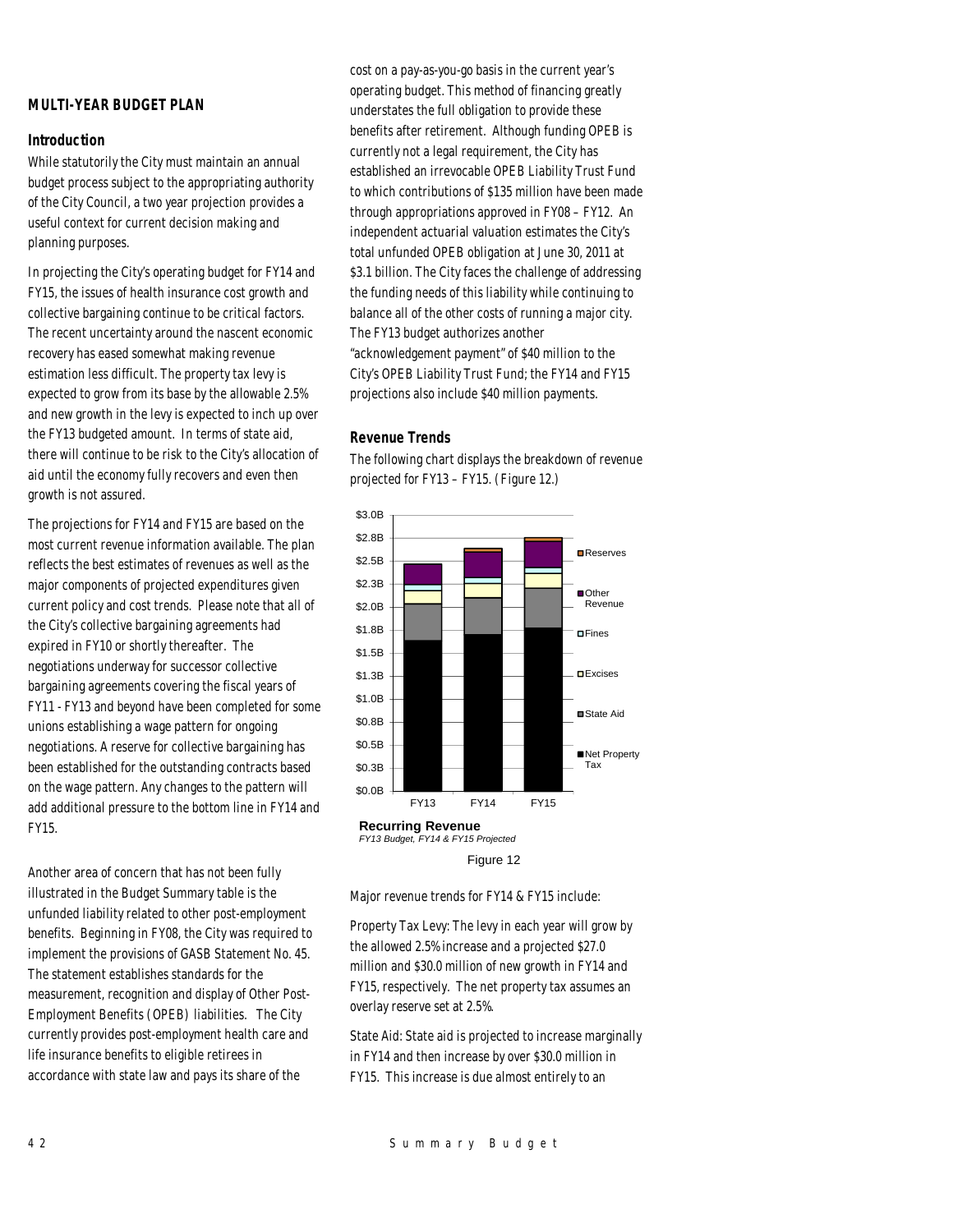## MULTI-YEAR BUDGET PLAN

### Introduction

While statutorily the City must maintain an annual budget process subject to the appropriating authority of the City Council, a two year projection provides a useful context for current decision making and planning purposes.

In projecting the City's operating budget for FY14 and FY15, the issues of health insurance cost growth and collective bargaining continue to be critical factors. The recent uncertainty around the nascent economic recovery has eased somewhat making revenue estimation less difficult. The property tax levy is expected to grow from its base by the allowable 2.5% and new growth in the levy is expected to inch up over the FY13 budgeted amount. In terms of state aid, there will continue to be risk to the City's allocation of aid until the economy fully recovers and even then growth is not assured.

The projections for FY14 and FY15 are based on the most current revenue information available. The plan reflects the best estimates of revenues as well as the major components of projected expenditures given current policy and cost trends. Please note that all of the City's collective bargaining agreements had expired in FY10 or shortly thereafter. The negotiations underway for successor collective bargaining agreements covering the fiscal years of FY11 - FY13 and beyond have been completed for some unions establishing a wage pattern for ongoing negotiations. A reserve for collective bargaining has been established for the outstanding contracts based on the wage pattern. Any changes to the pattern will add additional pressure to the bottom line in FY14 and FY15.

Another area of concern that has not been fully illustrated in the Budget Summary table is the unfunded liability related to other post-employment benefits. Beginning in FY08, the City was required to implement the provisions of GASB Statement No. 45. The statement establishes standards for the measurement, recognition and display of Other Post-Employment Benefits (OPEB) liabilities. The City currently provides post-employment health care and life insurance benefits to eligible retirees in accordance with state law and pays its share of the cost on a pay-as-you-go basis in the current year's operating budget. This method of financing greatly understates the full obligation to provide these benefits after retirement. Although funding OPEB is currently not a legal requirement, the City has established an irrevocable OPEB Liability Trust Fund to which contributions of $135 million have been made through appropriations approved in FY08 – FY12. An independent actuarial valuation estimates the City's total unfunded OPEB obligation at June 30, 2011 at $3.1 billion. The City faces the challenge of addressing the funding needs of this liability while continuing to balance all of the other costs of running a major city. The FY13 budget authorizes another "acknowledgement payment" of $40 million to the City's OPEB Liability Trust Fund; the FY14 and FY15 projections also include $40 million payments.

### Revenue Trends

The following chart displays the breakdown of revenue projected for FY13 – FY15. (Figure 12.)

**Recurring Revenue**
*FY13 Budget, FY14 & FY15 Projected*

Figure 12

Major revenue trends for FY14 & FY15 include:

Property Tax Levy: The levy in each year will grow by the allowed 2.5% increase and a projected $27.0 million and $30.0 million of new growth in FY14 and FY15, respectively. The net property tax assumes an overlay reserve set at 2.5%.

State Aid: State aid is projected to increase marginally in FY14 and then increase by over $30.0 million in FY15. This increase is due almost entirely to an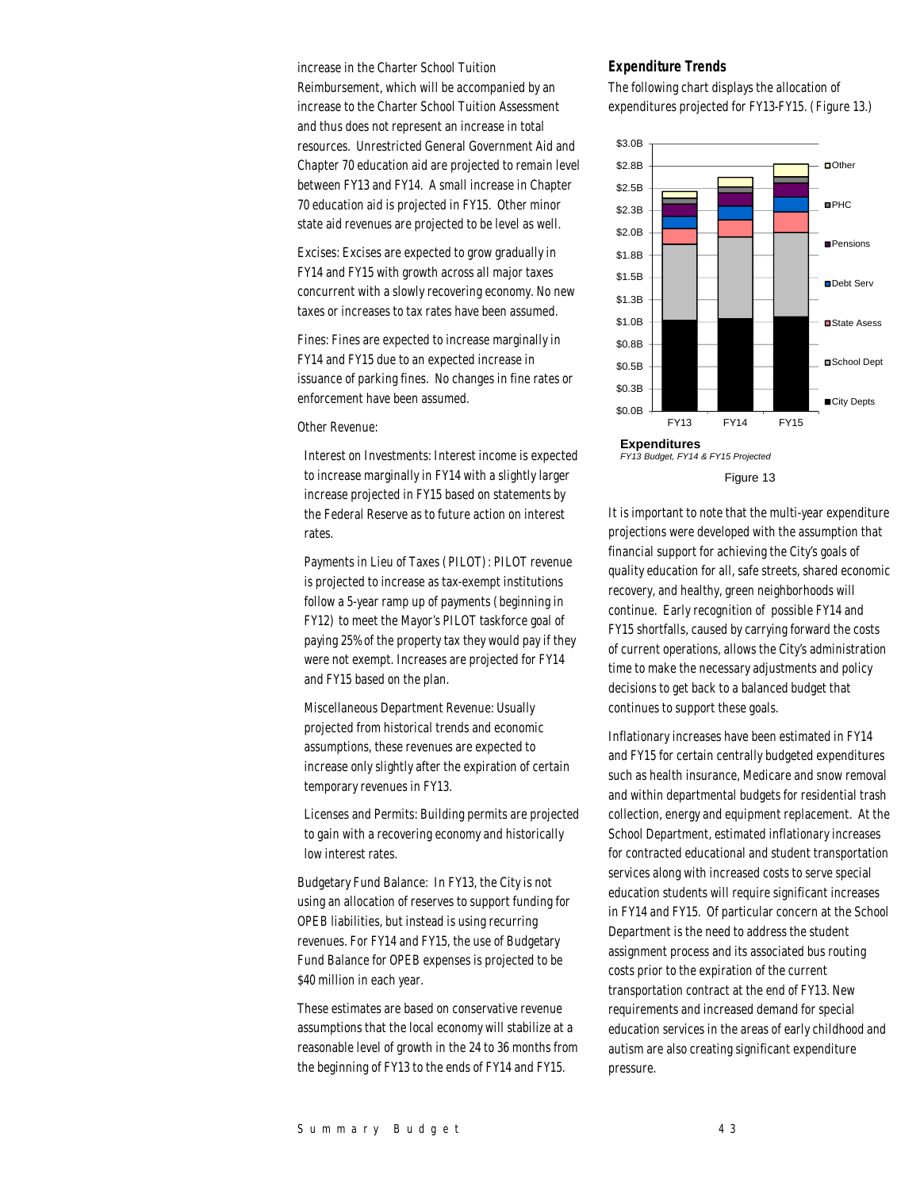increase in the Charter School Tuition Reimbursement, which will be accompanied by an increase to the Charter School Tuition Assessment and thus does not represent an increase in total resources. Unrestricted General Government Aid and Chapter 70 education aid are projected to remain level between FY13 and FY14. A small increase in Chapter 70 education aid is projected in FY15. Other minor state aid revenues are projected to be level as well.

Excises: Excises are expected to grow gradually in FY14 and FY15 with growth across all major taxes concurrent with a slowly recovering economy. No new taxes or increases to tax rates have been assumed.

Fines: Fines are expected to increase marginally in FY14 and FY15 due to an expected increase in issuance of parking fines. No changes in fine rates or enforcement have been assumed.

Other Revenue:

Interest on Investments: Interest income is expected to increase marginally in FY14 with a slightly larger increase projected in FY15 based on statements by the Federal Reserve as to future action on interest rates.

Payments in Lieu of Taxes (PILOT): PILOT revenue is projected to increase as tax-exempt institutions follow a 5-year ramp up of payments (beginning in FY12) to meet the Mayor's PILOT taskforce goal of paying 25% of the property tax they would pay if they were not exempt. Increases are projected for FY14 and FY15 based on the plan.

Miscellaneous Department Revenue: Usually projected from historical trends and economic assumptions, these revenues are expected to increase only slightly after the expiration of certain temporary revenues in FY13.

Licenses and Permits: Building permits are projected to gain with a recovering economy and historically low interest rates.

Budgetary Fund Balance: In FY13, the City is not using an allocation of reserves to support funding for OPEB liabilities, but instead is using recurring revenues. For FY14 and FY15, the use of Budgetary Fund Balance for OPEB expenses is projected to be $40 million in each year.

These estimates are based on conservative revenue assumptions that the local economy will stabilize at a reasonable level of growth in the 24 to 36 months from the beginning of FY13 to the ends of FY14 and FY15.

## Expenditure Trends

The following chart displays the allocation of expenditures projected for FY13-FY15. (Figure 13.)

**Expenditures**
*FY13 Budget, FY14 & FY15 Projected*

Figure 13

It is important to note that the multi-year expenditure projections were developed with the assumption that financial support for achieving the City's goals of quality education for all, safe streets, shared economic recovery, and healthy, green neighborhoods will continue. Early recognition of possible FY14 and FY15 shortfalls, caused by carrying forward the costs of current operations, allows the City's administration time to make the necessary adjustments and policy decisions to get back to a balanced budget that continues to support these goals.

Inflationary increases have been estimated in FY14 and FY15 for certain centrally budgeted expenditures such as health insurance, Medicare and snow removal and within departmental budgets for residential trash collection, energy and equipment replacement. At the School Department, estimated inflationary increases for contracted educational and student transportation services along with increased costs to serve special education students will require significant increases in FY14 and FY15. Of particular concern at the School Department is the need to address the student assignment process and its associated bus routing costs prior to the expiration of the current transportation contract at the end of FY13. New requirements and increased demand for special education services in the areas of early childhood and autism are also creating significant expenditure pressure.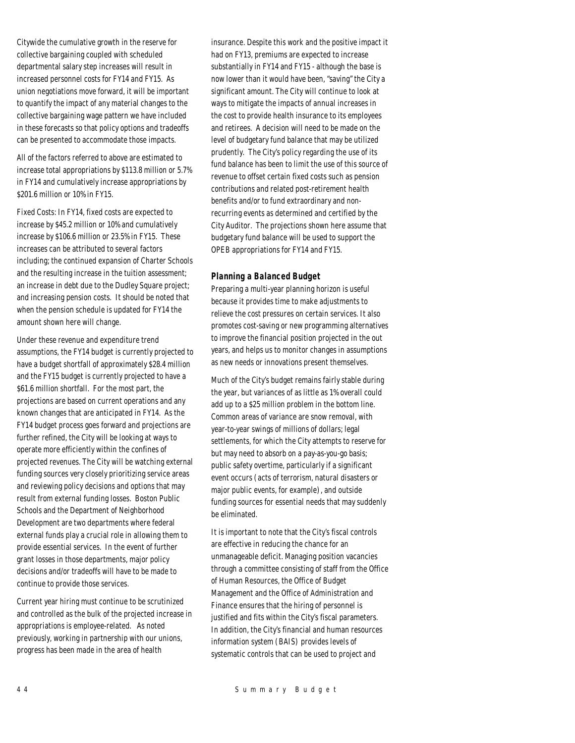Citywide the cumulative growth in the reserve for collective bargaining coupled with scheduled departmental salary step increases will result in increased personnel costs for FY14 and FY15. As union negotiations move forward, it will be important to quantify the impact of any material changes to the collective bargaining wage pattern we have included in these forecasts so that policy options and tradeoffs can be presented to accommodate those impacts.

All of the factors referred to above are estimated to increase total appropriations by $113.8 million or 5.7% in FY14 and cumulatively increase appropriations by $201.6 million or 10% in FY15.

Fixed Costs: In FY14, fixed costs are expected to increase by $45.2 million or 10% and cumulatively increase by $106.6 million or 23.5% in FY15. These increases can be attributed to several factors including; the continued expansion of Charter Schools and the resulting increase in the tuition assessment; an increase in debt due to the Dudley Square project; and increasing pension costs. It should be noted that when the pension schedule is updated for FY14 the amount shown here will change.

Under these revenue and expenditure trend assumptions, the FY14 budget is currently projected to have a budget shortfall of approximately $28.4 million and the FY15 budget is currently projected to have a $61.6 million shortfall. For the most part, the projections are based on current operations and any known changes that are anticipated in FY14. As the FY14 budget process goes forward and projections are further refined, the City will be looking at ways to operate more efficiently within the confines of projected revenues. The City will be watching external funding sources very closely prioritizing service areas and reviewing policy decisions and options that may result from external funding losses. Boston Public Schools and the Department of Neighborhood Development are two departments where federal external funds play a crucial role in allowing them to provide essential services. In the event of further grant losses in those departments, major policy decisions and/or tradeoffs will have to be made to continue to provide those services.

Current year hiring must continue to be scrutinized and controlled as the bulk of the projected increase in appropriations is employee-related. As noted previously, working in partnership with our unions, progress has been made in the area of health insurance. Despite this work and the positive impact it had on FY13, premiums are expected to increase substantially in FY14 and FY15 - although the base is now lower than it would have been, "saving" the City a significant amount. The City will continue to look at ways to mitigate the impacts of annual increases in the cost to provide health insurance to its employees and retirees. A decision will need to be made on the level of budgetary fund balance that may be utilized prudently. The City's policy regarding the use of its fund balance has been to limit the use of this source of revenue to offset certain fixed costs such as pension contributions and related post-retirement health benefits and/or to fund extraordinary and non-recurring events as determined and certified by the City Auditor. The projections shown here assume that budgetary fund balance will be used to support the OPEB appropriations for FY14 and FY15.

### Planning a Balanced Budget

Preparing a multi-year planning horizon is useful because it provides time to make adjustments to relieve the cost pressures on certain services. It also promotes cost-saving or new programming alternatives to improve the financial position projected in the out years, and helps us to monitor changes in assumptions as new needs or innovations present themselves.

Much of the City's budget remains fairly stable during the year, but variances of as little as 1% overall could add up to a $25 million problem in the bottom line. Common areas of variance are snow removal, with year-to-year swings of millions of dollars; legal settlements, for which the City attempts to reserve for but may need to absorb on a pay-as-you-go basis; public safety overtime, particularly if a significant event occurs (acts of terrorism, natural disasters or major public events, for example), and outside funding sources for essential needs that may suddenly be eliminated.

It is important to note that the City's fiscal controls are effective in reducing the chance for an unmanageable deficit. Managing position vacancies through a committee consisting of staff from the Office of Human Resources, the Office of Budget Management and the Office of Administration and Finance ensures that the hiring of personnel is justified and fits within the City's fiscal parameters. In addition, the City's financial and human resources information system (BAIS) provides levels of systematic controls that can be used to project and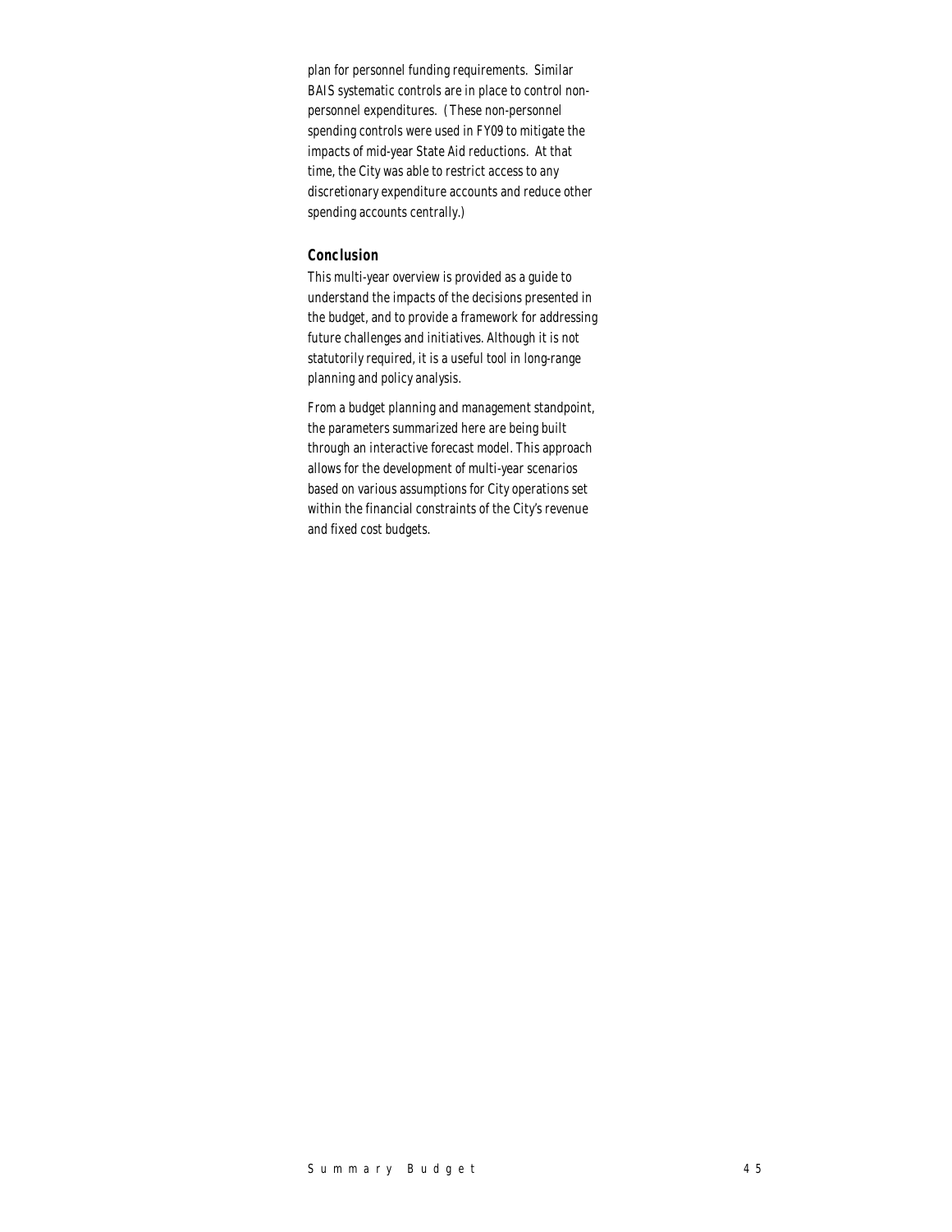plan for personnel funding requirements. Similar BAIS systematic controls are in place to control non-personnel expenditures. (These non-personnel spending controls were used in FY09 to mitigate the impacts of mid-year State Aid reductions. At that time, the City was able to restrict access to any discretionary expenditure accounts and reduce other spending accounts centrally.)

### Conclusion

This multi-year overview is provided as a guide to understand the impacts of the decisions presented in the budget, and to provide a framework for addressing future challenges and initiatives. Although it is not statutorily required, it is a useful tool in long-range planning and policy analysis.

From a budget planning and management standpoint, the parameters summarized here are being built through an interactive forecast model. This approach allows for the development of multi-year scenarios based on various assumptions for City operations set within the financial constraints of the City's revenue and fixed cost budgets.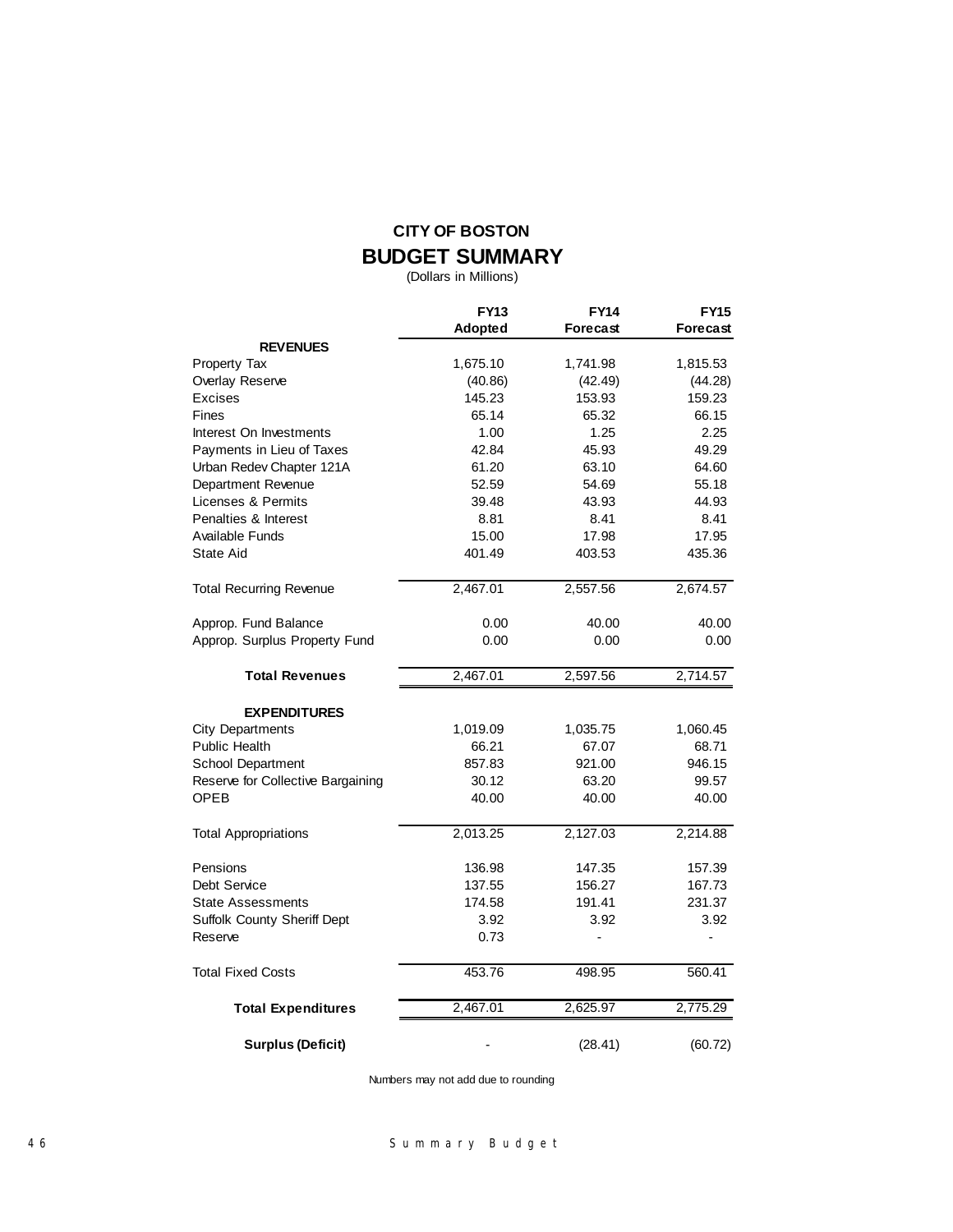# CITY OF BOSTON

## BUDGET SUMMARY

(Dollars in Millions)

| | FY13 Adopted | FY14 Forecast | FY15 Forecast |
|---|---|---|---|
| **REVENUES** | | | |
| Property Tax | 1,675.10 | 1,741.98 | 1,815.53 |
| Overlay Reserve | (40.86) | (42.49) | (44.28) |
| Excises | 145.23 | 153.93 | 159.23 |
| Fines | 65.14 | 65.32 | 66.15 |
| Interest On Investments | 1.00 | 1.25 | 2.25 |
| Payments in Lieu of Taxes | 42.84 | 45.93 | 49.29 |
| Urban Redev Chapter 121A | 61.20 | 63.10 | 64.60 |
| Department Revenue | 52.59 | 54.69 | 55.18 |
| Licenses & Permits | 39.48 | 43.93 | 44.93 |
| Penalties & Interest | 8.81 | 8.41 | 8.41 |
| Available Funds | 15.00 | 17.98 | 17.95 |
| State Aid | 401.49 | 403.53 | 435.36 |
| Total Recurring Revenue | 2,467.01 | 2,557.56 | 2,674.57 |
| Approp. Fund Balance | 0.00 | 40.00 | 40.00 |
| Approp. Surplus Property Fund | 0.00 | 0.00 | 0.00 |
| **Total Revenues** | 2,467.01 | 2,597.56 | 2,714.57 |
| **EXPENDITURES** | | | |
| City Departments | 1,019.09 | 1,035.75 | 1,060.45 |
| Public Health | 66.21 | 67.07 | 68.71 |
| School Department | 857.83 | 921.00 | 946.15 |
| Reserve for Collective Bargaining | 30.12 | 63.20 | 99.57 |
| OPEB | 40.00 | 40.00 | 40.00 |
| Total Appropriations | 2,013.25 | 2,127.03 | 2,214.88 |
| Pensions | 136.98 | 147.35 | 157.39 |
| Debt Service | 137.55 | 156.27 | 167.73 |
| State Assessments | 174.58 | 191.41 | 231.37 |
| Suffolk County Sheriff Dept | 3.92 | 3.92 | 3.92 |
| Reserve | 0.73 | - | - |
| Total Fixed Costs | 453.76 | 498.95 | 560.41 |
| **Total Expenditures** | 2,467.01 | 2,625.97 | 2,775.29 |
| **Surplus (Deficit)** | - | (28.41) | (60.72) |

Numbers may not add due to rounding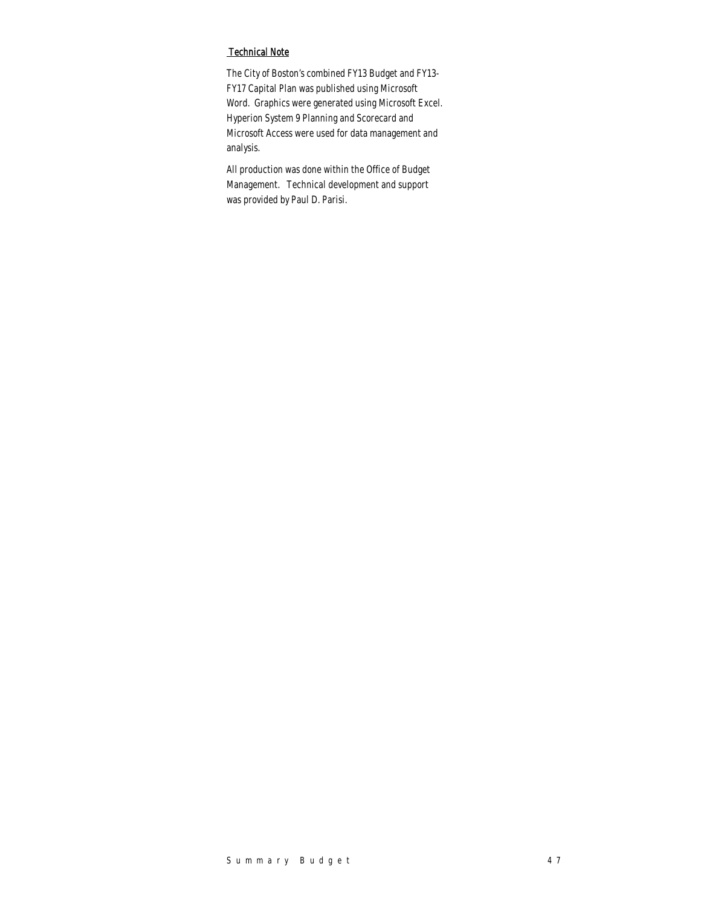### Technical Note

The City of Boston's combined FY13 Budget and FY13-FY17 Capital Plan was published using Microsoft Word. Graphics were generated using Microsoft Excel. Hyperion System 9 Planning and Scorecard and Microsoft Access were used for data management and analysis.

All production was done within the Office of Budget Management. Technical development and support was provided by Paul D. Parisi.